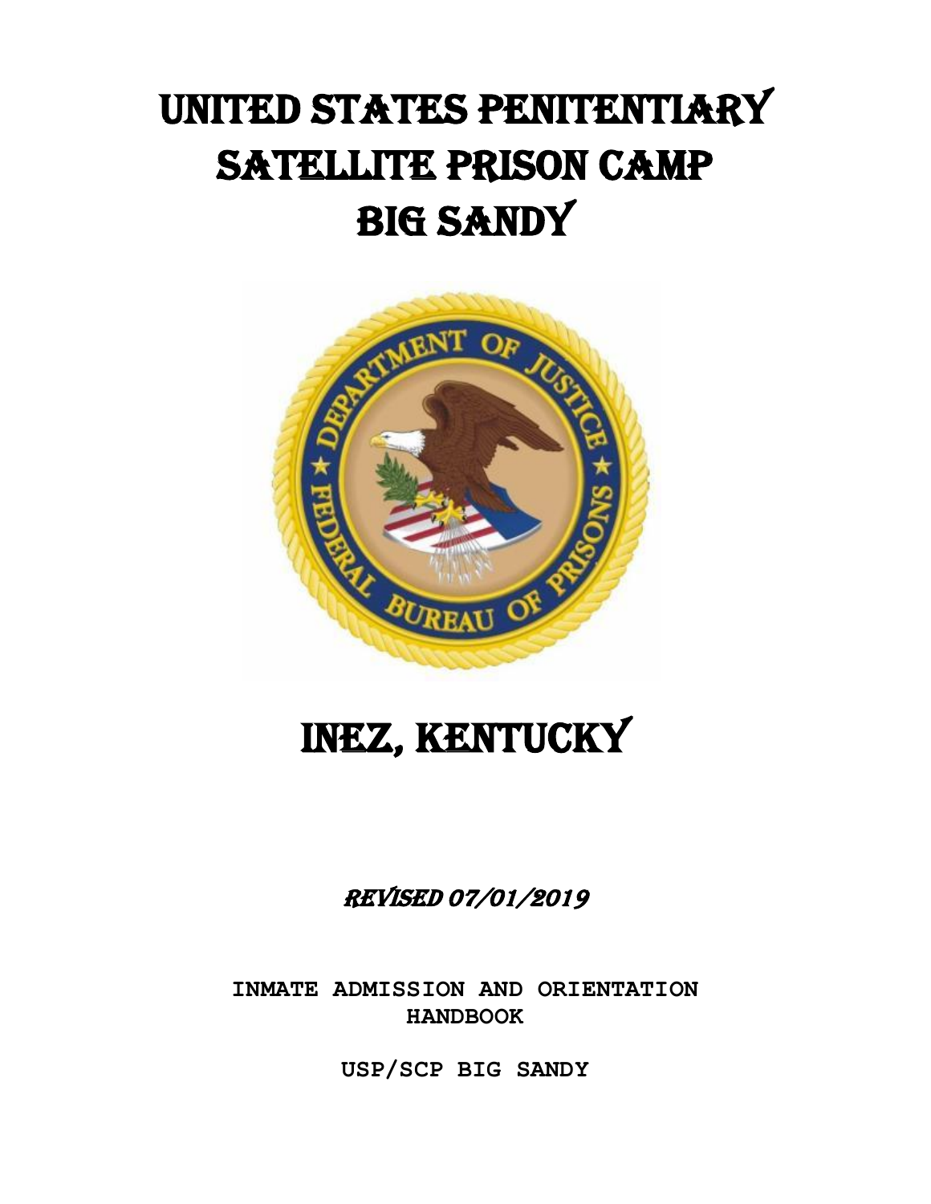# UNITED STATES PENITENTIARY SATELLITE PRISON CAMP BIG SANDY

# INEZ, KENTUCKY

*REVISED 07/01/2019*

**INMATE ADMISSION AND ORIENTATION HANDBOOK**

**USP/SCP BIG SANDY**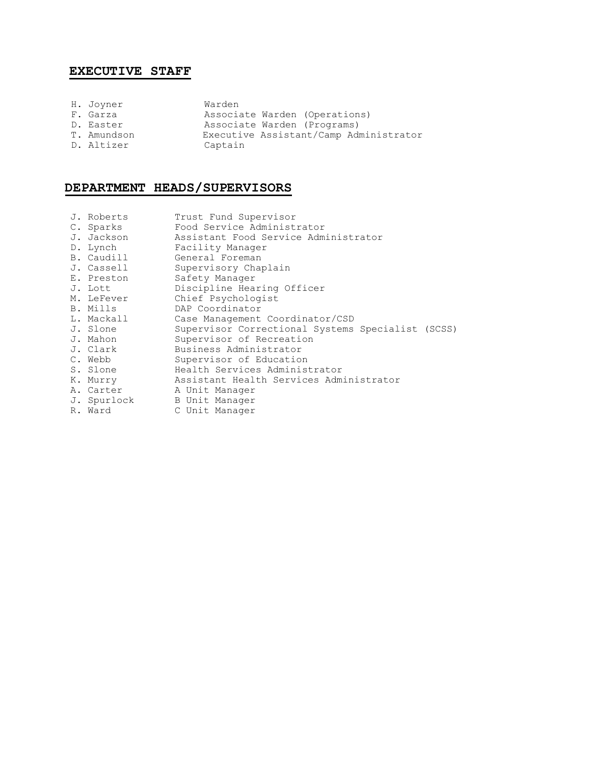## EXECUTIVE STAFF

| | |
|---|---|
| H. Joyner | Warden |
| F. Garza | Associate Warden (Operations) |
| D. Easter | Associate Warden (Programs) |
| T. Amundson | Executive Assistant/Camp Administrator |
| D. Altizer | Captain |

## DEPARTMENT HEADS/SUPERVISORS

| | |
|---|---|
| J. Roberts | Trust Fund Supervisor |
| C. Sparks | Food Service Administrator |
| J. Jackson | Assistant Food Service Administrator |
| D. Lynch | Facility Manager |
| B. Caudill | General Foreman |
| J. Cassell | Supervisory Chaplain |
| E. Preston | Safety Manager |
| J. Lott | Discipline Hearing Officer |
| M. LeFever | Chief Psychologist |
| B. Mills | DAP Coordinator |
| L. Mackall | Case Management Coordinator/CSD |
| J. Slone | Supervisor Correctional Systems Specialist (SCSS) |
| J. Mahon | Supervisor of Recreation |
| J. Clark | Business Administrator |
| C. Webb | Supervisor of Education |
| S. Slone | Health Services Administrator |
| K. Murry | Assistant Health Services Administrator |
| A. Carter | A Unit Manager |
| J. Spurlock | B Unit Manager |
| R. Ward | C Unit Manager |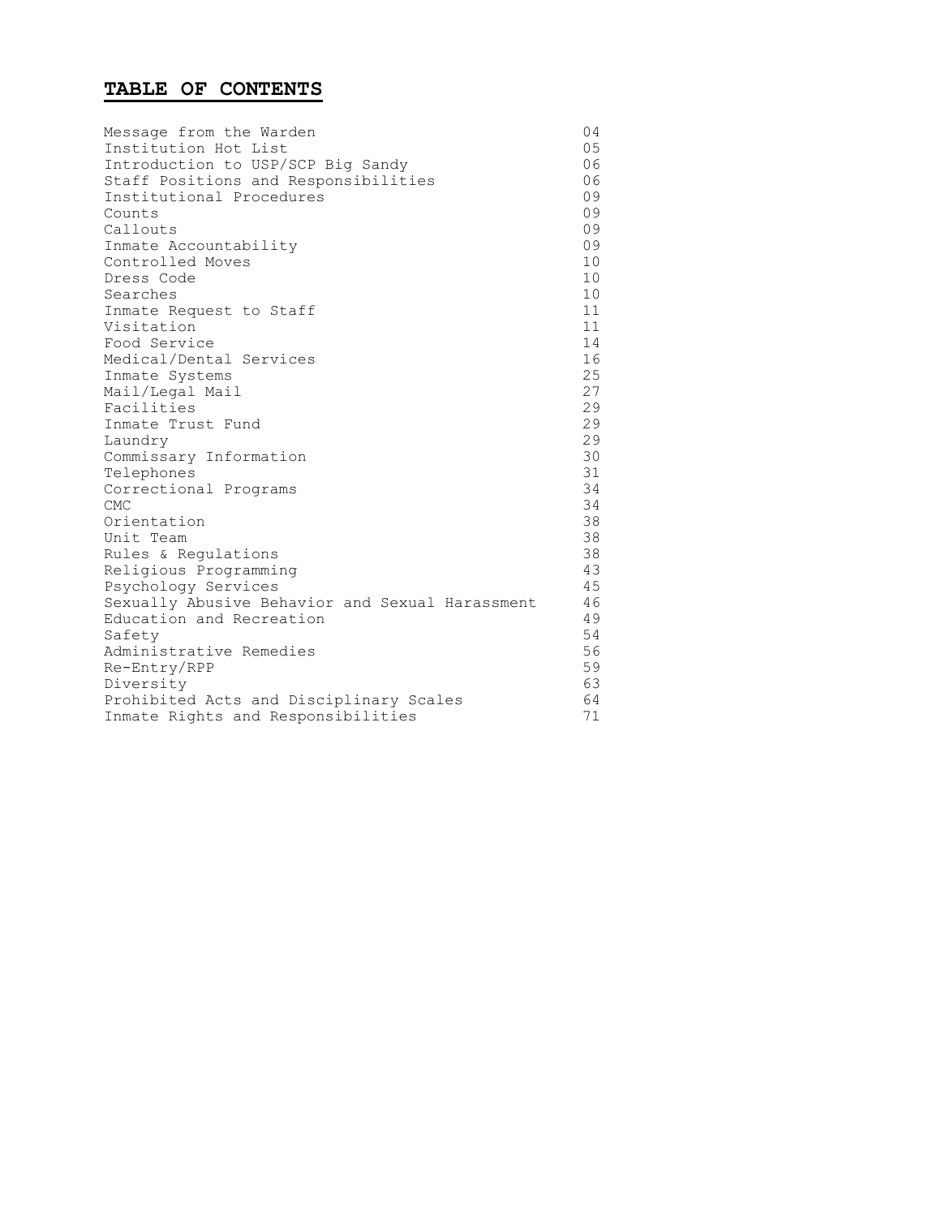## TABLE OF CONTENTS

| | |
|---|---|
| Message from the Warden | 04 |
| Institution Hot List | 05 |
| Introduction to USP/SCP Big Sandy | 06 |
| Staff Positions and Responsibilities | 06 |
| Institutional Procedures | 09 |
| Counts | 09 |
| Callouts | 09 |
| Inmate Accountability | 09 |
| Controlled Moves | 10 |
| Dress Code | 10 |
| Searches | 10 |
| Inmate Request to Staff | 11 |
| Visitation | 11 |
| Food Service | 14 |
| Medical/Dental Services | 16 |
| Inmate Systems | 25 |
| Mail/Legal Mail | 27 |
| Facilities | 29 |
| Inmate Trust Fund | 29 |
| Laundry | 29 |
| Commissary Information | 30 |
| Telephones | 31 |
| Correctional Programs | 34 |
| CMC | 34 |
| Orientation | 38 |
| Unit Team | 38 |
| Rules & Regulations | 38 |
| Religious Programming | 43 |
| Psychology Services | 45 |
| Sexually Abusive Behavior and Sexual Harassment | 46 |
| Education and Recreation | 49 |
| Safety | 54 |
| Administrative Remedies | 56 |
| Re-Entry/RPP | 59 |
| Diversity | 63 |
| Prohibited Acts and Disciplinary Scales | 64 |
| Inmate Rights and Responsibilities | 71 |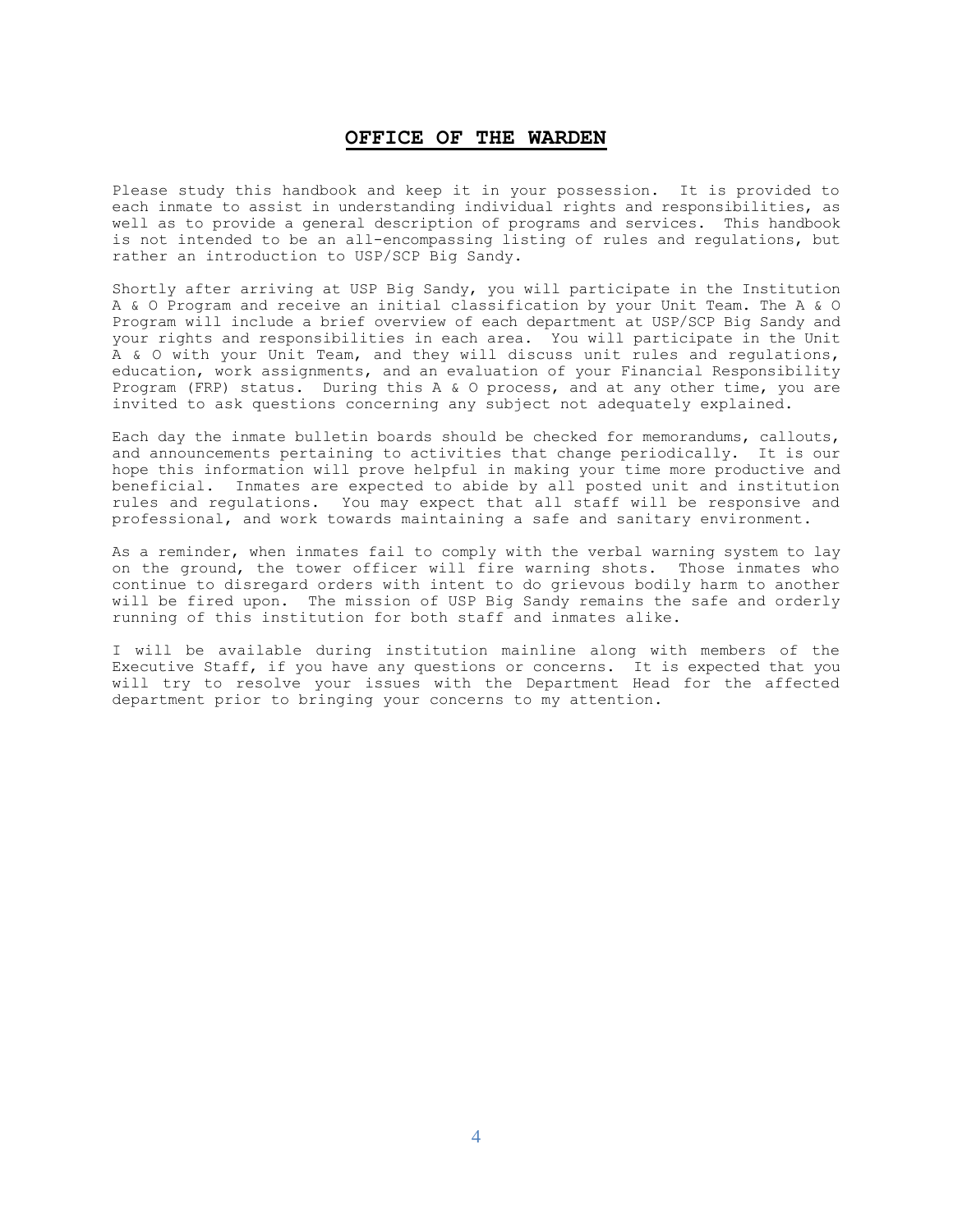# OFFICE OF THE WARDEN

Please study this handbook and keep it in your possession. It is provided to each inmate to assist in understanding individual rights and responsibilities, as well as to provide a general description of programs and services. This handbook is not intended to be an all-encompassing listing of rules and regulations, but rather an introduction to USP/SCP Big Sandy.

Shortly after arriving at USP Big Sandy, you will participate in the Institution A & O Program and receive an initial classification by your Unit Team. The A & O Program will include a brief overview of each department at USP/SCP Big Sandy and your rights and responsibilities in each area. You will participate in the Unit A & O with your Unit Team, and they will discuss unit rules and regulations, education, work assignments, and an evaluation of your Financial Responsibility Program (FRP) status. During this A & O process, and at any other time, you are invited to ask questions concerning any subject not adequately explained.

Each day the inmate bulletin boards should be checked for memorandums, callouts, and announcements pertaining to activities that change periodically. It is our hope this information will prove helpful in making your time more productive and beneficial. Inmates are expected to abide by all posted unit and institution rules and regulations. You may expect that all staff will be responsive and professional, and work towards maintaining a safe and sanitary environment.

As a reminder, when inmates fail to comply with the verbal warning system to lay on the ground, the tower officer will fire warning shots. Those inmates who continue to disregard orders with intent to do grievous bodily harm to another will be fired upon. The mission of USP Big Sandy remains the safe and orderly running of this institution for both staff and inmates alike.

I will be available during institution mainline along with members of the Executive Staff, if you have any questions or concerns. It is expected that you will try to resolve your issues with the Department Head for the affected department prior to bringing your concerns to my attention.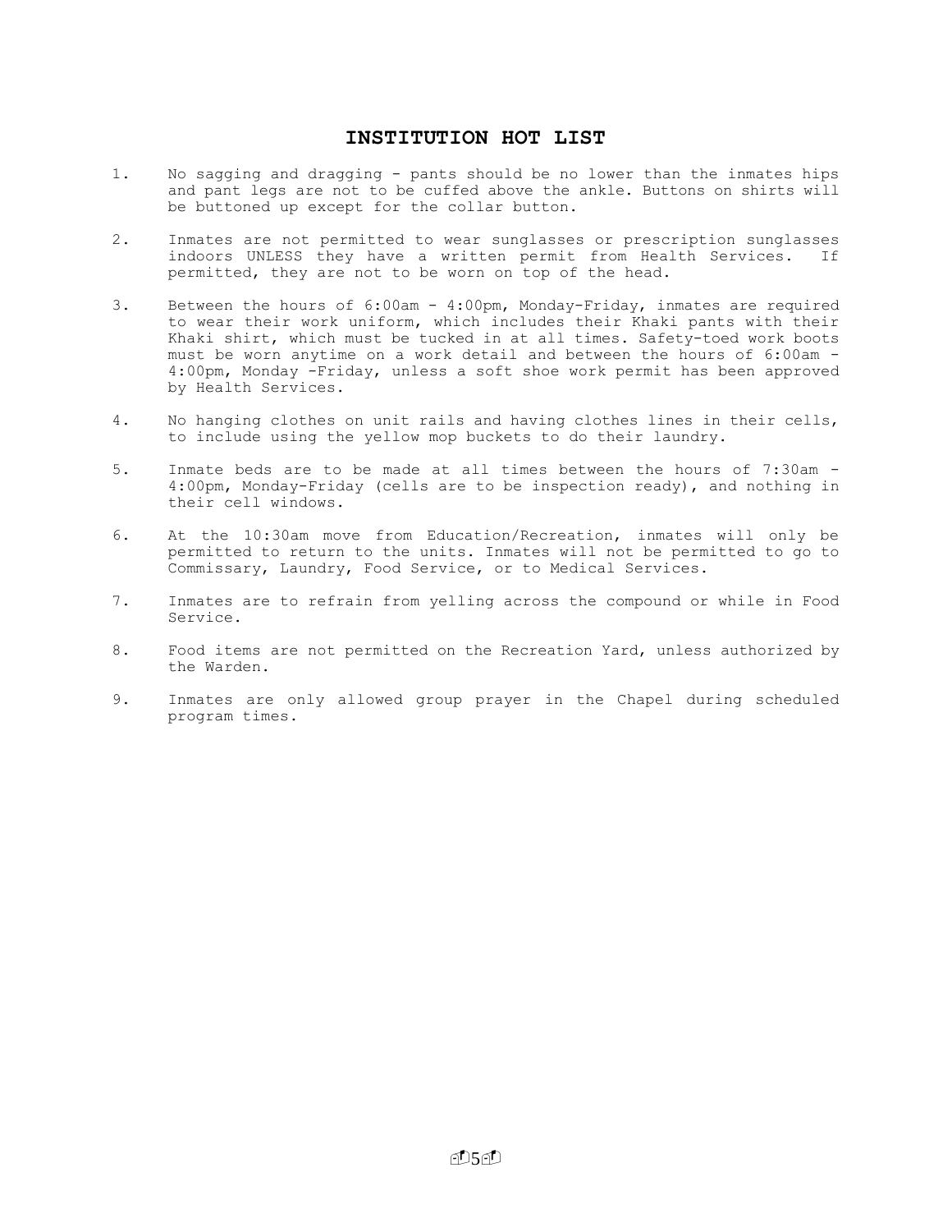# INSTITUTION HOT LIST

1. No sagging and dragging - pants should be no lower than the inmates hips and pant legs are not to be cuffed above the ankle. Buttons on shirts will be buttoned up except for the collar button.

2. Inmates are not permitted to wear sunglasses or prescription sunglasses indoors UNLESS they have a written permit from Health Services. If permitted, they are not to be worn on top of the head.

3. Between the hours of 6:00am - 4:00pm, Monday-Friday, inmates are required to wear their work uniform, which includes their Khaki pants with their Khaki shirt, which must be tucked in at all times. Safety-toed work boots must be worn anytime on a work detail and between the hours of 6:00am - 4:00pm, Monday -Friday, unless a soft shoe work permit has been approved by Health Services.

4. No hanging clothes on unit rails and having clothes lines in their cells, to include using the yellow mop buckets to do their laundry.

5. Inmate beds are to be made at all times between the hours of 7:30am - 4:00pm, Monday-Friday (cells are to be inspection ready), and nothing in their cell windows.

6. At the 10:30am move from Education/Recreation, inmates will only be permitted to return to the units. Inmates will not be permitted to go to Commissary, Laundry, Food Service, or to Medical Services.

7. Inmates are to refrain from yelling across the compound or while in Food Service.

8. Food items are not permitted on the Recreation Yard, unless authorized by the Warden.

9. Inmates are only allowed group prayer in the Chapel during scheduled program times.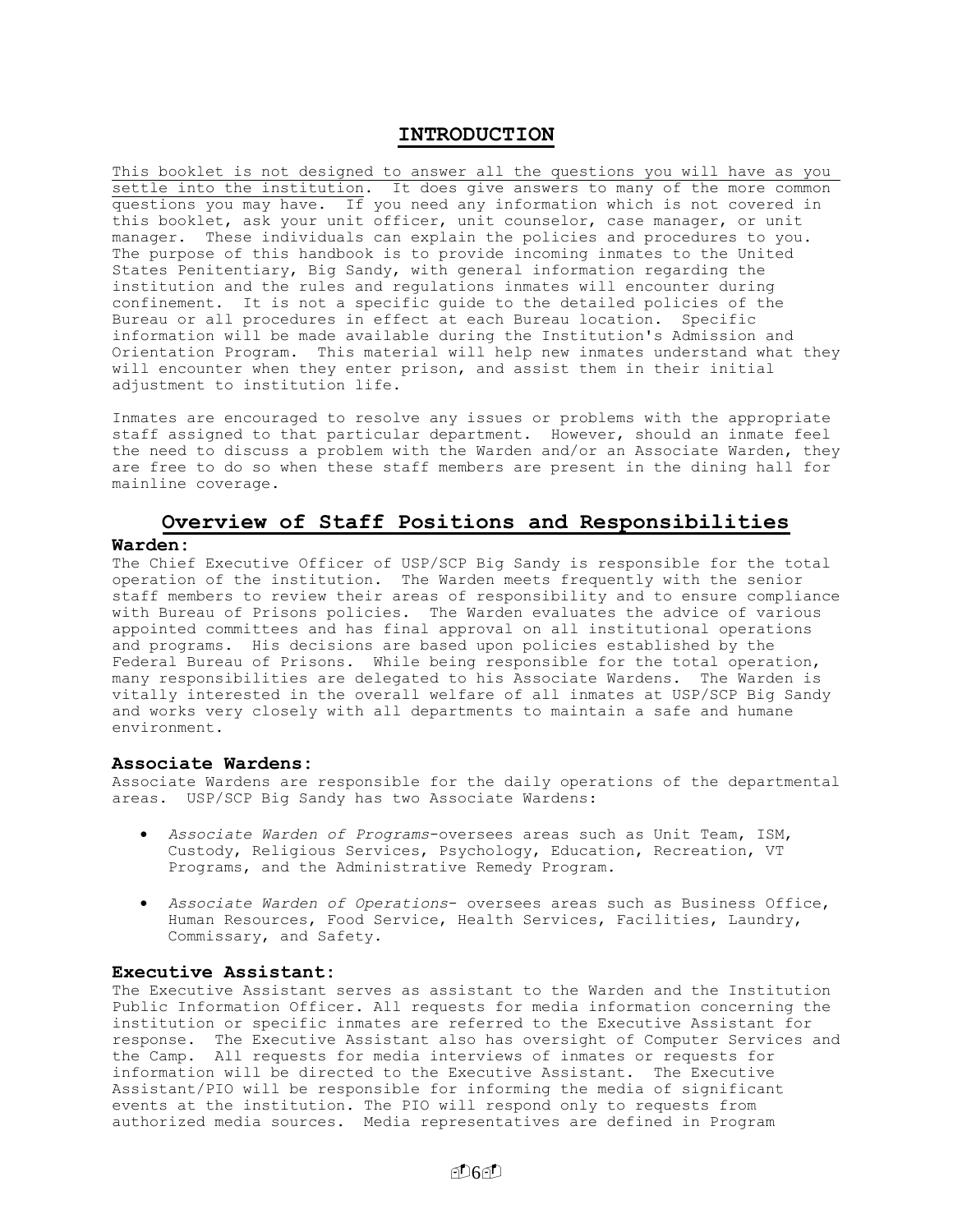# INTRODUCTION

This booklet is not designed to answer all the questions you will have as you settle into the institution. It does give answers to many of the more common questions you may have. If you need any information which is not covered in this booklet, ask your unit officer, unit counselor, case manager, or unit manager. These individuals can explain the policies and procedures to you. The purpose of this handbook is to provide incoming inmates to the United States Penitentiary, Big Sandy, with general information regarding the institution and the rules and regulations inmates will encounter during confinement. It is not a specific guide to the detailed policies of the Bureau or all procedures in effect at each Bureau location. Specific information will be made available during the Institution's Admission and Orientation Program. This material will help new inmates understand what they will encounter when they enter prison, and assist them in their initial adjustment to institution life.

Inmates are encouraged to resolve any issues or problems with the appropriate staff assigned to that particular department. However, should an inmate feel the need to discuss a problem with the Warden and/or an Associate Warden, they are free to do so when these staff members are present in the dining hall for mainline coverage.

## Overview of Staff Positions and Responsibilities

### Warden:

The Chief Executive Officer of USP/SCP Big Sandy is responsible for the total operation of the institution. The Warden meets frequently with the senior staff members to review their areas of responsibility and to ensure compliance with Bureau of Prisons policies. The Warden evaluates the advice of various appointed committees and has final approval on all institutional operations and programs. His decisions are based upon policies established by the Federal Bureau of Prisons. While being responsible for the total operation, many responsibilities are delegated to his Associate Wardens. The Warden is vitally interested in the overall welfare of all inmates at USP/SCP Big Sandy and works very closely with all departments to maintain a safe and humane environment.

### Associate Wardens:

Associate Wardens are responsible for the daily operations of the departmental areas. USP/SCP Big Sandy has two Associate Wardens:

- *Associate Warden of Programs*-oversees areas such as Unit Team, ISM, Custody, Religious Services, Psychology, Education, Recreation, VT Programs, and the Administrative Remedy Program.
- *Associate Warden of Operations*- oversees areas such as Business Office, Human Resources, Food Service, Health Services, Facilities, Laundry, Commissary, and Safety.

### Executive Assistant:

The Executive Assistant serves as assistant to the Warden and the Institution Public Information Officer. All requests for media information concerning the institution or specific inmates are referred to the Executive Assistant for response. The Executive Assistant also has oversight of Computer Services and the Camp. All requests for media interviews of inmates or requests for information will be directed to the Executive Assistant. The Executive Assistant/PIO will be responsible for informing the media of significant events at the institution. The PIO will respond only to requests from authorized media sources. Media representatives are defined in Program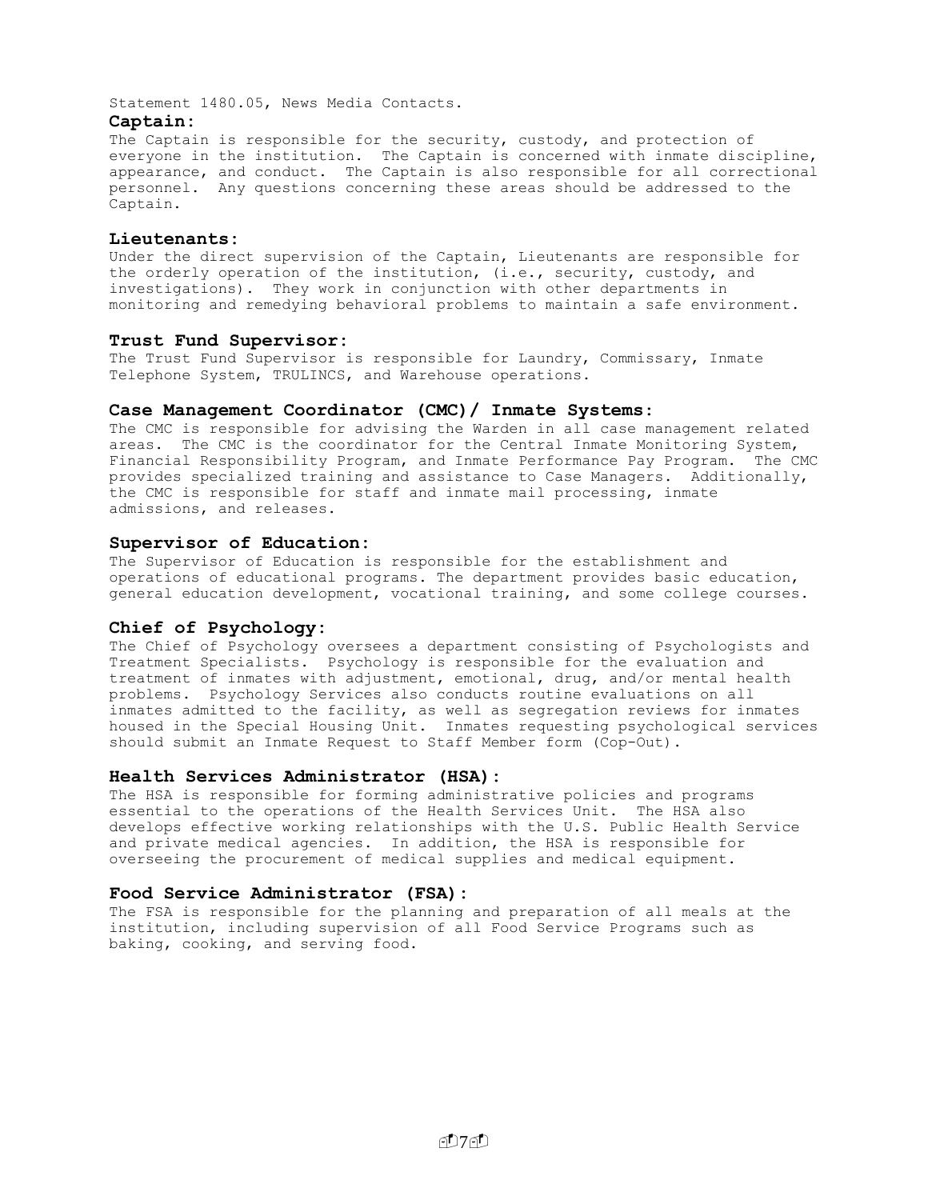Statement 1480.05, News Media Contacts.

**Captain:**

The Captain is responsible for the security, custody, and protection of everyone in the institution. The Captain is concerned with inmate discipline, appearance, and conduct. The Captain is also responsible for all correctional personnel. Any questions concerning these areas should be addressed to the Captain.

**Lieutenants:**

Under the direct supervision of the Captain, Lieutenants are responsible for the orderly operation of the institution, (i.e., security, custody, and investigations). They work in conjunction with other departments in monitoring and remedying behavioral problems to maintain a safe environment.

**Trust Fund Supervisor:**

The Trust Fund Supervisor is responsible for Laundry, Commissary, Inmate Telephone System, TRULINCS, and Warehouse operations.

**Case Management Coordinator (CMC)/ Inmate Systems:**

The CMC is responsible for advising the Warden in all case management related areas. The CMC is the coordinator for the Central Inmate Monitoring System, Financial Responsibility Program, and Inmate Performance Pay Program. The CMC provides specialized training and assistance to Case Managers. Additionally, the CMC is responsible for staff and inmate mail processing, inmate admissions, and releases.

**Supervisor of Education:**

The Supervisor of Education is responsible for the establishment and operations of educational programs. The department provides basic education, general education development, vocational training, and some college courses.

**Chief of Psychology:**

The Chief of Psychology oversees a department consisting of Psychologists and Treatment Specialists. Psychology is responsible for the evaluation and treatment of inmates with adjustment, emotional, drug, and/or mental health problems. Psychology Services also conducts routine evaluations on all inmates admitted to the facility, as well as segregation reviews for inmates housed in the Special Housing Unit. Inmates requesting psychological services should submit an Inmate Request to Staff Member form (Cop-Out).

**Health Services Administrator (HSA):**

The HSA is responsible for forming administrative policies and programs essential to the operations of the Health Services Unit. The HSA also develops effective working relationships with the U.S. Public Health Service and private medical agencies. In addition, the HSA is responsible for overseeing the procurement of medical supplies and medical equipment.

**Food Service Administrator (FSA):**

The FSA is responsible for the planning and preparation of all meals at the institution, including supervision of all Food Service Programs such as baking, cooking, and serving food.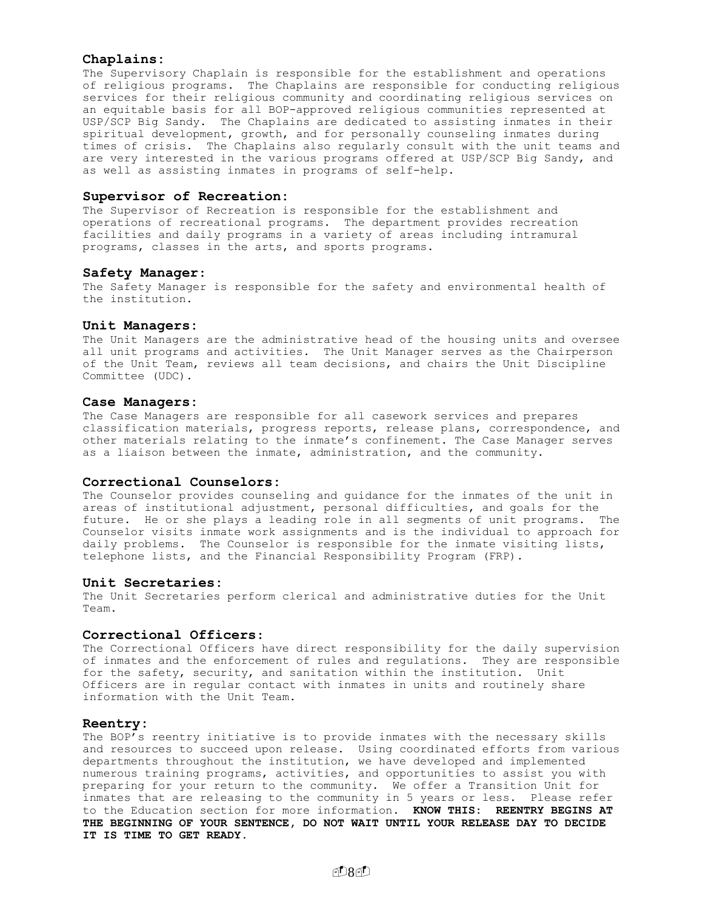### Chaplains:

The Supervisory Chaplain is responsible for the establishment and operations of religious programs. The Chaplains are responsible for conducting religious services for their religious community and coordinating religious services on an equitable basis for all BOP-approved religious communities represented at USP/SCP Big Sandy. The Chaplains are dedicated to assisting inmates in their spiritual development, growth, and for personally counseling inmates during times of crisis. The Chaplains also regularly consult with the unit teams and are very interested in the various programs offered at USP/SCP Big Sandy, and as well as assisting inmates in programs of self-help.

### Supervisor of Recreation:

The Supervisor of Recreation is responsible for the establishment and operations of recreational programs. The department provides recreation facilities and daily programs in a variety of areas including intramural programs, classes in the arts, and sports programs.

### Safety Manager:

The Safety Manager is responsible for the safety and environmental health of the institution.

### Unit Managers:

The Unit Managers are the administrative head of the housing units and oversee all unit programs and activities. The Unit Manager serves as the Chairperson of the Unit Team, reviews all team decisions, and chairs the Unit Discipline Committee (UDC).

### Case Managers:

The Case Managers are responsible for all casework services and prepares classification materials, progress reports, release plans, correspondence, and other materials relating to the inmate's confinement. The Case Manager serves as a liaison between the inmate, administration, and the community.

### Correctional Counselors:

The Counselor provides counseling and guidance for the inmates of the unit in areas of institutional adjustment, personal difficulties, and goals for the future. He or she plays a leading role in all segments of unit programs. The Counselor visits inmate work assignments and is the individual to approach for daily problems. The Counselor is responsible for the inmate visiting lists, telephone lists, and the Financial Responsibility Program (FRP).

### Unit Secretaries:

The Unit Secretaries perform clerical and administrative duties for the Unit Team.

### Correctional Officers:

The Correctional Officers have direct responsibility for the daily supervision of inmates and the enforcement of rules and regulations. They are responsible for the safety, security, and sanitation within the institution. Unit Officers are in regular contact with inmates in units and routinely share information with the Unit Team.

### Reentry:

The BOP's reentry initiative is to provide inmates with the necessary skills and resources to succeed upon release. Using coordinated efforts from various departments throughout the institution, we have developed and implemented numerous training programs, activities, and opportunities to assist you with preparing for your return to the community. We offer a Transition Unit for inmates that are releasing to the community in 5 years or less. Please refer to the Education section for more information. **KNOW THIS: REENTRY BEGINS AT THE BEGINNING OF YOUR SENTENCE, DO NOT WAIT UNTIL YOUR RELEASE DAY TO DECIDE IT IS TIME TO GET READY.**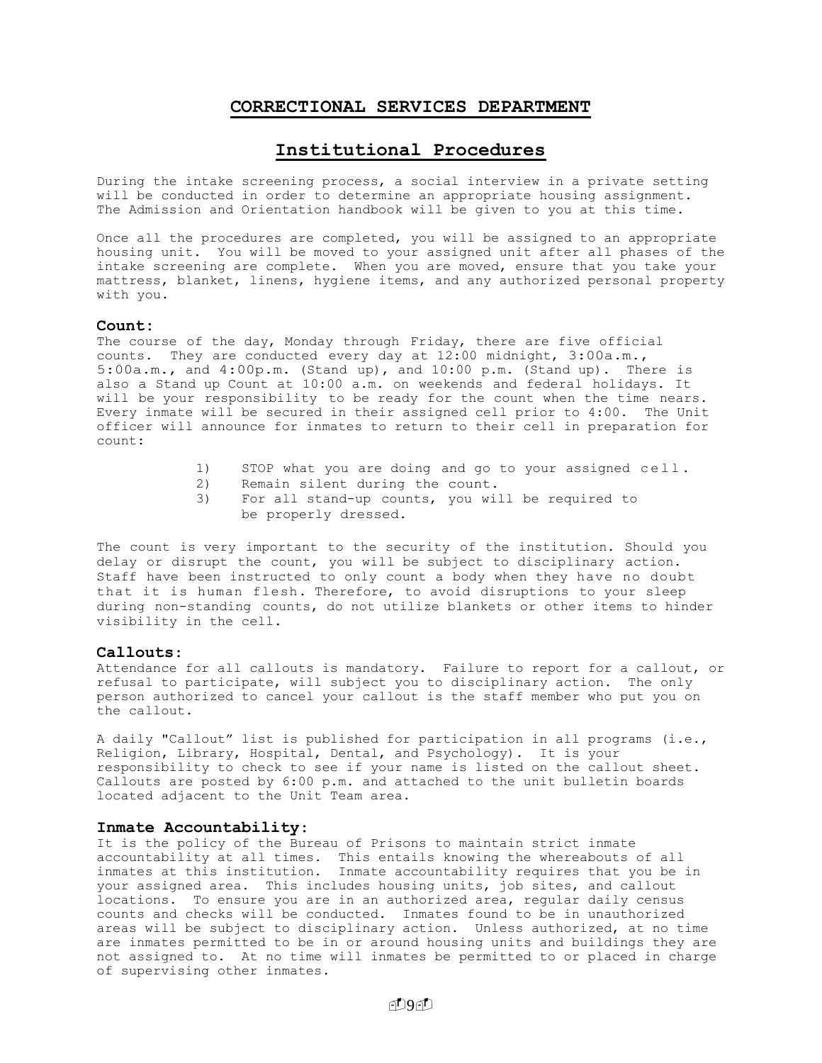# CORRECTIONAL SERVICES DEPARTMENT

## Institutional Procedures

During the intake screening process, a social interview in a private setting will be conducted in order to determine an appropriate housing assignment. The Admission and Orientation handbook will be given to you at this time.

Once all the procedures are completed, you will be assigned to an appropriate housing unit. You will be moved to your assigned unit after all phases of the intake screening are complete. When you are moved, ensure that you take your mattress, blanket, linens, hygiene items, and any authorized personal property with you.

### Count:

The course of the day, Monday through Friday, there are five official counts. They are conducted every day at 12:00 midnight, 3:00a.m., 5:00a.m., and 4:00p.m. (Stand up), and 10:00 p.m. (Stand up). There is also a Stand up Count at 10:00 a.m. on weekends and federal holidays. It will be your responsibility to be ready for the count when the time nears. Every inmate will be secured in their assigned cell prior to 4:00. The Unit officer will announce for inmates to return to their cell in preparation for count:

1) STOP what you are doing and go to your assigned cell.
2) Remain silent during the count.
3) For all stand-up counts, you will be required to be properly dressed.

The count is very important to the security of the institution. Should you delay or disrupt the count, you will be subject to disciplinary action. Staff have been instructed to only count a body when they have no doubt that it is human flesh. Therefore, to avoid disruptions to your sleep during non-standing counts, do not utilize blankets or other items to hinder visibility in the cell.

### Callouts:

Attendance for all callouts is mandatory. Failure to report for a callout, or refusal to participate, will subject you to disciplinary action. The only person authorized to cancel your callout is the staff member who put you on the callout.

A daily "Callout" list is published for participation in all programs (i.e., Religion, Library, Hospital, Dental, and Psychology). It is your responsibility to check to see if your name is listed on the callout sheet. Callouts are posted by 6:00 p.m. and attached to the unit bulletin boards located adjacent to the Unit Team area.

### Inmate Accountability:

It is the policy of the Bureau of Prisons to maintain strict inmate accountability at all times. This entails knowing the whereabouts of all inmates at this institution. Inmate accountability requires that you be in your assigned area. This includes housing units, job sites, and callout locations. To ensure you are in an authorized area, regular daily census counts and checks will be conducted. Inmates found to be in unauthorized areas will be subject to disciplinary action. Unless authorized, at no time are inmates permitted to be in or around housing units and buildings they are not assigned to. At no time will inmates be permitted to or placed in charge of supervising other inmates.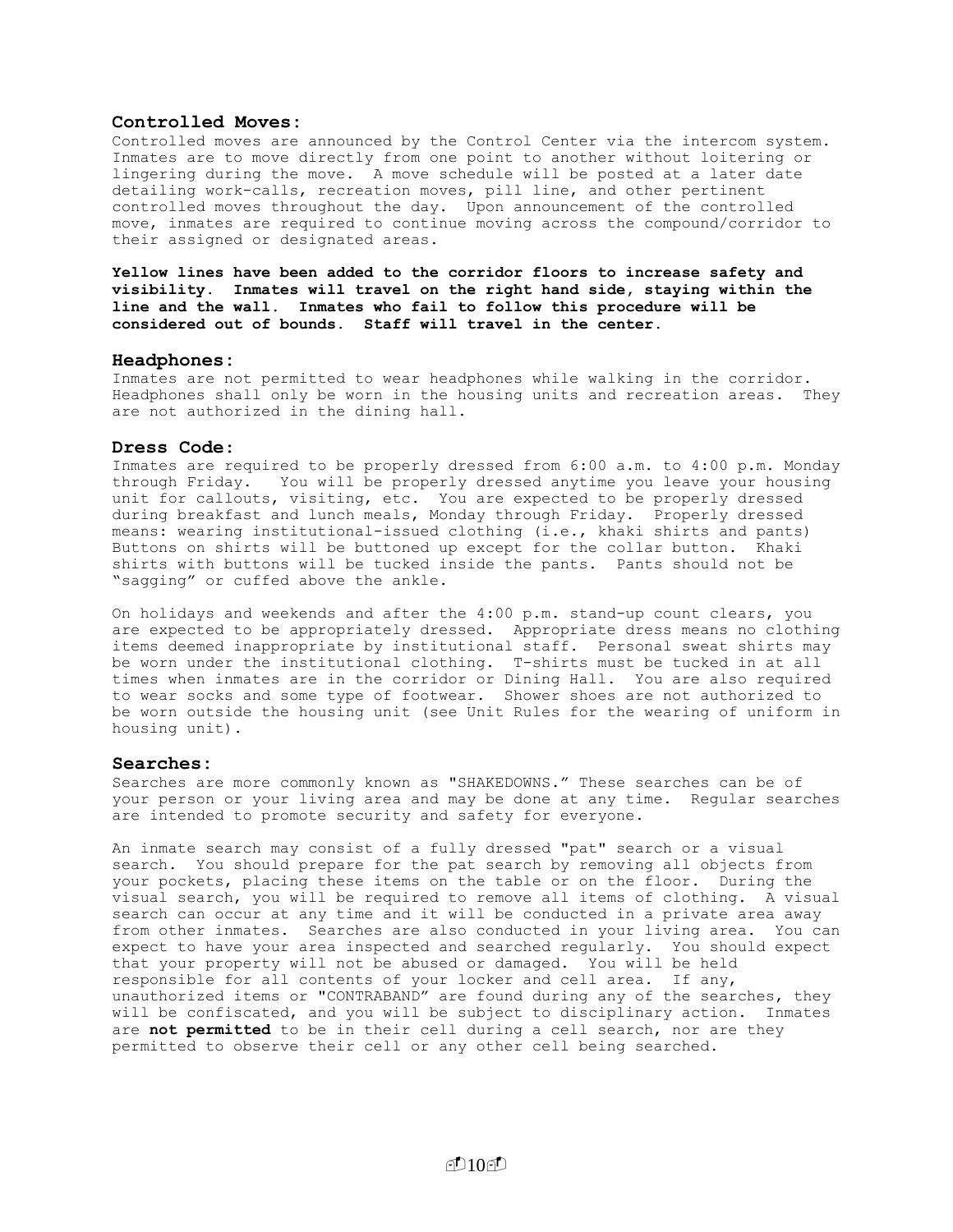### Controlled Moves:

Controlled moves are announced by the Control Center via the intercom system. Inmates are to move directly from one point to another without loitering or lingering during the move. A move schedule will be posted at a later date detailing work-calls, recreation moves, pill line, and other pertinent controlled moves throughout the day. Upon announcement of the controlled move, inmates are required to continue moving across the compound/corridor to their assigned or designated areas.

**Yellow lines have been added to the corridor floors to increase safety and visibility. Inmates will travel on the right hand side, staying within the line and the wall. Inmates who fail to follow this procedure will be considered out of bounds. Staff will travel in the center.**

### Headphones:

Inmates are not permitted to wear headphones while walking in the corridor. Headphones shall only be worn in the housing units and recreation areas. They are not authorized in the dining hall.

### Dress Code:

Inmates are required to be properly dressed from 6:00 a.m. to 4:00 p.m. Monday through Friday. You will be properly dressed anytime you leave your housing unit for callouts, visiting, etc. You are expected to be properly dressed during breakfast and lunch meals, Monday through Friday. Properly dressed means: wearing institutional-issued clothing (i.e., khaki shirts and pants) Buttons on shirts will be buttoned up except for the collar button. Khaki shirts with buttons will be tucked inside the pants. Pants should not be "sagging" or cuffed above the ankle.

On holidays and weekends and after the 4:00 p.m. stand-up count clears, you are expected to be appropriately dressed. Appropriate dress means no clothing items deemed inappropriate by institutional staff. Personal sweat shirts may be worn under the institutional clothing. T-shirts must be tucked in at all times when inmates are in the corridor or Dining Hall. You are also required to wear socks and some type of footwear. Shower shoes are not authorized to be worn outside the housing unit (see Unit Rules for the wearing of uniform in housing unit).

### Searches:

Searches are more commonly known as "SHAKEDOWNS." These searches can be of your person or your living area and may be done at any time. Regular searches are intended to promote security and safety for everyone.

An inmate search may consist of a fully dressed "pat" search or a visual search. You should prepare for the pat search by removing all objects from your pockets, placing these items on the table or on the floor. During the visual search, you will be required to remove all items of clothing. A visual search can occur at any time and it will be conducted in a private area away from other inmates. Searches are also conducted in your living area. You can expect to have your area inspected and searched regularly. You should expect that your property will not be abused or damaged. You will be held responsible for all contents of your locker and cell area. If any, unauthorized items or "CONTRABAND" are found during any of the searches, they will be confiscated, and you will be subject to disciplinary action. Inmates are **not permitted** to be in their cell during a cell search, nor are they permitted to observe their cell or any other cell being searched.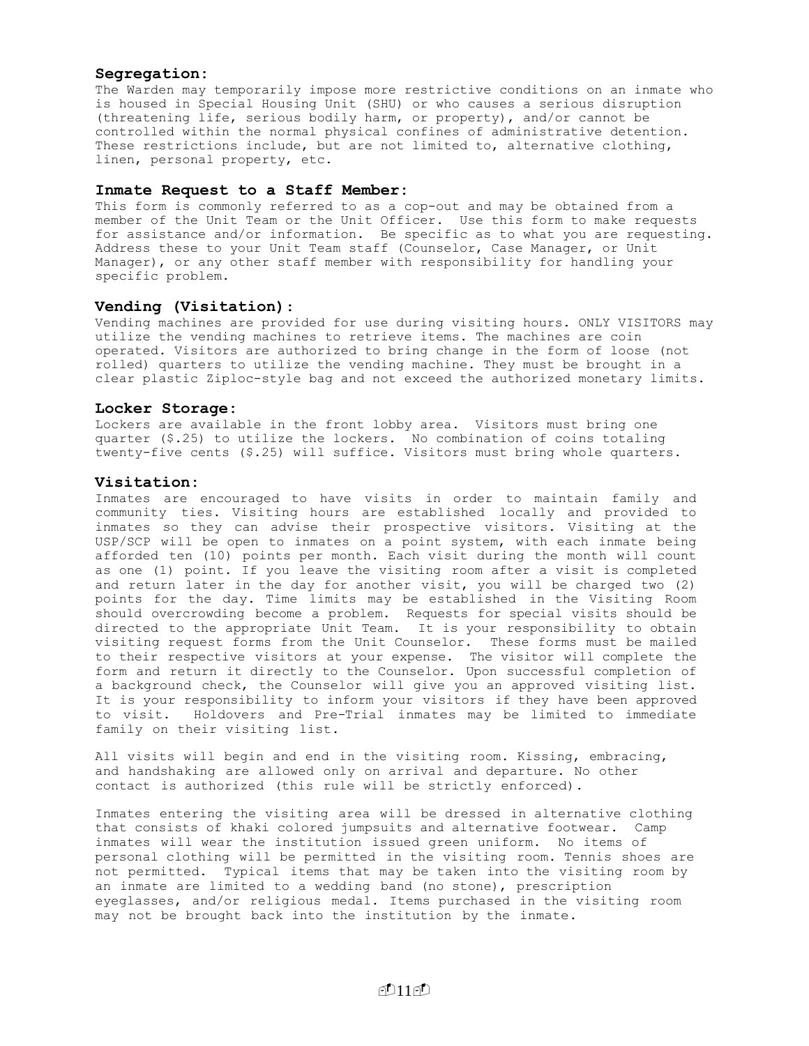### Segregation:

The Warden may temporarily impose more restrictive conditions on an inmate who is housed in Special Housing Unit (SHU) or who causes a serious disruption (threatening life, serious bodily harm, or property), and/or cannot be controlled within the normal physical confines of administrative detention. These restrictions include, but are not limited to, alternative clothing, linen, personal property, etc.

### Inmate Request to a Staff Member:

This form is commonly referred to as a cop-out and may be obtained from a member of the Unit Team or the Unit Officer. Use this form to make requests for assistance and/or information. Be specific as to what you are requesting. Address these to your Unit Team staff (Counselor, Case Manager, or Unit Manager), or any other staff member with responsibility for handling your specific problem.

### Vending (Visitation):

Vending machines are provided for use during visiting hours. ONLY VISITORS may utilize the vending machines to retrieve items. The machines are coin operated. Visitors are authorized to bring change in the form of loose (not rolled) quarters to utilize the vending machine. They must be brought in a clear plastic Ziploc-style bag and not exceed the authorized monetary limits.

### Locker Storage:

Lockers are available in the front lobby area. Visitors must bring one quarter ($.25) to utilize the lockers. No combination of coins totaling twenty-five cents ($.25) will suffice. Visitors must bring whole quarters.

### Visitation:

Inmates are encouraged to have visits in order to maintain family and community ties. Visiting hours are established locally and provided to inmates so they can advise their prospective visitors. Visiting at the USP/SCP will be open to inmates on a point system, with each inmate being afforded ten (10) points per month. Each visit during the month will count as one (1) point. If you leave the visiting room after a visit is completed and return later in the day for another visit, you will be charged two (2) points for the day. Time limits may be established in the Visiting Room should overcrowding become a problem. Requests for special visits should be directed to the appropriate Unit Team. It is your responsibility to obtain visiting request forms from the Unit Counselor. These forms must be mailed to their respective visitors at your expense. The visitor will complete the form and return it directly to the Counselor. Upon successful completion of a background check, the Counselor will give you an approved visiting list. It is your responsibility to inform your visitors if they have been approved to visit. Holdovers and Pre-Trial inmates may be limited to immediate family on their visiting list.

All visits will begin and end in the visiting room. Kissing, embracing, and handshaking are allowed only on arrival and departure. No other contact is authorized (this rule will be strictly enforced).

Inmates entering the visiting area will be dressed in alternative clothing that consists of khaki colored jumpsuits and alternative footwear. Camp inmates will wear the institution issued green uniform. No items of personal clothing will be permitted in the visiting room. Tennis shoes are not permitted. Typical items that may be taken into the visiting room by an inmate are limited to a wedding band (no stone), prescription eyeglasses, and/or religious medal. Items purchased in the visiting room may not be brought back into the institution by the inmate.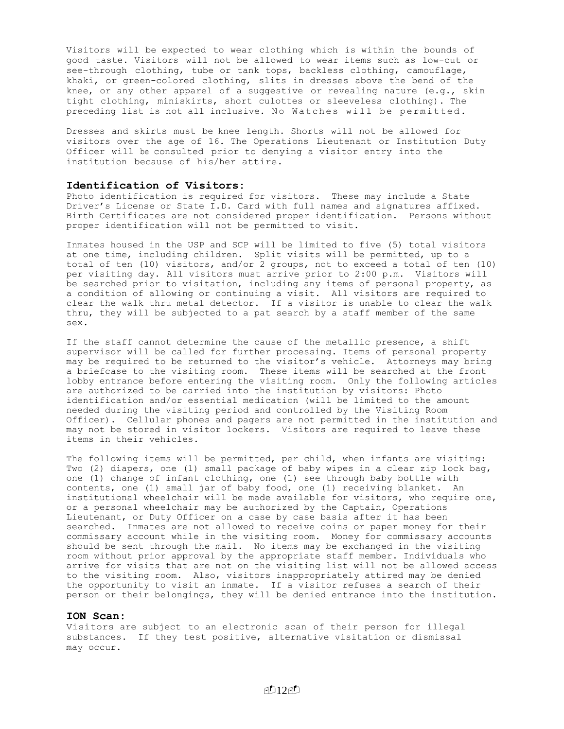Visitors will be expected to wear clothing which is within the bounds of good taste. Visitors will not be allowed to wear items such as low-cut or see-through clothing, tube or tank tops, backless clothing, camouflage, khaki, or green-colored clothing, slits in dresses above the bend of the knee, or any other apparel of a suggestive or revealing nature (e.g., skin tight clothing, miniskirts, short culottes or sleeveless clothing). The preceding list is not all inclusive. No Watches will be permitted.

Dresses and skirts must be knee length. Shorts will not be allowed for visitors over the age of 16. The Operations Lieutenant or Institution Duty Officer will be consulted prior to denying a visitor entry into the institution because of his/her attire.

## Identification of Visitors:

Photo identification is required for visitors. These may include a State Driver's License or State I.D. Card with full names and signatures affixed. Birth Certificates are not considered proper identification. Persons without proper identification will not be permitted to visit.

Inmates housed in the USP and SCP will be limited to five (5) total visitors at one time, including children. Split visits will be permitted, up to a total of ten (10) visitors, and/or 2 groups, not to exceed a total of ten (10) per visiting day. All visitors must arrive prior to 2:00 p.m. Visitors will be searched prior to visitation, including any items of personal property, as a condition of allowing or continuing a visit. All visitors are required to clear the walk thru metal detector. If a visitor is unable to clear the walk thru, they will be subjected to a pat search by a staff member of the same sex.

If the staff cannot determine the cause of the metallic presence, a shift supervisor will be called for further processing. Items of personal property may be required to be returned to the visitor's vehicle. Attorneys may bring a briefcase to the visiting room. These items will be searched at the front lobby entrance before entering the visiting room. Only the following articles are authorized to be carried into the institution by visitors: Photo identification and/or essential medication (will be limited to the amount needed during the visiting period and controlled by the Visiting Room Officer). Cellular phones and pagers are not permitted in the institution and may not be stored in visitor lockers. Visitors are required to leave these items in their vehicles.

The following items will be permitted, per child, when infants are visiting: Two (2) diapers, one (1) small package of baby wipes in a clear zip lock bag, one (1) change of infant clothing, one (1) see through baby bottle with contents, one (1) small jar of baby food, one (1) receiving blanket. An institutional wheelchair will be made available for visitors, who require one, or a personal wheelchair may be authorized by the Captain, Operations Lieutenant, or Duty Officer on a case by case basis after it has been searched. Inmates are not allowed to receive coins or paper money for their commissary account while in the visiting room. Money for commissary accounts should be sent through the mail. No items may be exchanged in the visiting room without prior approval by the appropriate staff member. Individuals who arrive for visits that are not on the visiting list will not be allowed access to the visiting room. Also, visitors inappropriately attired may be denied the opportunity to visit an inmate. If a visitor refuses a search of their person or their belongings, they will be denied entrance into the institution.

## ION Scan:

Visitors are subject to an electronic scan of their person for illegal substances. If they test positive, alternative visitation or dismissal may occur.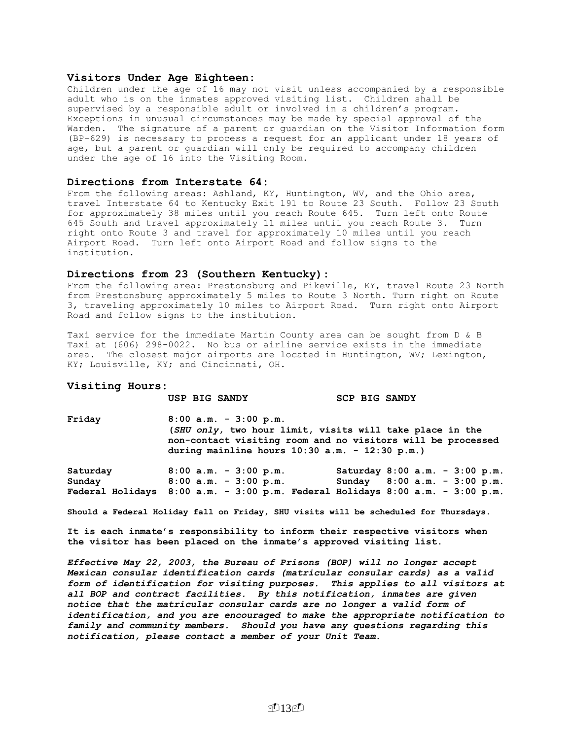### Visitors Under Age Eighteen:

Children under the age of 16 may not visit unless accompanied by a responsible adult who is on the inmates approved visiting list. Children shall be supervised by a responsible adult or involved in a children's program. Exceptions in unusual circumstances may be made by special approval of the Warden. The signature of a parent or guardian on the Visitor Information form (BP-629) is necessary to process a request for an applicant under 18 years of age, but a parent or guardian will only be required to accompany children under the age of 16 into the Visiting Room.

### Directions from Interstate 64:

From the following areas: Ashland, KY, Huntington, WV, and the Ohio area, travel Interstate 64 to Kentucky Exit 191 to Route 23 South. Follow 23 South for approximately 38 miles until you reach Route 645. Turn left onto Route 645 South and travel approximately 11 miles until you reach Route 3. Turn right onto Route 3 and travel for approximately 10 miles until you reach Airport Road. Turn left onto Airport Road and follow signs to the institution.

### Directions from 23 (Southern Kentucky):

From the following area: Prestonsburg and Pikeville, KY, travel Route 23 North from Prestonsburg approximately 5 miles to Route 3 North. Turn right on Route 3, traveling approximately 10 miles to Airport Road. Turn right onto Airport Road and follow signs to the institution.

Taxi service for the immediate Martin County area can be sought from D & B Taxi at (606) 298-0022. No bus or airline service exists in the immediate area. The closest major airports are located in Huntington, WV; Lexington, KY; Louisville, KY; and Cincinnati, OH.

### Visiting Hours:

| | **USP BIG SANDY** | **SCP BIG SANDY** |
|---|---|---|
| **Friday** | **8:00 a.m. - 3:00 p.m.** **(*SHU only*, two hour limit, visits will take place in the non-contact visiting room and no visitors will be processed during mainline hours 10:30 a.m. - 12:30 p.m.)** | |
| **Saturday** | **8:00 a.m. - 3:00 p.m.** | **Saturday 8:00 a.m. - 3:00 p.m.** |
| **Sunday** | **8:00 a.m. - 3:00 p.m.** | **Sunday 8:00 a.m. - 3:00 p.m.** |
| **Federal Holidays** | **8:00 a.m. - 3:00 p.m.** | **Federal Holidays 8:00 a.m. - 3:00 p.m.** |

**Should a Federal Holiday fall on Friday, SHU visits will be scheduled for Thursdays.**

**It is each inmate's responsibility to inform their respective visitors when the visitor has been placed on the inmate's approved visiting list.**

***Effective May 22, 2003, the Bureau of Prisons (BOP) will no longer accept Mexican consular identification cards (matricular consular cards) as a valid form of identification for visiting purposes. This applies to all visitors at all BOP and contract facilities. By this notification, inmates are given notice that the matricular consular cards are no longer a valid form of identification, and you are encouraged to make the appropriate notification to family and community members. Should you have any questions regarding this notification, please contact a member of your Unit Team.***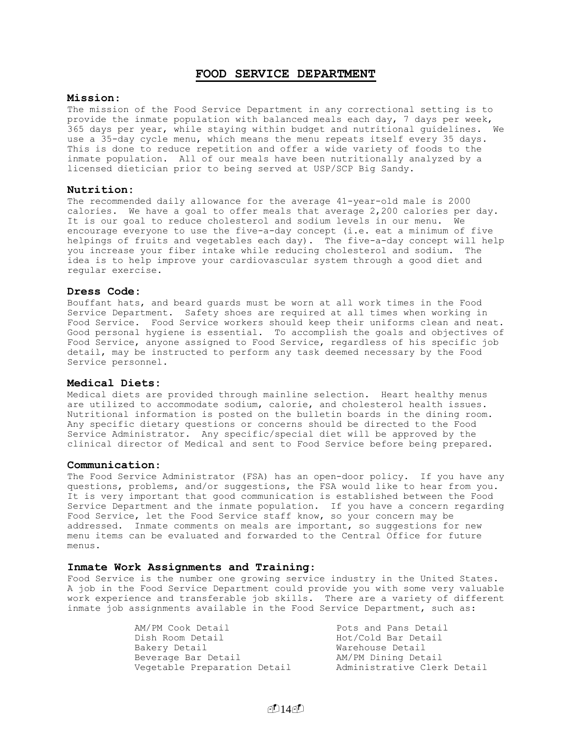# FOOD SERVICE DEPARTMENT

### Mission:

The mission of the Food Service Department in any correctional setting is to provide the inmate population with balanced meals each day, 7 days per week, 365 days per year, while staying within budget and nutritional guidelines. We use a 35-day cycle menu, which means the menu repeats itself every 35 days. This is done to reduce repetition and offer a wide variety of foods to the inmate population. All of our meals have been nutritionally analyzed by a licensed dietician prior to being served at USP/SCP Big Sandy.

### Nutrition:

The recommended daily allowance for the average 41-year-old male is 2000 calories. We have a goal to offer meals that average 2,200 calories per day. It is our goal to reduce cholesterol and sodium levels in our menu. We encourage everyone to use the five-a-day concept (i.e. eat a minimum of five helpings of fruits and vegetables each day). The five-a-day concept will help you increase your fiber intake while reducing cholesterol and sodium. The idea is to help improve your cardiovascular system through a good diet and regular exercise.

### Dress Code:

Bouffant hats, and beard guards must be worn at all work times in the Food Service Department. Safety shoes are required at all times when working in Food Service. Food Service workers should keep their uniforms clean and neat. Good personal hygiene is essential. To accomplish the goals and objectives of Food Service, anyone assigned to Food Service, regardless of his specific job detail, may be instructed to perform any task deemed necessary by the Food Service personnel.

### Medical Diets:

Medical diets are provided through mainline selection. Heart healthy menus are utilized to accommodate sodium, calorie, and cholesterol health issues. Nutritional information is posted on the bulletin boards in the dining room. Any specific dietary questions or concerns should be directed to the Food Service Administrator. Any specific/special diet will be approved by the clinical director of Medical and sent to Food Service before being prepared.

### Communication:

The Food Service Administrator (FSA) has an open-door policy. If you have any questions, problems, and/or suggestions, the FSA would like to hear from you. It is very important that good communication is established between the Food Service Department and the inmate population. If you have a concern regarding Food Service, let the Food Service staff know, so your concern may be addressed. Inmate comments on meals are important, so suggestions for new menu items can be evaluated and forwarded to the Central Office for future menus.

### Inmate Work Assignments and Training:

Food Service is the number one growing service industry in the United States. A job in the Food Service Department could provide you with some very valuable work experience and transferable job skills. There are a variety of different inmate job assignments available in the Food Service Department, such as:

- AM/PM Cook Detail
- Dish Room Detail
- Bakery Detail
- Beverage Bar Detail
- Vegetable Preparation Detail
- Pots and Pans Detail
- Hot/Cold Bar Detail
- Warehouse Detail
- AM/PM Dining Detail
- Administrative Clerk Detail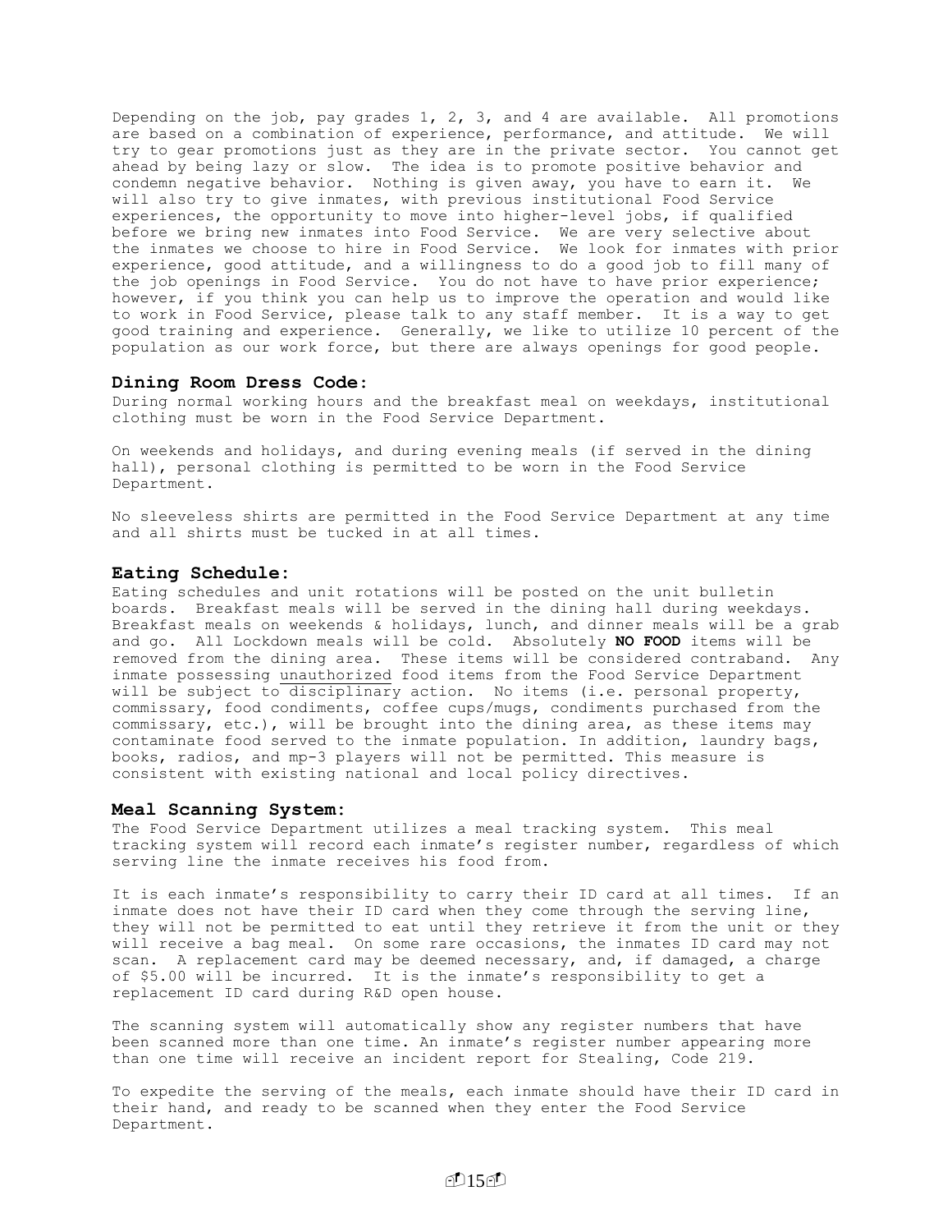Depending on the job, pay grades 1, 2, 3, and 4 are available. All promotions are based on a combination of experience, performance, and attitude. We will try to gear promotions just as they are in the private sector. You cannot get ahead by being lazy or slow. The idea is to promote positive behavior and condemn negative behavior. Nothing is given away, you have to earn it. We will also try to give inmates, with previous institutional Food Service experiences, the opportunity to move into higher-level jobs, if qualified before we bring new inmates into Food Service. We are very selective about the inmates we choose to hire in Food Service. We look for inmates with prior experience, good attitude, and a willingness to do a good job to fill many of the job openings in Food Service. You do not have to have prior experience; however, if you think you can help us to improve the operation and would like to work in Food Service, please talk to any staff member. It is a way to get good training and experience. Generally, we like to utilize 10 percent of the population as our work force, but there are always openings for good people.

### Dining Room Dress Code:

During normal working hours and the breakfast meal on weekdays, institutional clothing must be worn in the Food Service Department.

On weekends and holidays, and during evening meals (if served in the dining hall), personal clothing is permitted to be worn in the Food Service Department.

No sleeveless shirts are permitted in the Food Service Department at any time and all shirts must be tucked in at all times.

### Eating Schedule:

Eating schedules and unit rotations will be posted on the unit bulletin boards. Breakfast meals will be served in the dining hall during weekdays. Breakfast meals on weekends & holidays, lunch, and dinner meals will be a grab and go. All Lockdown meals will be cold. Absolutely **NO FOOD** items will be removed from the dining area. These items will be considered contraband. Any inmate possessing unauthorized food items from the Food Service Department will be subject to disciplinary action. No items (i.e. personal property, commissary, food condiments, coffee cups/mugs, condiments purchased from the commissary, etc.), will be brought into the dining area, as these items may contaminate food served to the inmate population. In addition, laundry bags, books, radios, and mp-3 players will not be permitted. This measure is consistent with existing national and local policy directives.

### Meal Scanning System:

The Food Service Department utilizes a meal tracking system. This meal tracking system will record each inmate's register number, regardless of which serving line the inmate receives his food from.

It is each inmate's responsibility to carry their ID card at all times. If an inmate does not have their ID card when they come through the serving line, they will not be permitted to eat until they retrieve it from the unit or they will receive a bag meal. On some rare occasions, the inmates ID card may not scan. A replacement card may be deemed necessary, and, if damaged, a charge of $5.00 will be incurred. It is the inmate's responsibility to get a replacement ID card during R&D open house.

The scanning system will automatically show any register numbers that have been scanned more than one time. An inmate's register number appearing more than one time will receive an incident report for Stealing, Code 219.

To expedite the serving of the meals, each inmate should have their ID card in their hand, and ready to be scanned when they enter the Food Service Department.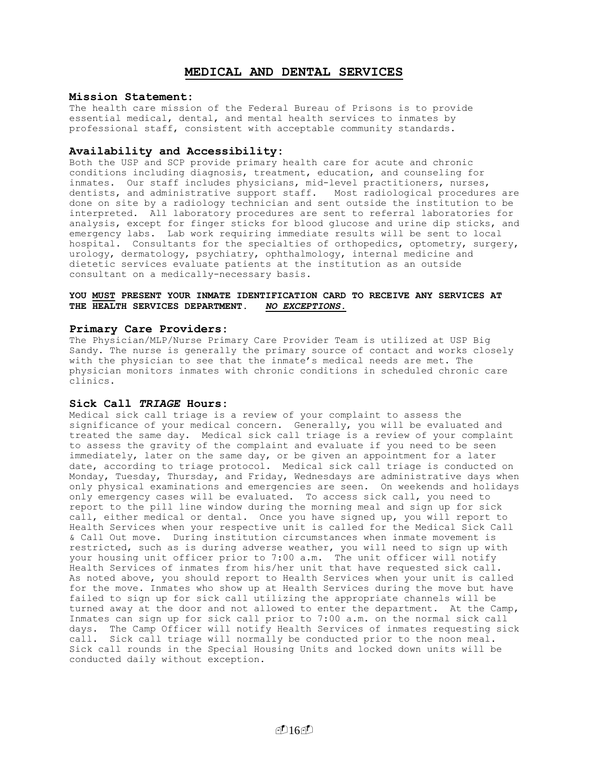# MEDICAL AND DENTAL SERVICES

### Mission Statement:

The health care mission of the Federal Bureau of Prisons is to provide essential medical, dental, and mental health services to inmates by professional staff, consistent with acceptable community standards.

### Availability and Accessibility:

Both the USP and SCP provide primary health care for acute and chronic conditions including diagnosis, treatment, education, and counseling for inmates. Our staff includes physicians, mid-level practitioners, nurses, dentists, and administrative support staff. Most radiological procedures are done on site by a radiology technician and sent outside the institution to be interpreted. All laboratory procedures are sent to referral laboratories for analysis, except for finger sticks for blood glucose and urine dip sticks, and emergency labs. Lab work requiring immediate results will be sent to local hospital. Consultants for the specialties of orthopedics, optometry, surgery, urology, dermatology, psychiatry, ophthalmology, internal medicine and dietetic services evaluate patients at the institution as an outside consultant on a medically-necessary basis.

**YOU MUST PRESENT YOUR INMATE IDENTIFICATION CARD TO RECEIVE ANY SERVICES AT THE HEALTH SERVICES DEPARTMENT. *NO EXCEPTIONS.***

### Primary Care Providers:

The Physician/MLP/Nurse Primary Care Provider Team is utilized at USP Big Sandy. The nurse is generally the primary source of contact and works closely with the physician to see that the inmate's medical needs are met. The physician monitors inmates with chronic conditions in scheduled chronic care clinics.

### Sick Call *TRIAGE* Hours:

Medical sick call triage is a review of your complaint to assess the significance of your medical concern. Generally, you will be evaluated and treated the same day. Medical sick call triage is a review of your complaint to assess the gravity of the complaint and evaluate if you need to be seen immediately, later on the same day, or be given an appointment for a later date, according to triage protocol. Medical sick call triage is conducted on Monday, Tuesday, Thursday, and Friday, Wednesdays are administrative days when only physical examinations and emergencies are seen. On weekends and holidays only emergency cases will be evaluated. To access sick call, you need to report to the pill line window during the morning meal and sign up for sick call, either medical or dental. Once you have signed up, you will report to Health Services when your respective unit is called for the Medical Sick Call & Call Out move. During institution circumstances when inmate movement is restricted, such as is during adverse weather, you will need to sign up with your housing unit officer prior to 7:00 a.m. The unit officer will notify Health Services of inmates from his/her unit that have requested sick call. As noted above, you should report to Health Services when your unit is called for the move. Inmates who show up at Health Services during the move but have failed to sign up for sick call utilizing the appropriate channels will be turned away at the door and not allowed to enter the department. At the Camp, Inmates can sign up for sick call prior to 7:00 a.m. on the normal sick call days. The Camp Officer will notify Health Services of inmates requesting sick call. Sick call triage will normally be conducted prior to the noon meal. Sick call rounds in the Special Housing Units and locked down units will be conducted daily without exception.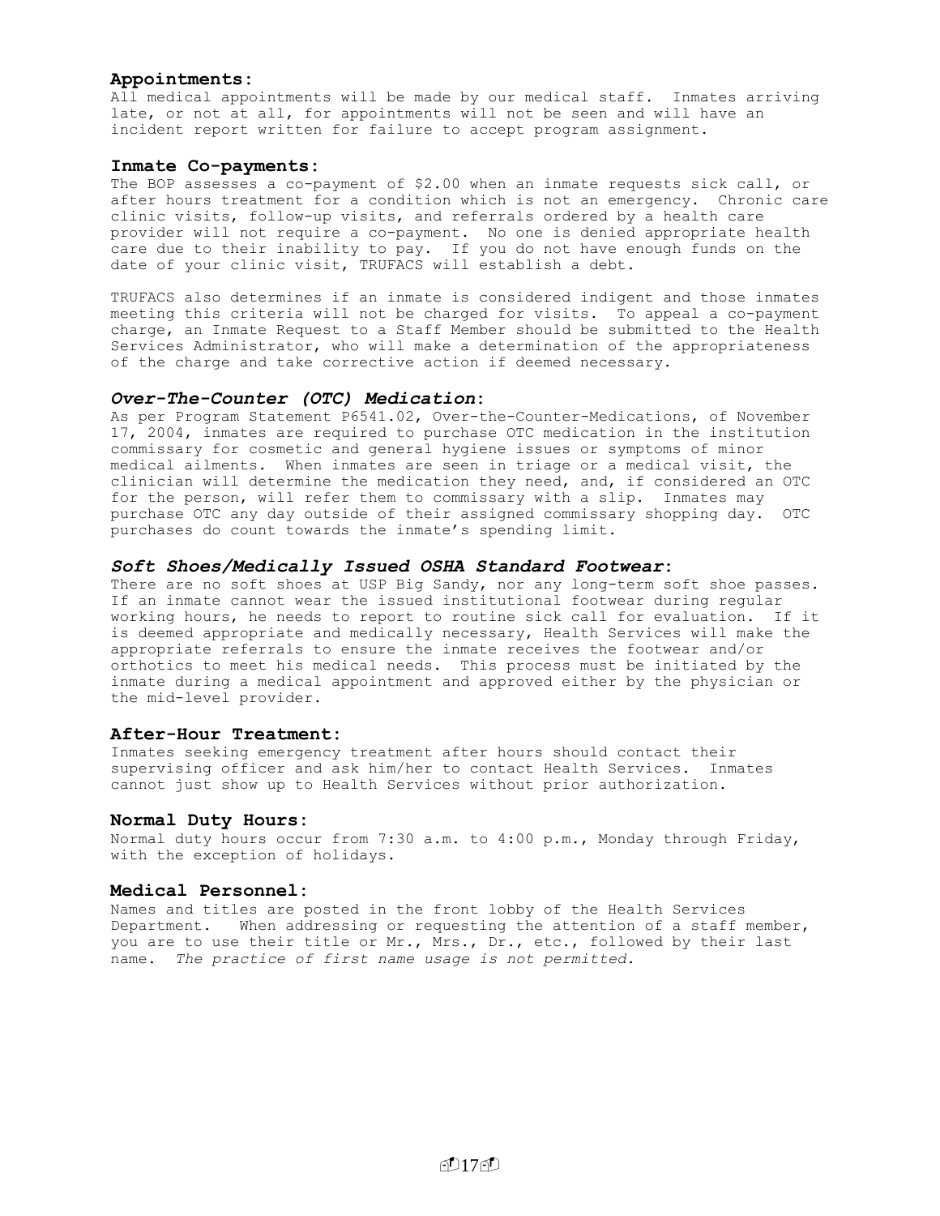### Appointments:

All medical appointments will be made by our medical staff. Inmates arriving late, or not at all, for appointments will not be seen and will have an incident report written for failure to accept program assignment.

### Inmate Co-payments:

The BOP assesses a co-payment of $2.00 when an inmate requests sick call, or after hours treatment for a condition which is not an emergency. Chronic care clinic visits, follow-up visits, and referrals ordered by a health care provider will not require a co-payment. No one is denied appropriate health care due to their inability to pay. If you do not have enough funds on the date of your clinic visit, TRUFACS will establish a debt.

TRUFACS also determines if an inmate is considered indigent and those inmates meeting this criteria will not be charged for visits. To appeal a co-payment charge, an Inmate Request to a Staff Member should be submitted to the Health Services Administrator, who will make a determination of the appropriateness of the charge and take corrective action if deemed necessary.

### *Over-The-Counter (OTC) Medication*:

As per Program Statement P6541.02, Over-the-Counter-Medications, of November 17, 2004, inmates are required to purchase OTC medication in the institution commissary for cosmetic and general hygiene issues or symptoms of minor medical ailments. When inmates are seen in triage or a medical visit, the clinician will determine the medication they need, and, if considered an OTC for the person, will refer them to commissary with a slip. Inmates may purchase OTC any day outside of their assigned commissary shopping day. OTC purchases do count towards the inmate's spending limit.

### *Soft Shoes/Medically Issued OSHA Standard Footwear*:

There are no soft shoes at USP Big Sandy, nor any long-term soft shoe passes. If an inmate cannot wear the issued institutional footwear during regular working hours, he needs to report to routine sick call for evaluation. If it is deemed appropriate and medically necessary, Health Services will make the appropriate referrals to ensure the inmate receives the footwear and/or orthotics to meet his medical needs. This process must be initiated by the inmate during a medical appointment and approved either by the physician or the mid-level provider.

### After-Hour Treatment:

Inmates seeking emergency treatment after hours should contact their supervising officer and ask him/her to contact Health Services. Inmates cannot just show up to Health Services without prior authorization.

### Normal Duty Hours:

Normal duty hours occur from 7:30 a.m. to 4:00 p.m., Monday through Friday, with the exception of holidays.

### Medical Personnel:

Names and titles are posted in the front lobby of the Health Services Department. When addressing or requesting the attention of a staff member, you are to use their title or Mr., Mrs., Dr., etc., followed by their last name. *The practice of first name usage is not permitted.*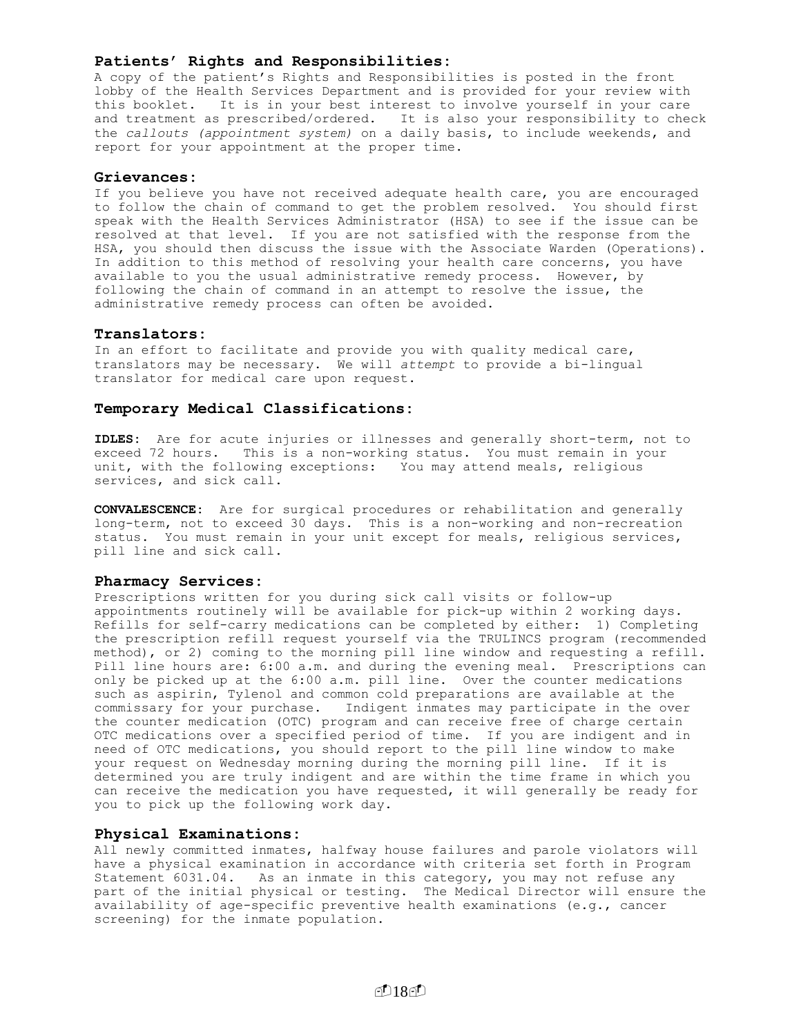### Patients' Rights and Responsibilities:

A copy of the patient's Rights and Responsibilities is posted in the front lobby of the Health Services Department and is provided for your review with this booklet. It is in your best interest to involve yourself in your care and treatment as prescribed/ordered. It is also your responsibility to check the *callouts (appointment system)* on a daily basis, to include weekends, and report for your appointment at the proper time.

### Grievances:

If you believe you have not received adequate health care, you are encouraged to follow the chain of command to get the problem resolved. You should first speak with the Health Services Administrator (HSA) to see if the issue can be resolved at that level. If you are not satisfied with the response from the HSA, you should then discuss the issue with the Associate Warden (Operations). In addition to this method of resolving your health care concerns, you have available to you the usual administrative remedy process. However, by following the chain of command in an attempt to resolve the issue, the administrative remedy process can often be avoided.

### Translators:

In an effort to facilitate and provide you with quality medical care, translators may be necessary. We will *attempt* to provide a bi-lingual translator for medical care upon request.

### Temporary Medical Classifications:

**IDLES:** Are for acute injuries or illnesses and generally short-term, not to exceed 72 hours. This is a non-working status. You must remain in your unit, with the following exceptions: You may attend meals, religious services, and sick call.

**CONVALESCENCE:** Are for surgical procedures or rehabilitation and generally long-term, not to exceed 30 days. This is a non-working and non-recreation status. You must remain in your unit except for meals, religious services, pill line and sick call.

### Pharmacy Services:

Prescriptions written for you during sick call visits or follow-up appointments routinely will be available for pick-up within 2 working days. Refills for self-carry medications can be completed by either: 1) Completing the prescription refill request yourself via the TRULINCS program (recommended method), or 2) coming to the morning pill line window and requesting a refill. Pill line hours are: 6:00 a.m. and during the evening meal. Prescriptions can only be picked up at the 6:00 a.m. pill line. Over the counter medications such as aspirin, Tylenol and common cold preparations are available at the commissary for your purchase. Indigent inmates may participate in the over the counter medication (OTC) program and can receive free of charge certain OTC medications over a specified period of time. If you are indigent and in need of OTC medications, you should report to the pill line window to make your request on Wednesday morning during the morning pill line. If it is determined you are truly indigent and are within the time frame in which you can receive the medication you have requested, it will generally be ready for you to pick up the following work day.

### Physical Examinations:

All newly committed inmates, halfway house failures and parole violators will have a physical examination in accordance with criteria set forth in Program Statement 6031.04. As an inmate in this category, you may not refuse any part of the initial physical or testing. The Medical Director will ensure the availability of age-specific preventive health examinations (e.g., cancer screening) for the inmate population.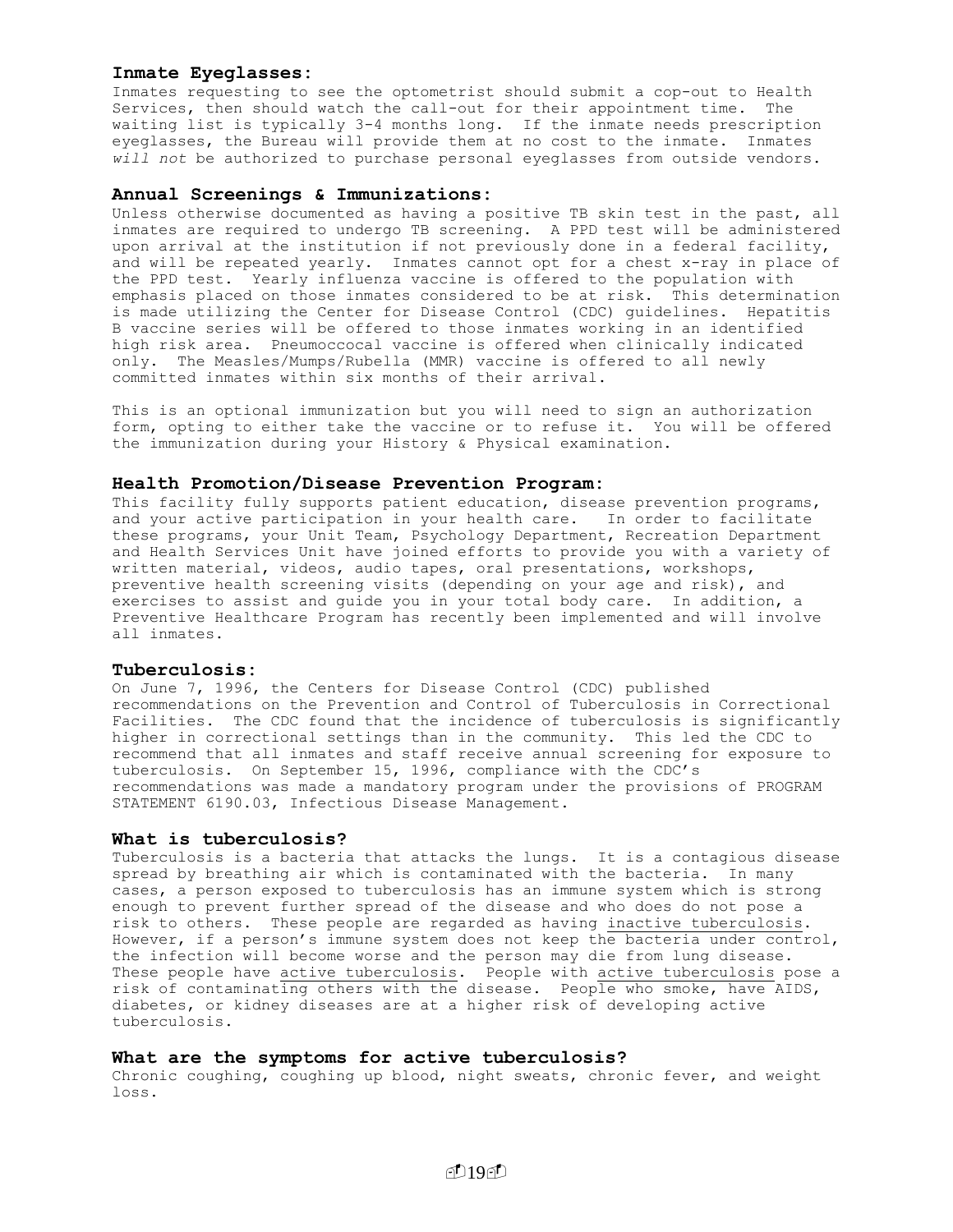## Inmate Eyeglasses:

Inmates requesting to see the optometrist should submit a cop-out to Health Services, then should watch the call-out for their appointment time. The waiting list is typically 3-4 months long. If the inmate needs prescription eyeglasses, the Bureau will provide them at no cost to the inmate. Inmates *will not* be authorized to purchase personal eyeglasses from outside vendors.

## Annual Screenings & Immunizations:

Unless otherwise documented as having a positive TB skin test in the past, all inmates are required to undergo TB screening. A PPD test will be administered upon arrival at the institution if not previously done in a federal facility, and will be repeated yearly. Inmates cannot opt for a chest x-ray in place of the PPD test. Yearly influenza vaccine is offered to the population with emphasis placed on those inmates considered to be at risk. This determination is made utilizing the Center for Disease Control (CDC) guidelines. Hepatitis B vaccine series will be offered to those inmates working in an identified high risk area. Pneumoccocal vaccine is offered when clinically indicated only. The Measles/Mumps/Rubella (MMR) vaccine is offered to all newly committed inmates within six months of their arrival.

This is an optional immunization but you will need to sign an authorization form, opting to either take the vaccine or to refuse it. You will be offered the immunization during your History & Physical examination.

## Health Promotion/Disease Prevention Program:

This facility fully supports patient education, disease prevention programs, and your active participation in your health care. In order to facilitate these programs, your Unit Team, Psychology Department, Recreation Department and Health Services Unit have joined efforts to provide you with a variety of written material, videos, audio tapes, oral presentations, workshops, preventive health screening visits (depending on your age and risk), and exercises to assist and guide you in your total body care. In addition, a Preventive Healthcare Program has recently been implemented and will involve all inmates.

## Tuberculosis:

On June 7, 1996, the Centers for Disease Control (CDC) published recommendations on the Prevention and Control of Tuberculosis in Correctional Facilities. The CDC found that the incidence of tuberculosis is significantly higher in correctional settings than in the community. This led the CDC to recommend that all inmates and staff receive annual screening for exposure to tuberculosis. On September 15, 1996, compliance with the CDC's recommendations was made a mandatory program under the provisions of PROGRAM STATEMENT 6190.03, Infectious Disease Management.

## What is tuberculosis?

Tuberculosis is a bacteria that attacks the lungs. It is a contagious disease spread by breathing air which is contaminated with the bacteria. In many cases, a person exposed to tuberculosis has an immune system which is strong enough to prevent further spread of the disease and who does do not pose a risk to others. These people are regarded as having inactive tuberculosis. However, if a person's immune system does not keep the bacteria under control, the infection will become worse and the person may die from lung disease. These people have active tuberculosis. People with active tuberculosis pose a risk of contaminating others with the disease. People who smoke, have AIDS, diabetes, or kidney diseases are at a higher risk of developing active tuberculosis.

## What are the symptoms for active tuberculosis?

Chronic coughing, coughing up blood, night sweats, chronic fever, and weight loss.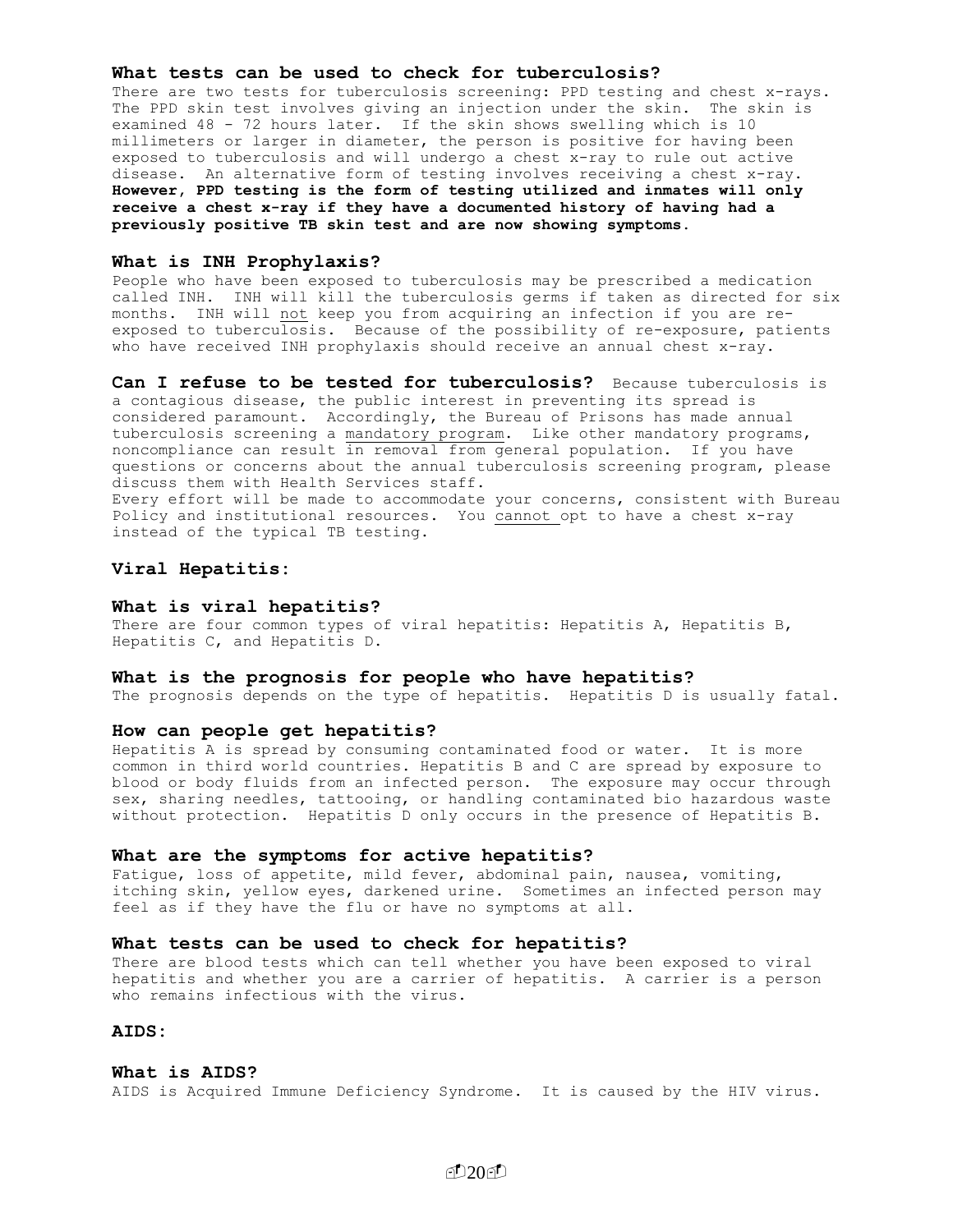### What tests can be used to check for tuberculosis?

There are two tests for tuberculosis screening: PPD testing and chest x-rays. The PPD skin test involves giving an injection under the skin. The skin is examined 48 - 72 hours later. If the skin shows swelling which is 10 millimeters or larger in diameter, the person is positive for having been exposed to tuberculosis and will undergo a chest x-ray to rule out active disease. An alternative form of testing involves receiving a chest x-ray. **However, PPD testing is the form of testing utilized and inmates will only receive a chest x-ray if they have a documented history of having had a previously positive TB skin test and are now showing symptoms.**

### What is INH Prophylaxis?

People who have been exposed to tuberculosis may be prescribed a medication called INH. INH will kill the tuberculosis germs if taken as directed for six months. INH will not keep you from acquiring an infection if you are re-exposed to tuberculosis. Because of the possibility of re-exposure, patients who have received INH prophylaxis should receive an annual chest x-ray.

**Can I refuse to be tested for tuberculosis?** Because tuberculosis is a contagious disease, the public interest in preventing its spread is considered paramount. Accordingly, the Bureau of Prisons has made annual tuberculosis screening a mandatory program. Like other mandatory programs, noncompliance can result in removal from general population. If you have questions or concerns about the annual tuberculosis screening program, please discuss them with Health Services staff.
Every effort will be made to accommodate your concerns, consistent with Bureau Policy and institutional resources. You cannot opt to have a chest x-ray instead of the typical TB testing.

## Viral Hepatitis:

### What is viral hepatitis?

There are four common types of viral hepatitis: Hepatitis A, Hepatitis B, Hepatitis C, and Hepatitis D.

### What is the prognosis for people who have hepatitis?

The prognosis depends on the type of hepatitis. Hepatitis D is usually fatal.

### How can people get hepatitis?

Hepatitis A is spread by consuming contaminated food or water. It is more common in third world countries. Hepatitis B and C are spread by exposure to blood or body fluids from an infected person. The exposure may occur through sex, sharing needles, tattooing, or handling contaminated bio hazardous waste without protection. Hepatitis D only occurs in the presence of Hepatitis B.

### What are the symptoms for active hepatitis?

Fatigue, loss of appetite, mild fever, abdominal pain, nausea, vomiting, itching skin, yellow eyes, darkened urine. Sometimes an infected person may feel as if they have the flu or have no symptoms at all.

### What tests can be used to check for hepatitis?

There are blood tests which can tell whether you have been exposed to viral hepatitis and whether you are a carrier of hepatitis. A carrier is a person who remains infectious with the virus.

## AIDS:

### What is AIDS?

AIDS is Acquired Immune Deficiency Syndrome. It is caused by the HIV virus.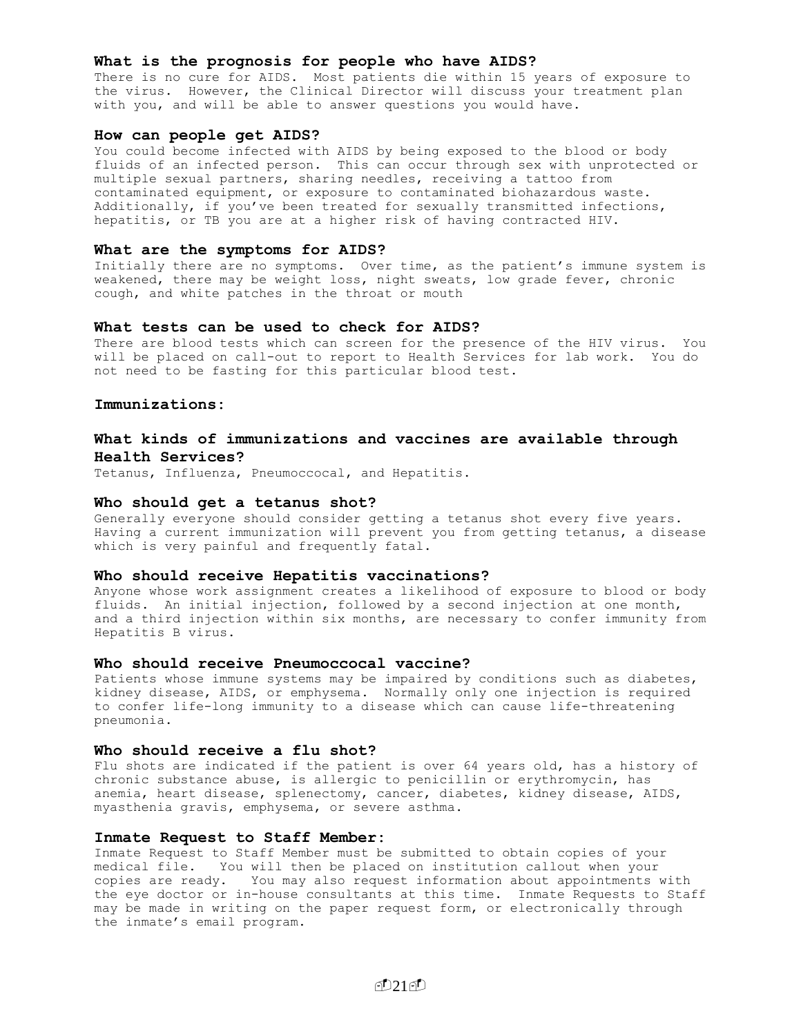### What is the prognosis for people who have AIDS?

There is no cure for AIDS. Most patients die within 15 years of exposure to the virus. However, the Clinical Director will discuss your treatment plan with you, and will be able to answer questions you would have.

### How can people get AIDS?

You could become infected with AIDS by being exposed to the blood or body fluids of an infected person. This can occur through sex with unprotected or multiple sexual partners, sharing needles, receiving a tattoo from contaminated equipment, or exposure to contaminated biohazardous waste. Additionally, if you've been treated for sexually transmitted infections, hepatitis, or TB you are at a higher risk of having contracted HIV.

### What are the symptoms for AIDS?

Initially there are no symptoms. Over time, as the patient's immune system is weakened, there may be weight loss, night sweats, low grade fever, chronic cough, and white patches in the throat or mouth

### What tests can be used to check for AIDS?

There are blood tests which can screen for the presence of the HIV virus. You will be placed on call-out to report to Health Services for lab work. You do not need to be fasting for this particular blood test.

## Immunizations:

### What kinds of immunizations and vaccines are available through Health Services?

Tetanus, Influenza, Pneumoccocal, and Hepatitis.

### Who should get a tetanus shot?

Generally everyone should consider getting a tetanus shot every five years. Having a current immunization will prevent you from getting tetanus, a disease which is very painful and frequently fatal.

### Who should receive Hepatitis vaccinations?

Anyone whose work assignment creates a likelihood of exposure to blood or body fluids. An initial injection, followed by a second injection at one month, and a third injection within six months, are necessary to confer immunity from Hepatitis B virus.

### Who should receive Pneumoccocal vaccine?

Patients whose immune systems may be impaired by conditions such as diabetes, kidney disease, AIDS, or emphysema. Normally only one injection is required to confer life-long immunity to a disease which can cause life-threatening pneumonia.

### Who should receive a flu shot?

Flu shots are indicated if the patient is over 64 years old, has a history of chronic substance abuse, is allergic to penicillin or erythromycin, has anemia, heart disease, splenectomy, cancer, diabetes, kidney disease, AIDS, myasthenia gravis, emphysema, or severe asthma.

### Inmate Request to Staff Member:

Inmate Request to Staff Member must be submitted to obtain copies of your medical file. You will then be placed on institution callout when your copies are ready. You may also request information about appointments with the eye doctor or in-house consultants at this time. Inmate Requests to Staff may be made in writing on the paper request form, or electronically through the inmate's email program.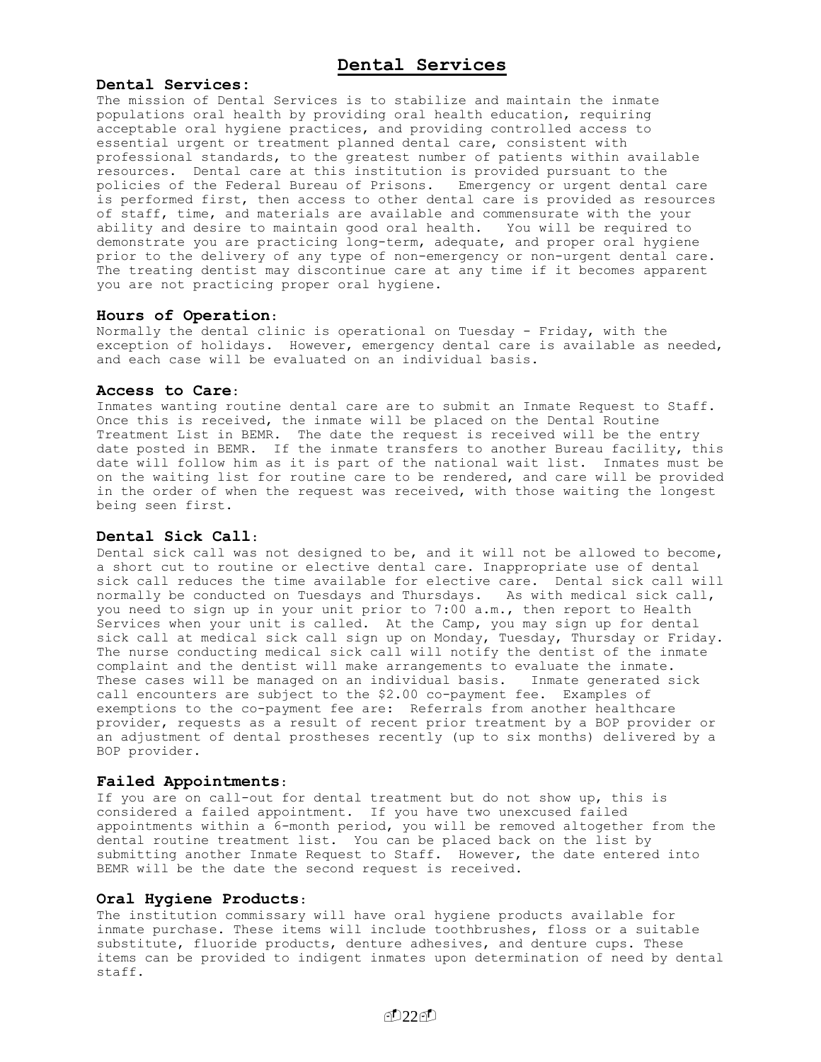# Dental Services

### Dental Services:

The mission of Dental Services is to stabilize and maintain the inmate populations oral health by providing oral health education, requiring acceptable oral hygiene practices, and providing controlled access to essential urgent or treatment planned dental care, consistent with professional standards, to the greatest number of patients within available resources. Dental care at this institution is provided pursuant to the policies of the Federal Bureau of Prisons. Emergency or urgent dental care is performed first, then access to other dental care is provided as resources of staff, time, and materials are available and commensurate with the your ability and desire to maintain good oral health. You will be required to demonstrate you are practicing long-term, adequate, and proper oral hygiene prior to the delivery of any type of non-emergency or non-urgent dental care. The treating dentist may discontinue care at any time if it becomes apparent you are not practicing proper oral hygiene.

### Hours of Operation:

Normally the dental clinic is operational on Tuesday - Friday, with the exception of holidays. However, emergency dental care is available as needed, and each case will be evaluated on an individual basis.

### Access to Care:

Inmates wanting routine dental care are to submit an Inmate Request to Staff. Once this is received, the inmate will be placed on the Dental Routine Treatment List in BEMR. The date the request is received will be the entry date posted in BEMR. If the inmate transfers to another Bureau facility, this date will follow him as it is part of the national wait list. Inmates must be on the waiting list for routine care to be rendered, and care will be provided in the order of when the request was received, with those waiting the longest being seen first.

### Dental Sick Call:

Dental sick call was not designed to be, and it will not be allowed to become, a short cut to routine or elective dental care. Inappropriate use of dental sick call reduces the time available for elective care. Dental sick call will normally be conducted on Tuesdays and Thursdays. As with medical sick call, you need to sign up in your unit prior to 7:00 a.m., then report to Health Services when your unit is called. At the Camp, you may sign up for dental sick call at medical sick call sign up on Monday, Tuesday, Thursday or Friday. The nurse conducting medical sick call will notify the dentist of the inmate complaint and the dentist will make arrangements to evaluate the inmate. These cases will be managed on an individual basis. Inmate generated sick call encounters are subject to the $2.00 co-payment fee. Examples of exemptions to the co-payment fee are: Referrals from another healthcare provider, requests as a result of recent prior treatment by a BOP provider or an adjustment of dental prostheses recently (up to six months) delivered by a BOP provider.

### Failed Appointments:

If you are on call-out for dental treatment but do not show up, this is considered a failed appointment. If you have two unexcused failed appointments within a 6-month period, you will be removed altogether from the dental routine treatment list. You can be placed back on the list by submitting another Inmate Request to Staff. However, the date entered into BEMR will be the date the second request is received.

### Oral Hygiene Products:

The institution commissary will have oral hygiene products available for inmate purchase. These items will include toothbrushes, floss or a suitable substitute, fluoride products, denture adhesives, and denture cups. These items can be provided to indigent inmates upon determination of need by dental staff.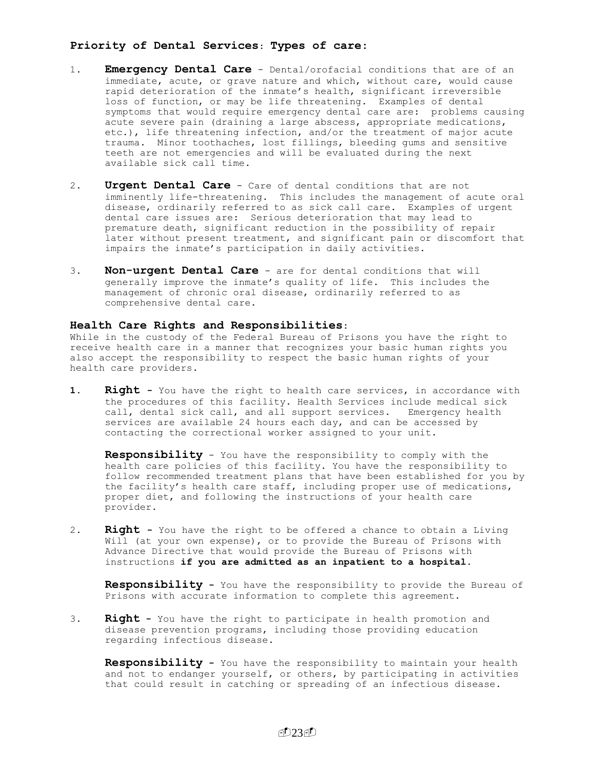## Priority of Dental Services: Types of care:

1. **Emergency Dental Care** - Dental/orofacial conditions that are of an immediate, acute, or grave nature and which, without care, would cause rapid deterioration of the inmate's health, significant irreversible loss of function, or may be life threatening. Examples of dental symptoms that would require emergency dental care are: problems causing acute severe pain (draining a large abscess, appropriate medications, etc.), life threatening infection, and/or the treatment of major acute trauma. Minor toothaches, lost fillings, bleeding gums and sensitive teeth are not emergencies and will be evaluated during the next available sick call time.

2. **Urgent Dental Care** - Care of dental conditions that are not imminently life-threatening. This includes the management of acute oral disease, ordinarily referred to as sick call care. Examples of urgent dental care issues are: Serious deterioration that may lead to premature death, significant reduction in the possibility of repair later without present treatment, and significant pain or discomfort that impairs the inmate's participation in daily activities.

3. **Non-urgent Dental Care** - are for dental conditions that will generally improve the inmate's quality of life. This includes the management of chronic oral disease, ordinarily referred to as comprehensive dental care.

## Health Care Rights and Responsibilities:

While in the custody of the Federal Bureau of Prisons you have the right to receive health care in a manner that recognizes your basic human rights you also accept the responsibility to respect the basic human rights of your health care providers.

1. **Right -** You have the right to health care services, in accordance with the procedures of this facility. Health Services include medical sick call, dental sick call, and all support services. Emergency health services are available 24 hours each day, and can be accessed by contacting the correctional worker assigned to your unit.

   **Responsibility** - You have the responsibility to comply with the health care policies of this facility. You have the responsibility to follow recommended treatment plans that have been established for you by the facility's health care staff, including proper use of medications, proper diet, and following the instructions of your health care provider.

2. **Right -** You have the right to be offered a chance to obtain a Living Will (at your own expense), or to provide the Bureau of Prisons with Advance Directive that would provide the Bureau of Prisons with instructions **if you are admitted as an inpatient to a hospital.**

   **Responsibility -** You have the responsibility to provide the Bureau of Prisons with accurate information to complete this agreement.

3. **Right -** You have the right to participate in health promotion and disease prevention programs, including those providing education regarding infectious disease.

   **Responsibility -** You have the responsibility to maintain your health and not to endanger yourself, or others, by participating in activities that could result in catching or spreading of an infectious disease.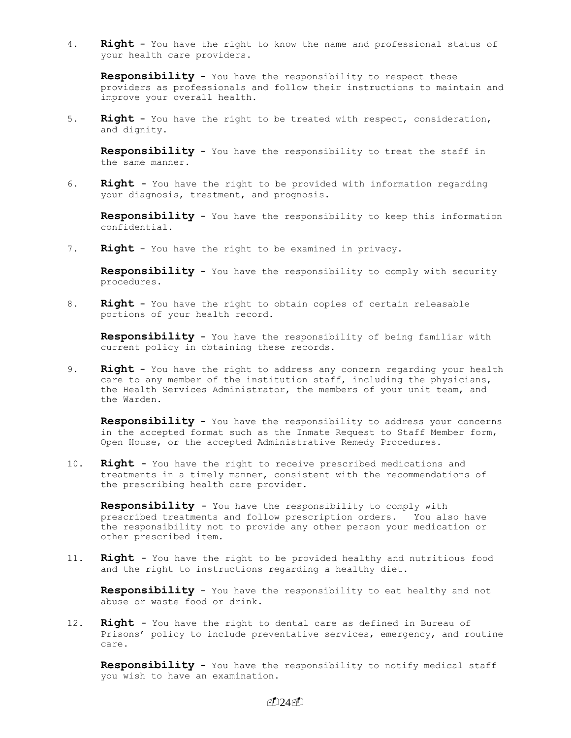4. **Right -** You have the right to know the name and professional status of your health care providers.

   **Responsibility -** You have the responsibility to respect these providers as professionals and follow their instructions to maintain and improve your overall health.

5. **Right -** You have the right to be treated with respect, consideration, and dignity.

   **Responsibility -** You have the responsibility to treat the staff in the same manner.

6. **Right -** You have the right to be provided with information regarding your diagnosis, treatment, and prognosis.

   **Responsibility -** You have the responsibility to keep this information confidential.

7. **Right** - You have the right to be examined in privacy.

   **Responsibility -** You have the responsibility to comply with security procedures.

8. **Right -** You have the right to obtain copies of certain releasable portions of your health record.

   **Responsibility -** You have the responsibility of being familiar with current policy in obtaining these records.

9. **Right -** You have the right to address any concern regarding your health care to any member of the institution staff, including the physicians, the Health Services Administrator, the members of your unit team, and the Warden.

   **Responsibility -** You have the responsibility to address your concerns in the accepted format such as the Inmate Request to Staff Member form, Open House, or the accepted Administrative Remedy Procedures.

10. **Right -** You have the right to receive prescribed medications and treatments in a timely manner, consistent with the recommendations of the prescribing health care provider.

    **Responsibility -** You have the responsibility to comply with prescribed treatments and follow prescription orders. You also have the responsibility not to provide any other person your medication or other prescribed item.

11. **Right -** You have the right to be provided healthy and nutritious food and the right to instructions regarding a healthy diet.

    **Responsibility** - You have the responsibility to eat healthy and not abuse or waste food or drink.

12. **Right -** You have the right to dental care as defined in Bureau of Prisons' policy to include preventative services, emergency, and routine care.

    **Responsibility -** You have the responsibility to notify medical staff you wish to have an examination.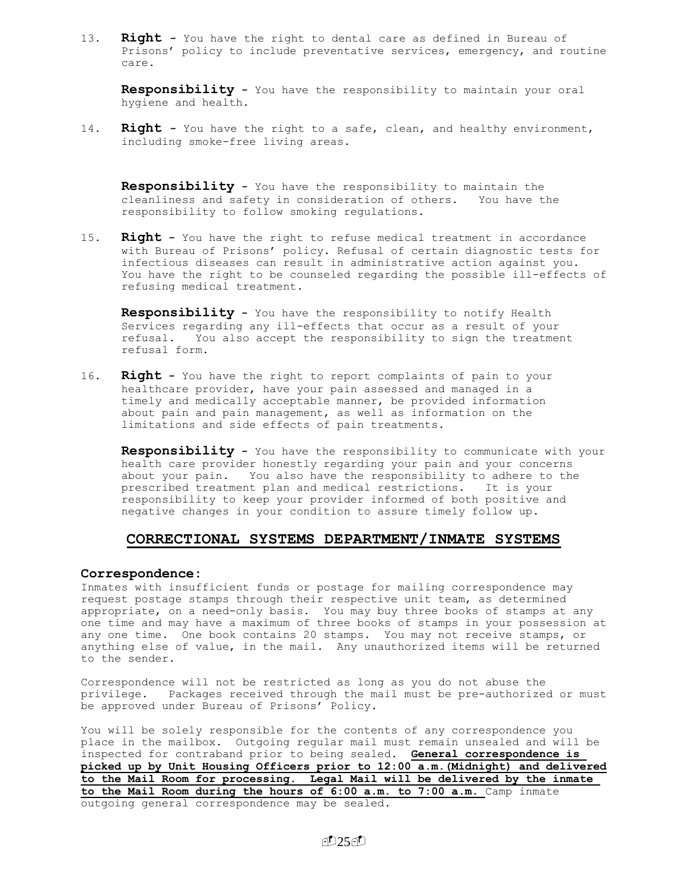13. **Right -** You have the right to dental care as defined in Bureau of Prisons' policy to include preventative services, emergency, and routine care.

    **Responsibility -** You have the responsibility to maintain your oral hygiene and health.

14. **Right -** You have the right to a safe, clean, and healthy environment, including smoke-free living areas.

    **Responsibility -** You have the responsibility to maintain the cleanliness and safety in consideration of others. You have the responsibility to follow smoking regulations.

15. **Right -** You have the right to refuse medical treatment in accordance with Bureau of Prisons' policy. Refusal of certain diagnostic tests for infectious diseases can result in administrative action against you. You have the right to be counseled regarding the possible ill-effects of refusing medical treatment.

    **Responsibility -** You have the responsibility to notify Health Services regarding any ill-effects that occur as a result of your refusal. You also accept the responsibility to sign the treatment refusal form.

16. **Right -** You have the right to report complaints of pain to your healthcare provider, have your pain assessed and managed in a timely and medically acceptable manner, be provided information about pain and pain management, as well as information on the limitations and side effects of pain treatments.

    **Responsibility -** You have the responsibility to communicate with your health care provider honestly regarding your pain and your concerns about your pain. You also have the responsibility to adhere to the prescribed treatment plan and medical restrictions. It is your responsibility to keep your provider informed of both positive and negative changes in your condition to assure timely follow up.

## CORRECTIONAL SYSTEMS DEPARTMENT/INMATE SYSTEMS

### Correspondence:

Inmates with insufficient funds or postage for mailing correspondence may request postage stamps through their respective unit team, as determined appropriate, on a need-only basis. You may buy three books of stamps at any one time and may have a maximum of three books of stamps in your possession at any one time. One book contains 20 stamps. You may not receive stamps, or anything else of value, in the mail. Any unauthorized items will be returned to the sender.

Correspondence will not be restricted as long as you do not abuse the privilege. Packages received through the mail must be pre-authorized or must be approved under Bureau of Prisons' Policy.

You will be solely responsible for the contents of any correspondence you place in the mailbox. Outgoing regular mail must remain unsealed and will be inspected for contraband prior to being sealed. **General correspondence is picked up by Unit Housing Officers prior to 12:00 a.m.(Midnight) and delivered to the Mail Room for processing. Legal Mail will be delivered by the inmate to the Mail Room during the hours of 6:00 a.m. to 7:00 a.m.** Camp inmate outgoing general correspondence may be sealed.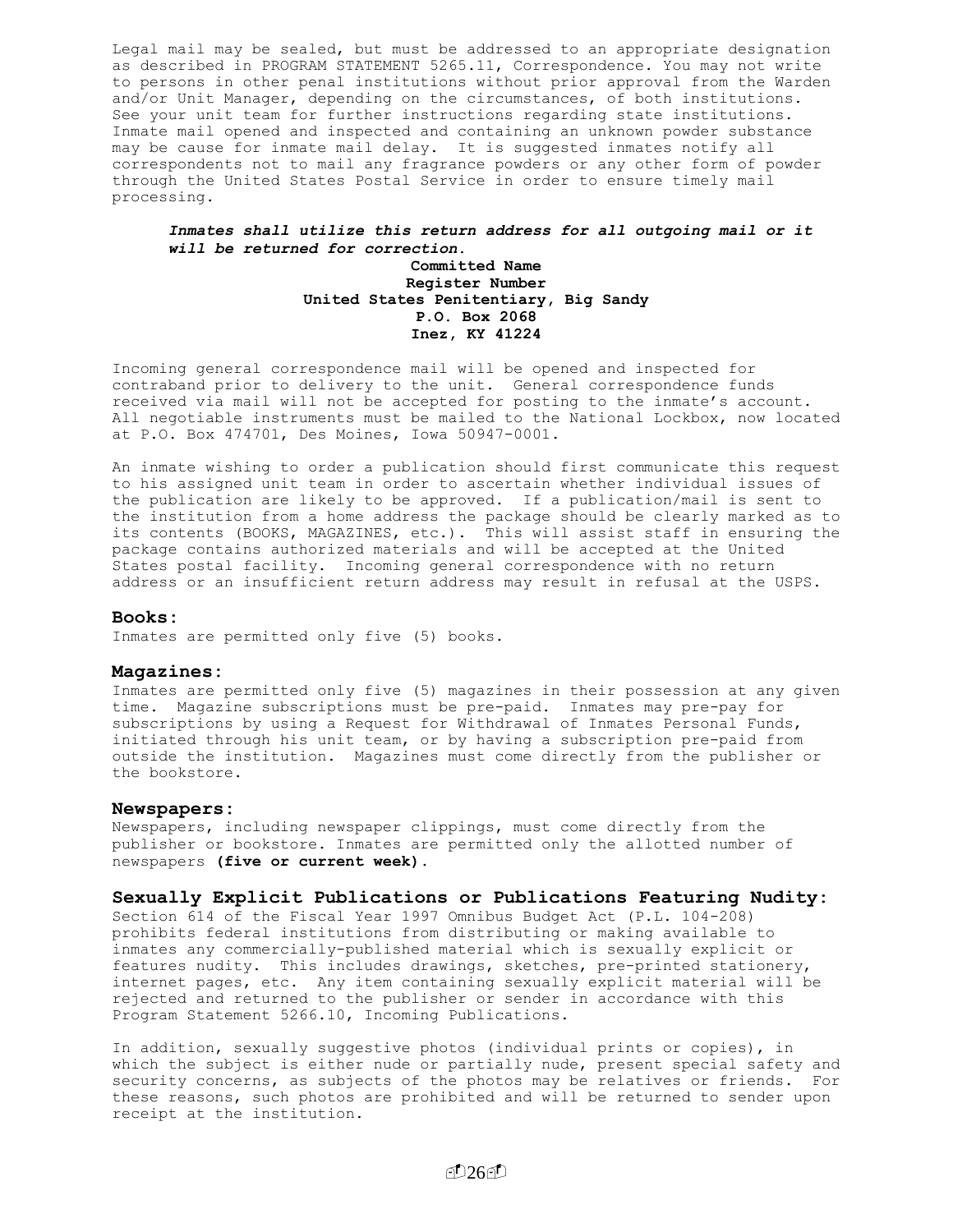Legal mail may be sealed, but must be addressed to an appropriate designation as described in PROGRAM STATEMENT 5265.11, Correspondence. You may not write to persons in other penal institutions without prior approval from the Warden and/or Unit Manager, depending on the circumstances, of both institutions. See your unit team for further instructions regarding state institutions. Inmate mail opened and inspected and containing an unknown powder substance may be cause for inmate mail delay. It is suggested inmates notify all correspondents not to mail any fragrance powders or any other form of powder through the United States Postal Service in order to ensure timely mail processing.

***Inmates shall utilize this return address for all outgoing mail or it will be returned for correction.***

**Committed Name**
**Register Number**
**United States Penitentiary, Big Sandy**
**P.O. Box 2068**
**Inez, KY 41224**

Incoming general correspondence mail will be opened and inspected for contraband prior to delivery to the unit. General correspondence funds received via mail will not be accepted for posting to the inmate's account. All negotiable instruments must be mailed to the National Lockbox, now located at P.O. Box 474701, Des Moines, Iowa 50947-0001.

An inmate wishing to order a publication should first communicate this request to his assigned unit team in order to ascertain whether individual issues of the publication are likely to be approved. If a publication/mail is sent to the institution from a home address the package should be clearly marked as to its contents (BOOKS, MAGAZINES, etc.). This will assist staff in ensuring the package contains authorized materials and will be accepted at the United States postal facility. Incoming general correspondence with no return address or an insufficient return address may result in refusal at the USPS.

## Books:

Inmates are permitted only five (5) books.

## Magazines:

Inmates are permitted only five (5) magazines in their possession at any given time. Magazine subscriptions must be pre-paid. Inmates may pre-pay for subscriptions by using a Request for Withdrawal of Inmates Personal Funds, initiated through his unit team, or by having a subscription pre-paid from outside the institution. Magazines must come directly from the publisher or the bookstore.

## Newspapers:

Newspapers, including newspaper clippings, must come directly from the publisher or bookstore. Inmates are permitted only the allotted number of newspapers **(five or current week).**

## Sexually Explicit Publications or Publications Featuring Nudity:

Section 614 of the Fiscal Year 1997 Omnibus Budget Act (P.L. 104-208) prohibits federal institutions from distributing or making available to inmates any commercially-published material which is sexually explicit or features nudity. This includes drawings, sketches, pre-printed stationery, internet pages, etc. Any item containing sexually explicit material will be rejected and returned to the publisher or sender in accordance with this Program Statement 5266.10, Incoming Publications.

In addition, sexually suggestive photos (individual prints or copies), in which the subject is either nude or partially nude, present special safety and security concerns, as subjects of the photos may be relatives or friends. For these reasons, such photos are prohibited and will be returned to sender upon receipt at the institution.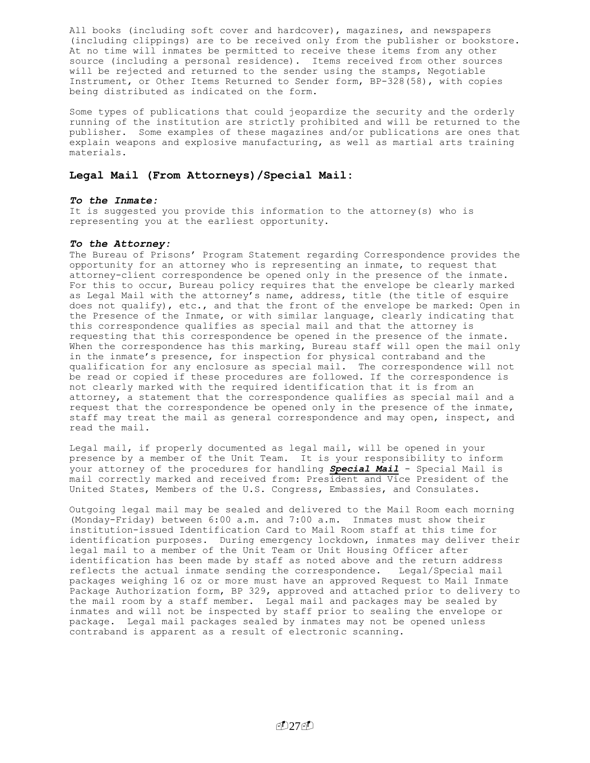All books (including soft cover and hardcover), magazines, and newspapers (including clippings) are to be received only from the publisher or bookstore. At no time will inmates be permitted to receive these items from any other source (including a personal residence). Items received from other sources will be rejected and returned to the sender using the stamps, Negotiable Instrument, or Other Items Returned to Sender form, BP-328(58), with copies being distributed as indicated on the form.

Some types of publications that could jeopardize the security and the orderly running of the institution are strictly prohibited and will be returned to the publisher. Some examples of these magazines and/or publications are ones that explain weapons and explosive manufacturing, as well as martial arts training materials.

## Legal Mail (From Attorneys)/Special Mail:

***To the Inmate:***
It is suggested you provide this information to the attorney(s) who is representing you at the earliest opportunity.

***To the Attorney:***
The Bureau of Prisons' Program Statement regarding Correspondence provides the opportunity for an attorney who is representing an inmate, to request that attorney-client correspondence be opened only in the presence of the inmate. For this to occur, Bureau policy requires that the envelope be clearly marked as Legal Mail with the attorney's name, address, title (the title of esquire does not qualify), etc., and that the front of the envelope be marked: Open in the Presence of the Inmate, or with similar language, clearly indicating that this correspondence qualifies as special mail and that the attorney is requesting that this correspondence be opened in the presence of the inmate. When the correspondence has this marking, Bureau staff will open the mail only in the inmate's presence, for inspection for physical contraband and the qualification for any enclosure as special mail. The correspondence will not be read or copied if these procedures are followed. If the correspondence is not clearly marked with the required identification that it is from an attorney, a statement that the correspondence qualifies as special mail and a request that the correspondence be opened only in the presence of the inmate, staff may treat the mail as general correspondence and may open, inspect, and read the mail.

Legal mail, if properly documented as legal mail, will be opened in your presence by a member of the Unit Team. It is your responsibility to inform your attorney of the procedures for handling ***Special Mail*** - Special Mail is mail correctly marked and received from: President and Vice President of the United States, Members of the U.S. Congress, Embassies, and Consulates.

Outgoing legal mail may be sealed and delivered to the Mail Room each morning (Monday-Friday) between 6:00 a.m. and 7:00 a.m. Inmates must show their institution-issued Identification Card to Mail Room staff at this time for identification purposes. During emergency lockdown, inmates may deliver their legal mail to a member of the Unit Team or Unit Housing Officer after identification has been made by staff as noted above and the return address reflects the actual inmate sending the correspondence. Legal/Special mail packages weighing 16 oz or more must have an approved Request to Mail Inmate Package Authorization form, BP 329, approved and attached prior to delivery to the mail room by a staff member. Legal mail and packages may be sealed by inmates and will not be inspected by staff prior to sealing the envelope or package. Legal mail packages sealed by inmates may not be opened unless contraband is apparent as a result of electronic scanning.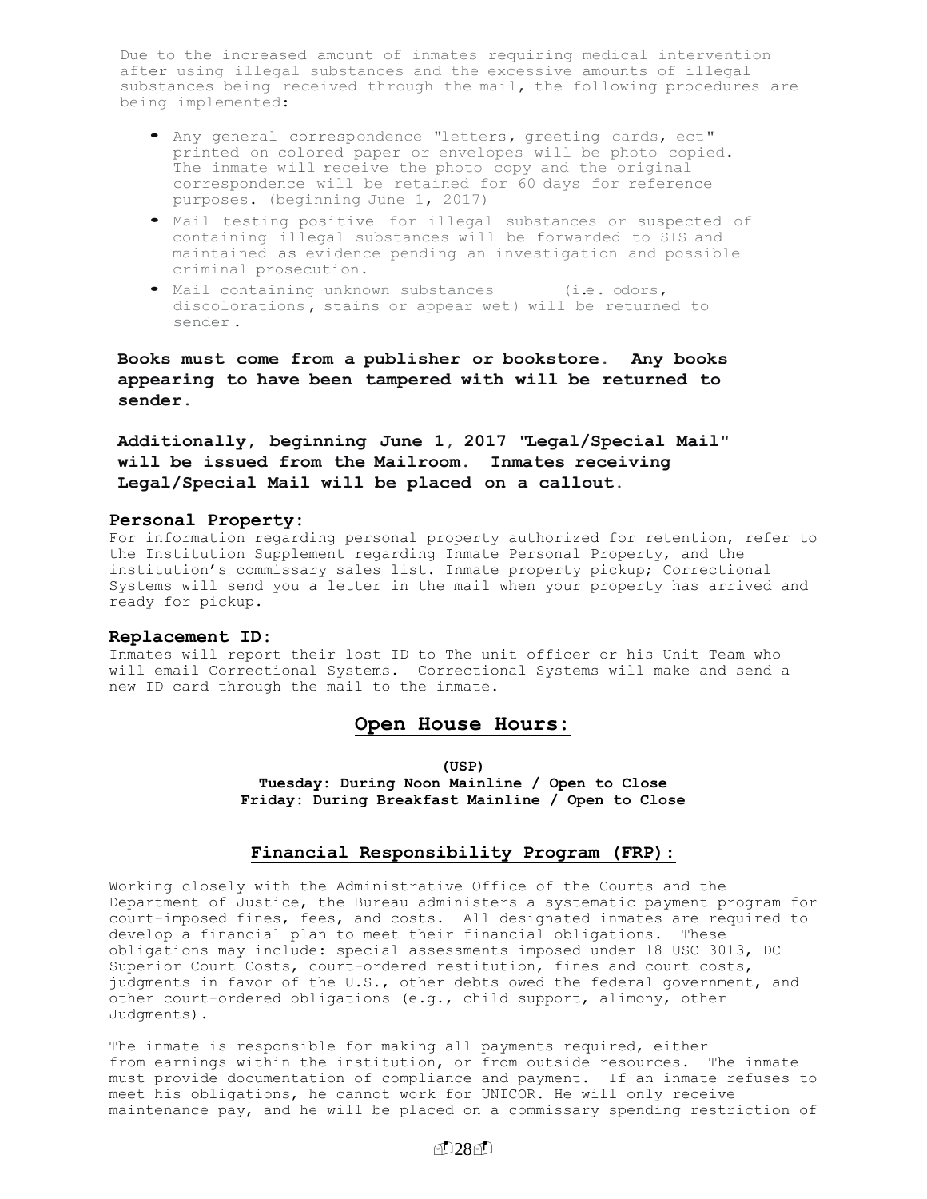Due to the increased amount of inmates requiring medical intervention after using illegal substances and the excessive amounts of illegal substances being received through the mail, the following procedures are being implemented:

- Any general correspondence "letters, greeting cards, ect" printed on colored paper or envelopes will be photo copied. The inmate will receive the photo copy and the original correspondence will be retained for 60 days for reference purposes. (beginning June 1, 2017)
- Mail testing positive for illegal substances or suspected of containing illegal substances will be forwarded to SIS and maintained as evidence pending an investigation and possible criminal prosecution.
- Mail containing unknown substances (i.e. odors, discolorations, stains or appear wet) will be returned to sender.

**Books must come from a publisher or bookstore. Any books appearing to have been tampered with will be returned to sender.**

**Additionally, beginning June 1, 2017 "Legal/Special Mail" will be issued from the Mailroom. Inmates receiving Legal/Special Mail will be placed on a callout.**

**Personal Property:**
For information regarding personal property authorized for retention, refer to the Institution Supplement regarding Inmate Personal Property, and the institution's commissary sales list. Inmate property pickup; Correctional Systems will send you a letter in the mail when your property has arrived and ready for pickup.

**Replacement ID:**
Inmates will report their lost ID to The unit officer or his Unit Team who will email Correctional Systems. Correctional Systems will make and send a new ID card through the mail to the inmate.

## Open House Hours:

**(USP)**
**Tuesday: During Noon Mainline / Open to Close**
**Friday: During Breakfast Mainline / Open to Close**

## Financial Responsibility Program (FRP):

Working closely with the Administrative Office of the Courts and the Department of Justice, the Bureau administers a systematic payment program for court-imposed fines, fees, and costs. All designated inmates are required to develop a financial plan to meet their financial obligations. These obligations may include: special assessments imposed under 18 USC 3013, DC Superior Court Costs, court-ordered restitution, fines and court costs, judgments in favor of the U.S., other debts owed the federal government, and other court-ordered obligations (e.g., child support, alimony, other Judgments).

The inmate is responsible for making all payments required, either from earnings within the institution, or from outside resources. The inmate must provide documentation of compliance and payment. If an inmate refuses to meet his obligations, he cannot work for UNICOR. He will only receive maintenance pay, and he will be placed on a commissary spending restriction of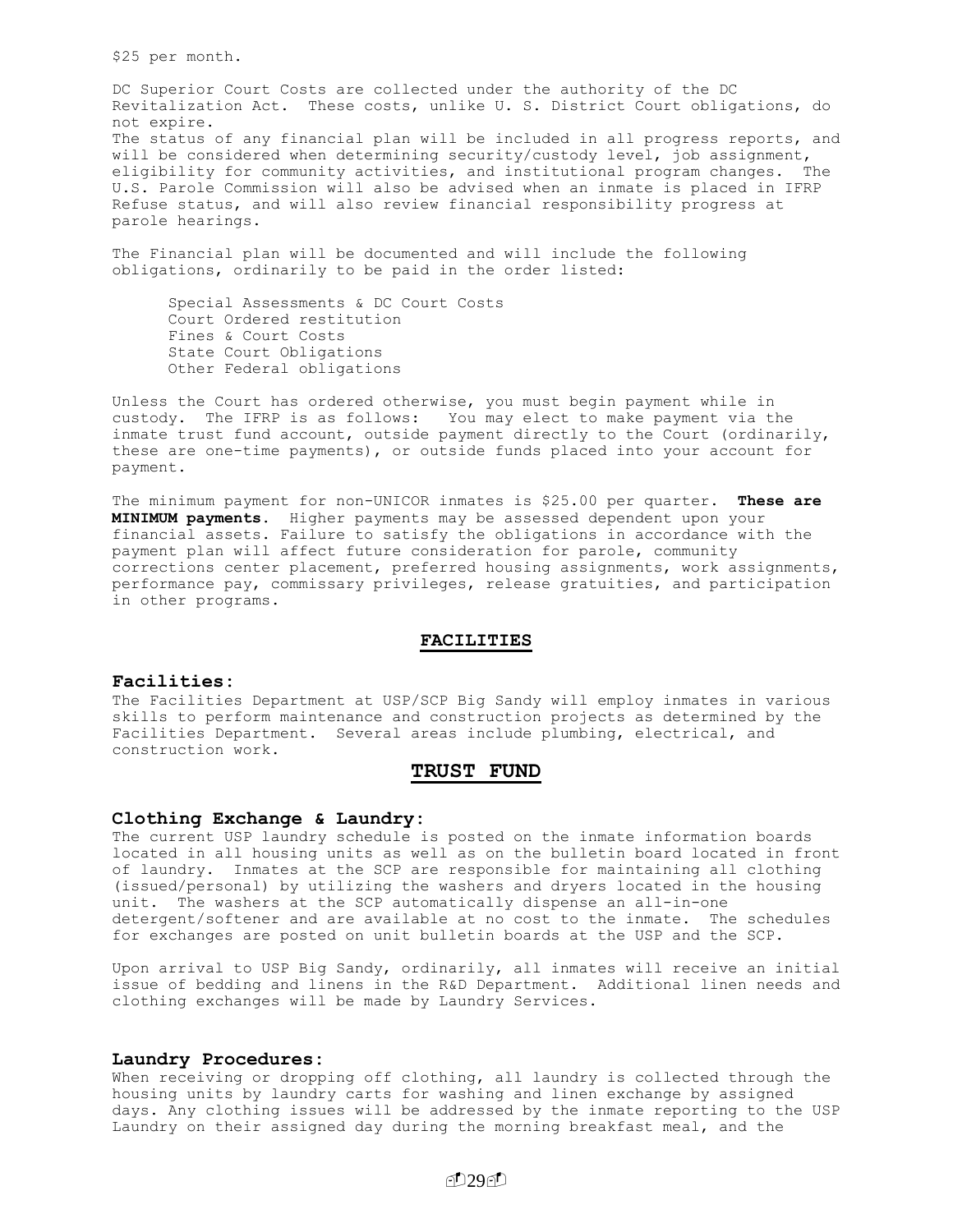$25 per month.

DC Superior Court Costs are collected under the authority of the DC Revitalization Act. These costs, unlike U. S. District Court obligations, do not expire.
The status of any financial plan will be included in all progress reports, and will be considered when determining security/custody level, job assignment, eligibility for community activities, and institutional program changes. The U.S. Parole Commission will also be advised when an inmate is placed in IFRP Refuse status, and will also review financial responsibility progress at parole hearings.

The Financial plan will be documented and will include the following obligations, ordinarily to be paid in the order listed:

- Special Assessments & DC Court Costs
- Court Ordered restitution
- Fines & Court Costs
- State Court Obligations
- Other Federal obligations

Unless the Court has ordered otherwise, you must begin payment while in custody. The IFRP is as follows: You may elect to make payment via the inmate trust fund account, outside payment directly to the Court (ordinarily, these are one-time payments), or outside funds placed into your account for payment.

The minimum payment for non-UNICOR inmates is $25.00 per quarter. **These are MINIMUM payments.** Higher payments may be assessed dependent upon your financial assets. Failure to satisfy the obligations in accordance with the payment plan will affect future consideration for parole, community corrections center placement, preferred housing assignments, work assignments, performance pay, commissary privileges, release gratuities, and participation in other programs.

## FACILITIES

### Facilities:

The Facilities Department at USP/SCP Big Sandy will employ inmates in various skills to perform maintenance and construction projects as determined by the Facilities Department. Several areas include plumbing, electrical, and construction work.

## TRUST FUND

### Clothing Exchange & Laundry:

The current USP laundry schedule is posted on the inmate information boards located in all housing units as well as on the bulletin board located in front of laundry. Inmates at the SCP are responsible for maintaining all clothing (issued/personal) by utilizing the washers and dryers located in the housing unit. The washers at the SCP automatically dispense an all-in-one detergent/softener and are available at no cost to the inmate. The schedules for exchanges are posted on unit bulletin boards at the USP and the SCP.

Upon arrival to USP Big Sandy, ordinarily, all inmates will receive an initial issue of bedding and linens in the R&D Department. Additional linen needs and clothing exchanges will be made by Laundry Services.

### Laundry Procedures:

When receiving or dropping off clothing, all laundry is collected through the housing units by laundry carts for washing and linen exchange by assigned days. Any clothing issues will be addressed by the inmate reporting to the USP Laundry on their assigned day during the morning breakfast meal, and the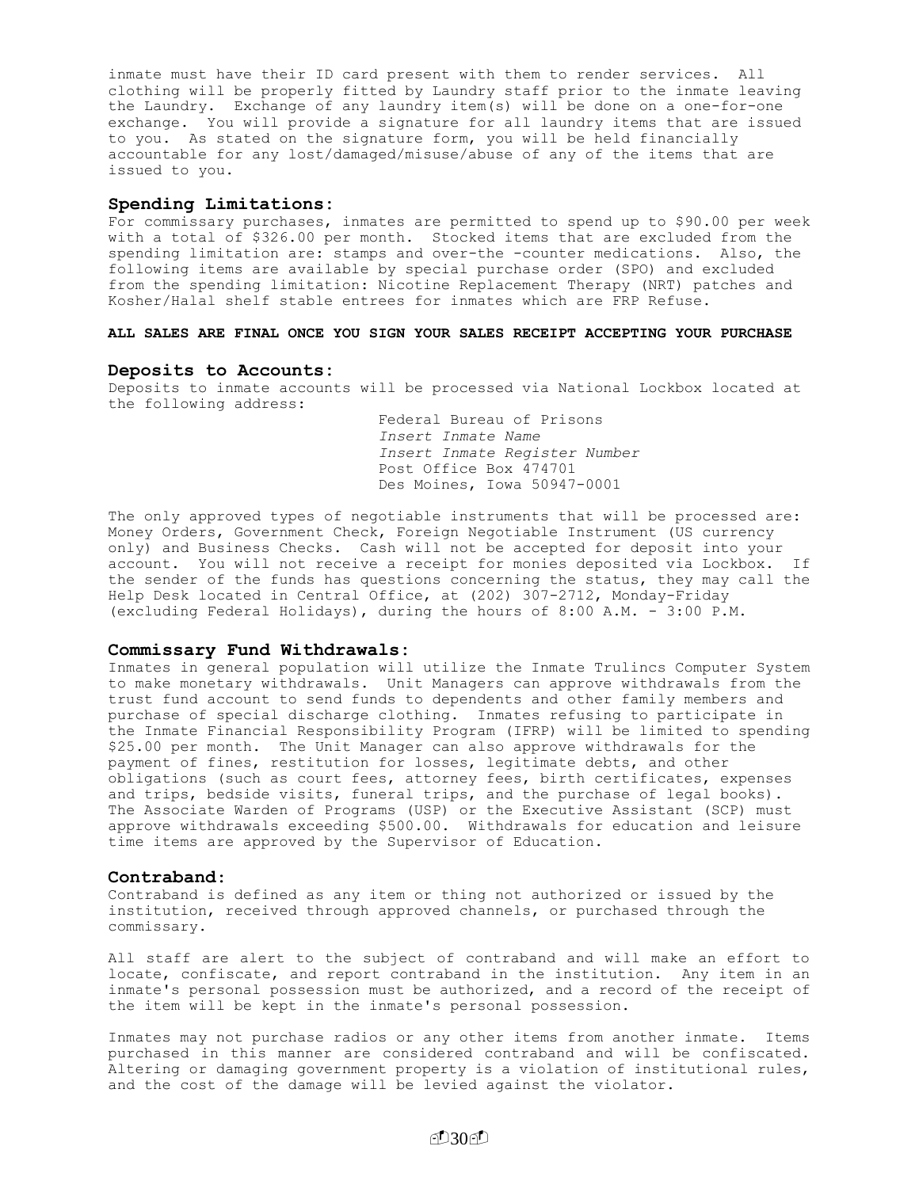inmate must have their ID card present with them to render services. All clothing will be properly fitted by Laundry staff prior to the inmate leaving the Laundry. Exchange of any laundry item(s) will be done on a one-for-one exchange. You will provide a signature for all laundry items that are issued to you. As stated on the signature form, you will be held financially accountable for any lost/damaged/misuse/abuse of any of the items that are issued to you.

### Spending Limitations:

For commissary purchases, inmates are permitted to spend up to $90.00 per week with a total of $326.00 per month. Stocked items that are excluded from the spending limitation are: stamps and over-the -counter medications. Also, the following items are available by special purchase order (SPO) and excluded from the spending limitation: Nicotine Replacement Therapy (NRT) patches and Kosher/Halal shelf stable entrees for inmates which are FRP Refuse.

**ALL SALES ARE FINAL ONCE YOU SIGN YOUR SALES RECEIPT ACCEPTING YOUR PURCHASE**

### Deposits to Accounts:

Deposits to inmate accounts will be processed via National Lockbox located at the following address:

Federal Bureau of Prisons
*Insert Inmate Name*
*Insert Inmate Register Number*
Post Office Box 474701
Des Moines, Iowa 50947-0001

The only approved types of negotiable instruments that will be processed are: Money Orders, Government Check, Foreign Negotiable Instrument (US currency only) and Business Checks. Cash will not be accepted for deposit into your account. You will not receive a receipt for monies deposited via Lockbox. If the sender of the funds has questions concerning the status, they may call the Help Desk located in Central Office, at (202) 307-2712, Monday-Friday (excluding Federal Holidays), during the hours of 8:00 A.M. - 3:00 P.M.

### Commissary Fund Withdrawals:

Inmates in general population will utilize the Inmate Trulincs Computer System to make monetary withdrawals. Unit Managers can approve withdrawals from the trust fund account to send funds to dependents and other family members and purchase of special discharge clothing. Inmates refusing to participate in the Inmate Financial Responsibility Program (IFRP) will be limited to spending $25.00 per month. The Unit Manager can also approve withdrawals for the payment of fines, restitution for losses, legitimate debts, and other obligations (such as court fees, attorney fees, birth certificates, expenses and trips, bedside visits, funeral trips, and the purchase of legal books). The Associate Warden of Programs (USP) or the Executive Assistant (SCP) must approve withdrawals exceeding $500.00. Withdrawals for education and leisure time items are approved by the Supervisor of Education.

### Contraband:

Contraband is defined as any item or thing not authorized or issued by the institution, received through approved channels, or purchased through the commissary.

All staff are alert to the subject of contraband and will make an effort to locate, confiscate, and report contraband in the institution. Any item in an inmate's personal possession must be authorized, and a record of the receipt of the item will be kept in the inmate's personal possession.

Inmates may not purchase radios or any other items from another inmate. Items purchased in this manner are considered contraband and will be confiscated. Altering or damaging government property is a violation of institutional rules, and the cost of the damage will be levied against the violator.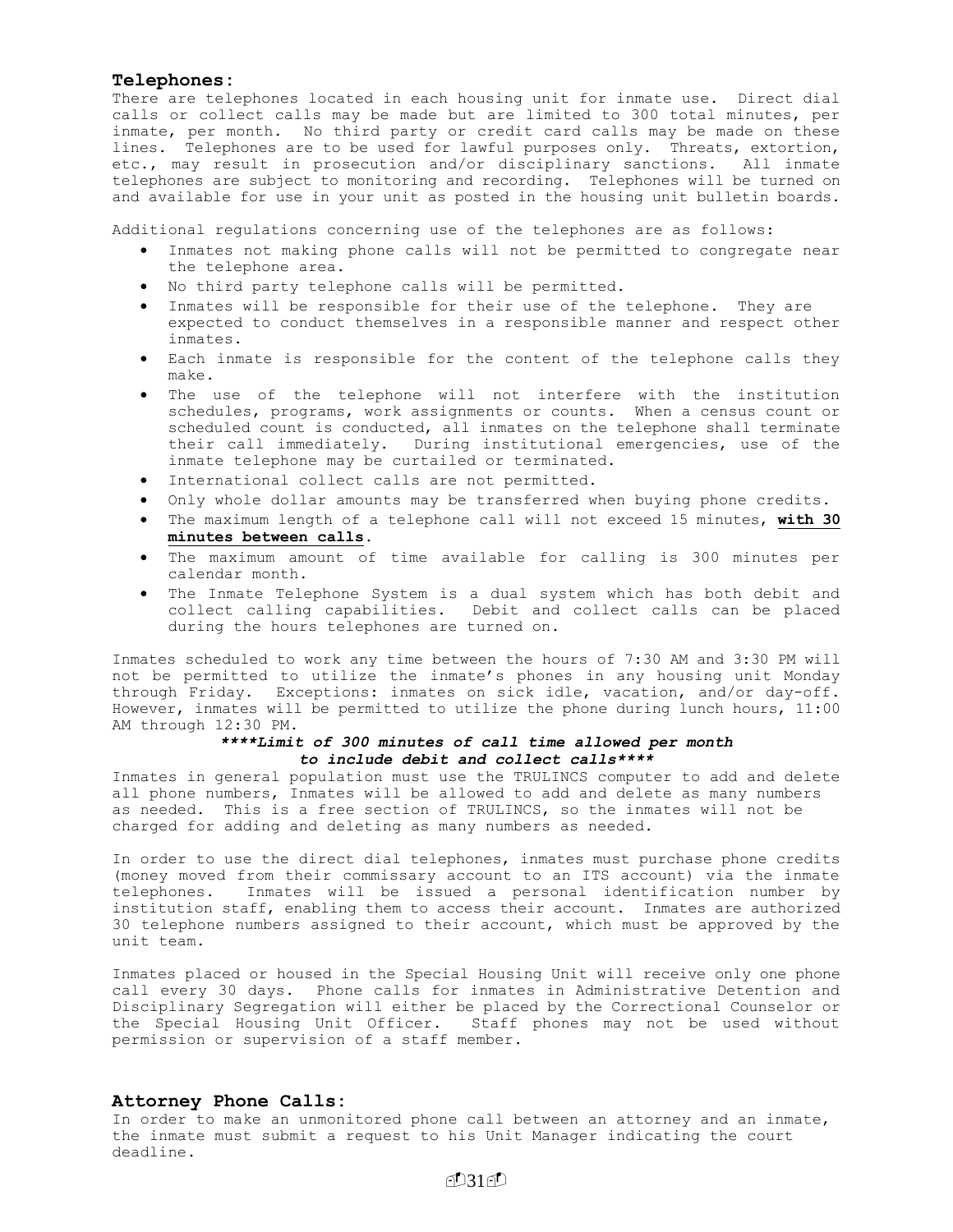## Telephones:

There are telephones located in each housing unit for inmate use. Direct dial calls or collect calls may be made but are limited to 300 total minutes, per inmate, per month. No third party or credit card calls may be made on these lines. Telephones are to be used for lawful purposes only. Threats, extortion, etc., may result in prosecution and/or disciplinary sanctions. All inmate telephones are subject to monitoring and recording. Telephones will be turned on and available for use in your unit as posted in the housing unit bulletin boards.

Additional regulations concerning use of the telephones are as follows:

- Inmates not making phone calls will not be permitted to congregate near the telephone area.
- No third party telephone calls will be permitted.
- Inmates will be responsible for their use of the telephone. They are expected to conduct themselves in a responsible manner and respect other inmates.
- Each inmate is responsible for the content of the telephone calls they make.
- The use of the telephone will not interfere with the institution schedules, programs, work assignments or counts. When a census count or scheduled count is conducted, all inmates on the telephone shall terminate their call immediately. During institutional emergencies, use of the inmate telephone may be curtailed or terminated.
- International collect calls are not permitted.
- Only whole dollar amounts may be transferred when buying phone credits.
- The maximum length of a telephone call will not exceed 15 minutes, **with 30 minutes between calls**.
- The maximum amount of time available for calling is 300 minutes per calendar month.
- The Inmate Telephone System is a dual system which has both debit and collect calling capabilities. Debit and collect calls can be placed during the hours telephones are turned on.

Inmates scheduled to work any time between the hours of 7:30 AM and 3:30 PM will not be permitted to utilize the inmate's phones in any housing unit Monday through Friday. Exceptions: inmates on sick idle, vacation, and/or day-off. However, inmates will be permitted to utilize the phone during lunch hours, 11:00 AM through 12:30 PM.

***\*\*\*\*Limit of 300 minutes of call time allowed per month to include debit and collect calls\*\*\*\****

Inmates in general population must use the TRULINCS computer to add and delete all phone numbers, Inmates will be allowed to add and delete as many numbers as needed. This is a free section of TRULINCS, so the inmates will not be charged for adding and deleting as many numbers as needed.

In order to use the direct dial telephones, inmates must purchase phone credits (money moved from their commissary account to an ITS account) via the inmate telephones. Inmates will be issued a personal identification number by institution staff, enabling them to access their account. Inmates are authorized 30 telephone numbers assigned to their account, which must be approved by the unit team.

Inmates placed or housed in the Special Housing Unit will receive only one phone call every 30 days. Phone calls for inmates in Administrative Detention and Disciplinary Segregation will either be placed by the Correctional Counselor or the Special Housing Unit Officer. Staff phones may not be used without permission or supervision of a staff member.

## Attorney Phone Calls:

In order to make an unmonitored phone call between an attorney and an inmate, the inmate must submit a request to his Unit Manager indicating the court deadline.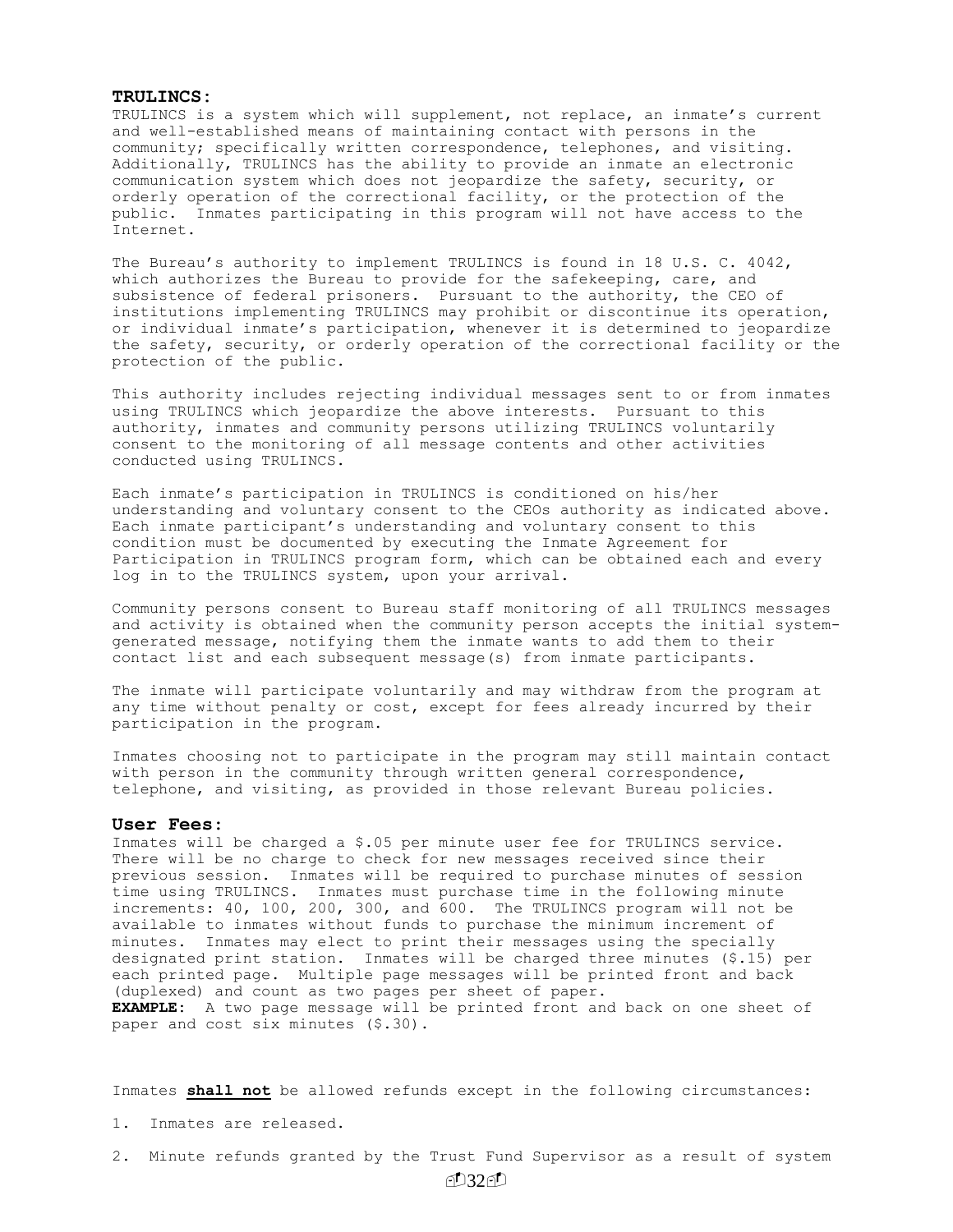**TRULINCS:**

TRULINCS is a system which will supplement, not replace, an inmate's current and well-established means of maintaining contact with persons in the community; specifically written correspondence, telephones, and visiting. Additionally, TRULINCS has the ability to provide an inmate an electronic communication system which does not jeopardize the safety, security, or orderly operation of the correctional facility, or the protection of the public. Inmates participating in this program will not have access to the Internet.

The Bureau's authority to implement TRULINCS is found in 18 U.S. C. 4042, which authorizes the Bureau to provide for the safekeeping, care, and subsistence of federal prisoners. Pursuant to the authority, the CEO of institutions implementing TRULINCS may prohibit or discontinue its operation, or individual inmate's participation, whenever it is determined to jeopardize the safety, security, or orderly operation of the correctional facility or the protection of the public.

This authority includes rejecting individual messages sent to or from inmates using TRULINCS which jeopardize the above interests. Pursuant to this authority, inmates and community persons utilizing TRULINCS voluntarily consent to the monitoring of all message contents and other activities conducted using TRULINCS.

Each inmate's participation in TRULINCS is conditioned on his/her understanding and voluntary consent to the CEOs authority as indicated above. Each inmate participant's understanding and voluntary consent to this condition must be documented by executing the Inmate Agreement for Participation in TRULINCS program form, which can be obtained each and every log in to the TRULINCS system, upon your arrival.

Community persons consent to Bureau staff monitoring of all TRULINCS messages and activity is obtained when the community person accepts the initial system-generated message, notifying them the inmate wants to add them to their contact list and each subsequent message(s) from inmate participants.

The inmate will participate voluntarily and may withdraw from the program at any time without penalty or cost, except for fees already incurred by their participation in the program.

Inmates choosing not to participate in the program may still maintain contact with person in the community through written general correspondence, telephone, and visiting, as provided in those relevant Bureau policies.

**User Fees:**

Inmates will be charged a $.05 per minute user fee for TRULINCS service. There will be no charge to check for new messages received since their previous session. Inmates will be required to purchase minutes of session time using TRULINCS. Inmates must purchase time in the following minute increments: 40, 100, 200, 300, and 600. The TRULINCS program will not be available to inmates without funds to purchase the minimum increment of minutes. Inmates may elect to print their messages using the specially designated print station. Inmates will be charged three minutes ($.15) per each printed page. Multiple page messages will be printed front and back (duplexed) and count as two pages per sheet of paper.
**EXAMPLE:** A two page message will be printed front and back on one sheet of paper and cost six minutes ($.30).

Inmates **shall not** be allowed refunds except in the following circumstances:

1. Inmates are released.
2. Minute refunds granted by the Trust Fund Supervisor as a result of system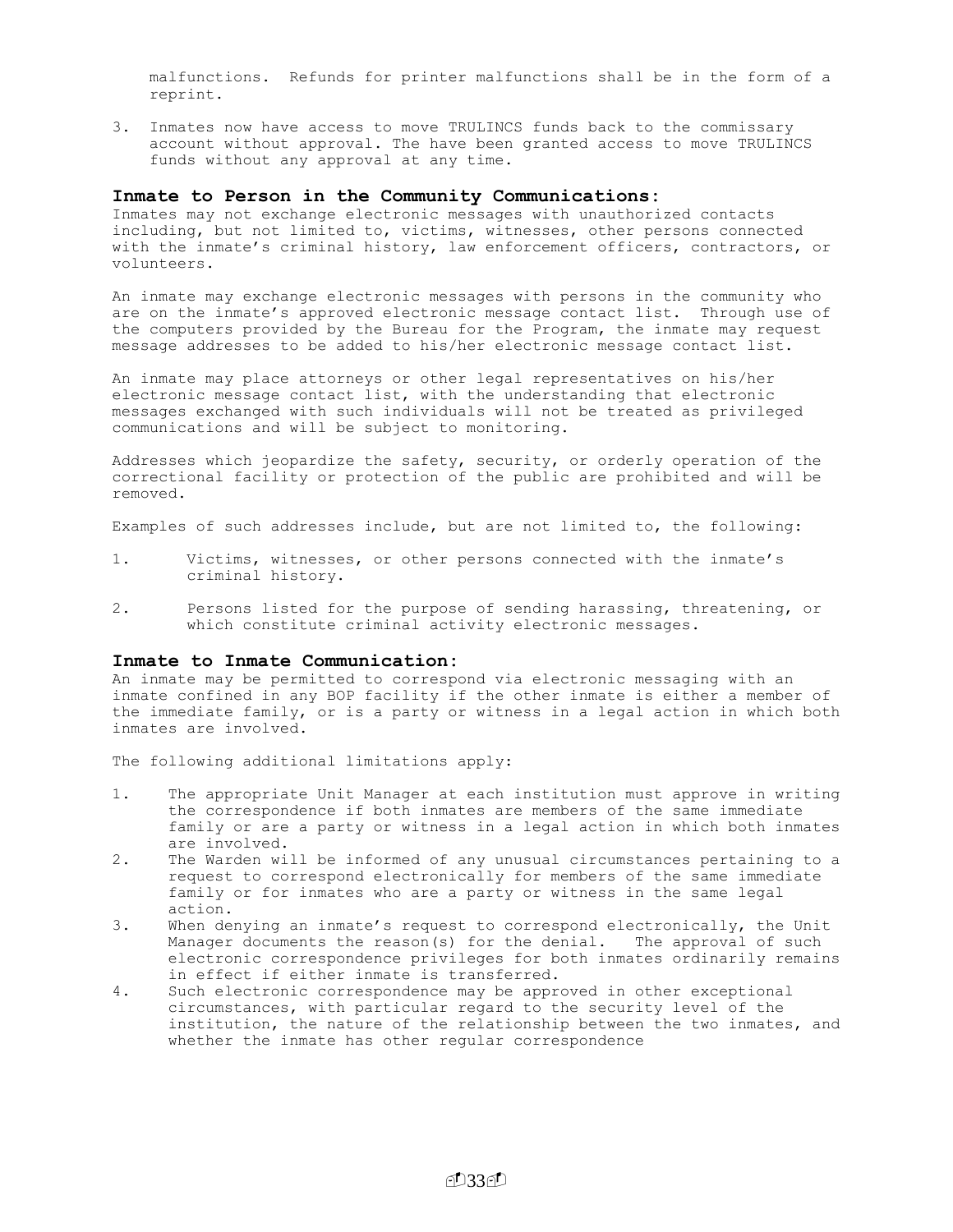malfunctions. Refunds for printer malfunctions shall be in the form of a reprint.

3. Inmates now have access to move TRULINCS funds back to the commissary account without approval. The have been granted access to move TRULINCS funds without any approval at any time.

## Inmate to Person in the Community Communications:

Inmates may not exchange electronic messages with unauthorized contacts including, but not limited to, victims, witnesses, other persons connected with the inmate's criminal history, law enforcement officers, contractors, or volunteers.

An inmate may exchange electronic messages with persons in the community who are on the inmate's approved electronic message contact list. Through use of the computers provided by the Bureau for the Program, the inmate may request message addresses to be added to his/her electronic message contact list.

An inmate may place attorneys or other legal representatives on his/her electronic message contact list, with the understanding that electronic messages exchanged with such individuals will not be treated as privileged communications and will be subject to monitoring.

Addresses which jeopardize the safety, security, or orderly operation of the correctional facility or protection of the public are prohibited and will be removed.

Examples of such addresses include, but are not limited to, the following:

1. Victims, witnesses, or other persons connected with the inmate's criminal history.

2. Persons listed for the purpose of sending harassing, threatening, or which constitute criminal activity electronic messages.

## Inmate to Inmate Communication:

An inmate may be permitted to correspond via electronic messaging with an inmate confined in any BOP facility if the other inmate is either a member of the immediate family, or is a party or witness in a legal action in which both inmates are involved.

The following additional limitations apply:

1. The appropriate Unit Manager at each institution must approve in writing the correspondence if both inmates are members of the same immediate family or are a party or witness in a legal action in which both inmates are involved.
2. The Warden will be informed of any unusual circumstances pertaining to a request to correspond electronically for members of the same immediate family or for inmates who are a party or witness in the same legal action.
3. When denying an inmate's request to correspond electronically, the Unit Manager documents the reason(s) for the denial. The approval of such electronic correspondence privileges for both inmates ordinarily remains in effect if either inmate is transferred.
4. Such electronic correspondence may be approved in other exceptional circumstances, with particular regard to the security level of the institution, the nature of the relationship between the two inmates, and whether the inmate has other regular correspondence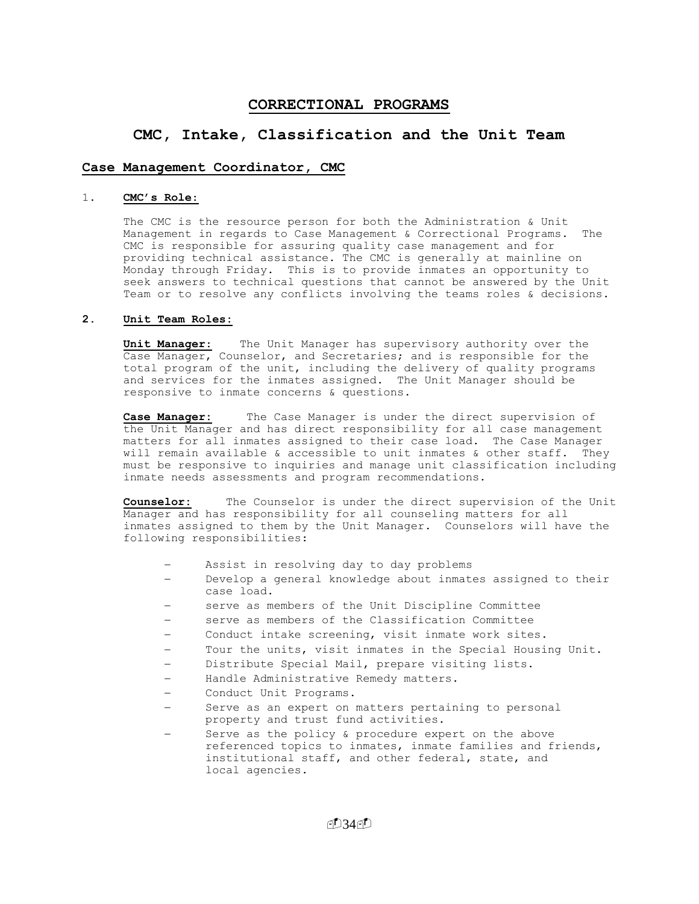# CORRECTIONAL PROGRAMS

## CMC, Intake, Classification and the Unit Team

### Case Management Coordinator, CMC

1. **CMC's Role:**

   The CMC is the resource person for both the Administration & Unit Management in regards to Case Management & Correctional Programs. The CMC is responsible for assuring quality case management and for providing technical assistance. The CMC is generally at mainline on Monday through Friday. This is to provide inmates an opportunity to seek answers to technical questions that cannot be answered by the Unit Team or to resolve any conflicts involving the teams roles & decisions.

2. **Unit Team Roles:**

   **Unit Manager:** The Unit Manager has supervisory authority over the Case Manager, Counselor, and Secretaries; and is responsible for the total program of the unit, including the delivery of quality programs and services for the inmates assigned. The Unit Manager should be responsive to inmate concerns & questions.

   **Case Manager:** The Case Manager is under the direct supervision of the Unit Manager and has direct responsibility for all case management matters for all inmates assigned to their case load. The Case Manager will remain available & accessible to unit inmates & other staff. They must be responsive to inquiries and manage unit classification including inmate needs assessments and program recommendations.

   **Counselor:** The Counselor is under the direct supervision of the Unit Manager and has responsibility for all counseling matters for all inmates assigned to them by the Unit Manager. Counselors will have the following responsibilities:

   - Assist in resolving day to day problems
   - Develop a general knowledge about inmates assigned to their case load.
   - serve as members of the Unit Discipline Committee
   - serve as members of the Classification Committee
   - Conduct intake screening, visit inmate work sites.
   - Tour the units, visit inmates in the Special Housing Unit.
   - Distribute Special Mail, prepare visiting lists.
   - Handle Administrative Remedy matters.
   - Conduct Unit Programs.
   - Serve as an expert on matters pertaining to personal property and trust fund activities.
   - Serve as the policy & procedure expert on the above referenced topics to inmates, inmate families and friends, institutional staff, and other federal, state, and local agencies.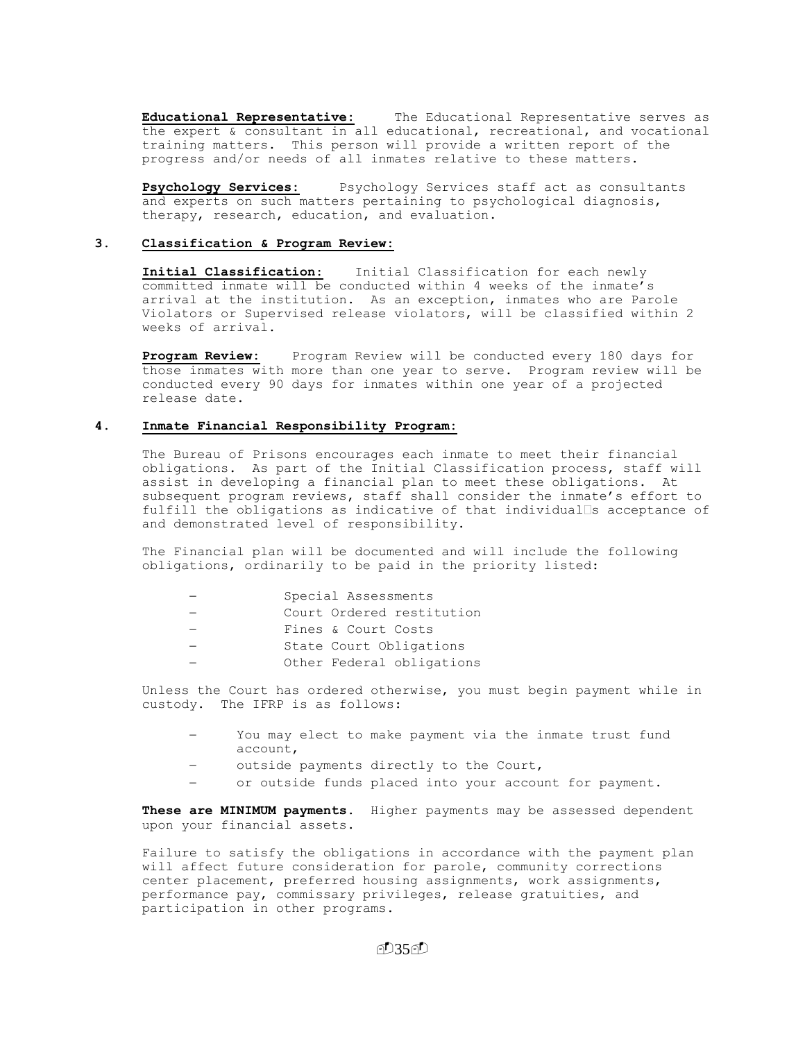**Educational Representative:** The Educational Representative serves as the expert & consultant in all educational, recreational, and vocational training matters. This person will provide a written report of the progress and/or needs of all inmates relative to these matters.

**Psychology Services:** Psychology Services staff act as consultants and experts on such matters pertaining to psychological diagnosis, therapy, research, education, and evaluation.

### 3. Classification & Program Review:

**Initial Classification:** Initial Classification for each newly committed inmate will be conducted within 4 weeks of the inmate's arrival at the institution. As an exception, inmates who are Parole Violators or Supervised release violators, will be classified within 2 weeks of arrival.

**Program Review:** Program Review will be conducted every 180 days for those inmates with more than one year to serve. Program review will be conducted every 90 days for inmates within one year of a projected release date.

### 4. Inmate Financial Responsibility Program:

The Bureau of Prisons encourages each inmate to meet their financial obligations. As part of the Initial Classification process, staff will assist in developing a financial plan to meet these obligations. At subsequent program reviews, staff shall consider the inmate's effort to fulfill the obligations as indicative of that individual's acceptance of and demonstrated level of responsibility.

The Financial plan will be documented and will include the following obligations, ordinarily to be paid in the priority listed:

- Special Assessments
- Court Ordered restitution
- Fines & Court Costs
- State Court Obligations
- Other Federal obligations

Unless the Court has ordered otherwise, you must begin payment while in custody. The IFRP is as follows:

- You may elect to make payment via the inmate trust fund account,
- outside payments directly to the Court,
- or outside funds placed into your account for payment.

**These are MINIMUM payments.** Higher payments may be assessed dependent upon your financial assets.

Failure to satisfy the obligations in accordance with the payment plan will affect future consideration for parole, community corrections center placement, preferred housing assignments, work assignments, performance pay, commissary privileges, release gratuities, and participation in other programs.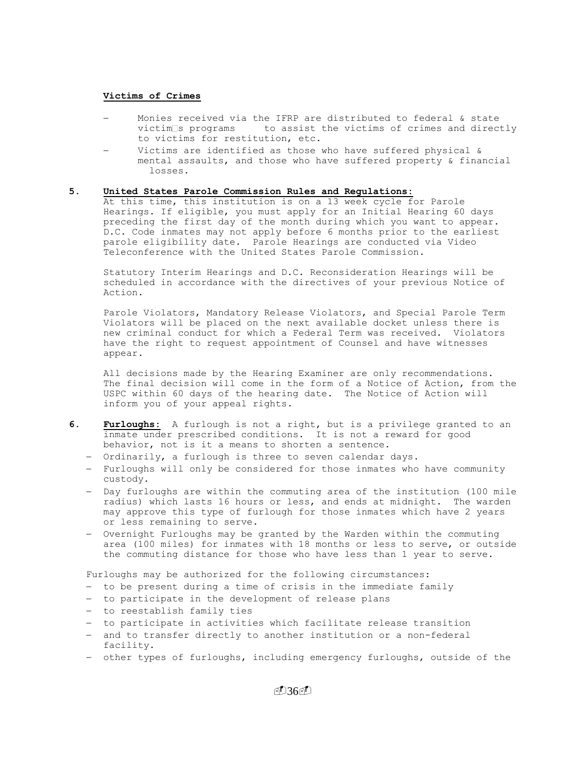**Victims of Crimes**

- Monies received via the IFRP are distributed to federal & state victim□s programs to assist the victims of crimes and directly to victims for restitution, etc.
- Victims are identified as those who have suffered physical & mental assaults, and those who have suffered property & financial losses.

**5. United States Parole Commission Rules and Regulations:**

At this time, this institution is on a 13 week cycle for Parole Hearings. If eligible, you must apply for an Initial Hearing 60 days preceding the first day of the month during which you want to appear. D.C. Code inmates may not apply before 6 months prior to the earliest parole eligibility date. Parole Hearings are conducted via Video Teleconference with the United States Parole Commission.

Statutory Interim Hearings and D.C. Reconsideration Hearings will be scheduled in accordance with the directives of your previous Notice of Action.

Parole Violators, Mandatory Release Violators, and Special Parole Term Violators will be placed on the next available docket unless there is new criminal conduct for which a Federal Term was received. Violators have the right to request appointment of Counsel and have witnesses appear.

All decisions made by the Hearing Examiner are only recommendations. The final decision will come in the form of a Notice of Action, from the USPC within 60 days of the hearing date. The Notice of Action will inform you of your appeal rights.

**6. Furloughs:** A furlough is not a right, but is a privilege granted to an inmate under prescribed conditions. It is not a reward for good behavior, not is it a means to shorten a sentence.

- Ordinarily, a furlough is three to seven calendar days.
- Furloughs will only be considered for those inmates who have community custody.
- Day furloughs are within the commuting area of the institution (100 mile radius) which lasts 16 hours or less, and ends at midnight. The warden may approve this type of furlough for those inmates which have 2 years or less remaining to serve.
- Overnight Furloughs may be granted by the Warden within the commuting area (100 miles) for inmates with 18 months or less to serve, or outside the commuting distance for those who have less than 1 year to serve.

Furloughs may be authorized for the following circumstances:

- to be present during a time of crisis in the immediate family
- to participate in the development of release plans
- to reestablish family ties
- to participate in activities which facilitate release transition
- and to transfer directly to another institution or a non-federal facility.
- other types of furloughs, including emergency furloughs, outside of the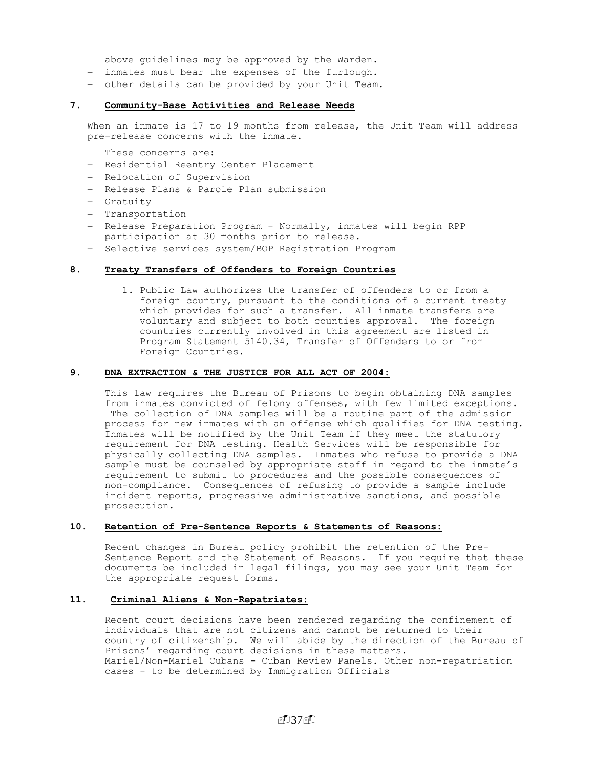above guidelines may be approved by the Warden.

- inmates must bear the expenses of the furlough.
- other details can be provided by your Unit Team.

### 7. Community-Base Activities and Release Needs

When an inmate is 17 to 19 months from release, the Unit Team will address pre-release concerns with the inmate.

These concerns are:

- Residential Reentry Center Placement
- Relocation of Supervision
- Release Plans & Parole Plan submission
- Gratuity
- Transportation
- Release Preparation Program - Normally, inmates will begin RPP participation at 30 months prior to release.
- Selective services system/BOP Registration Program

### 8. Treaty Transfers of Offenders to Foreign Countries

1. Public Law authorizes the transfer of offenders to or from a foreign country, pursuant to the conditions of a current treaty which provides for such a transfer. All inmate transfers are voluntary and subject to both counties approval. The foreign countries currently involved in this agreement are listed in Program Statement 5140.34, Transfer of Offenders to or from Foreign Countries.

### 9. DNA EXTRACTION & THE JUSTICE FOR ALL ACT OF 2004:

This law requires the Bureau of Prisons to begin obtaining DNA samples from inmates convicted of felony offenses, with few limited exceptions. The collection of DNA samples will be a routine part of the admission process for new inmates with an offense which qualifies for DNA testing. Inmates will be notified by the Unit Team if they meet the statutory requirement for DNA testing. Health Services will be responsible for physically collecting DNA samples. Inmates who refuse to provide a DNA sample must be counseled by appropriate staff in regard to the inmate's requirement to submit to procedures and the possible consequences of non-compliance. Consequences of refusing to provide a sample include incident reports, progressive administrative sanctions, and possible prosecution.

### 10. Retention of Pre-Sentence Reports & Statements of Reasons:

Recent changes in Bureau policy prohibit the retention of the Pre-Sentence Report and the Statement of Reasons. If you require that these documents be included in legal filings, you may see your Unit Team for the appropriate request forms.

### 11. Criminal Aliens & Non-Repatriates:

Recent court decisions have been rendered regarding the confinement of individuals that are not citizens and cannot be returned to their country of citizenship. We will abide by the direction of the Bureau of Prisons' regarding court decisions in these matters.
Mariel/Non-Mariel Cubans - Cuban Review Panels. Other non-repatriation cases - to be determined by Immigration Officials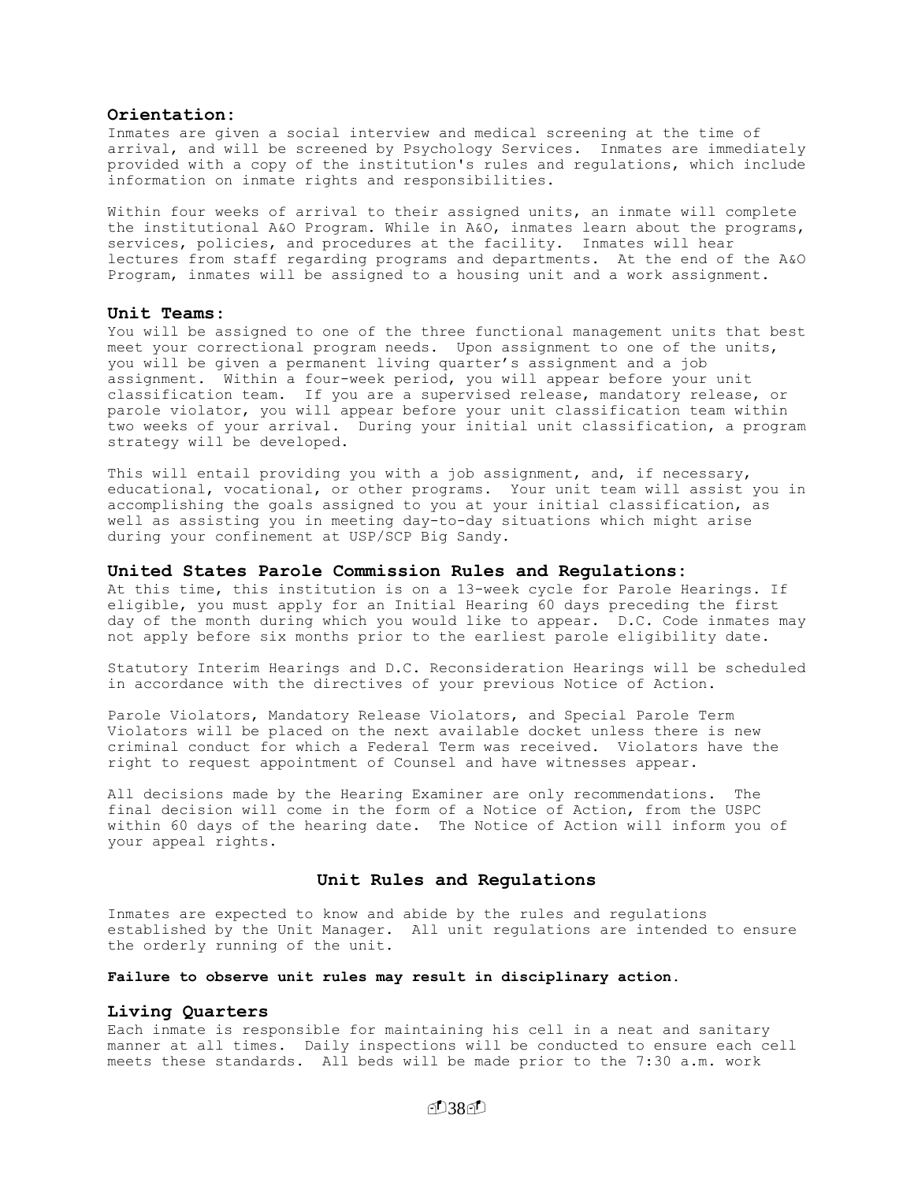### Orientation:

Inmates are given a social interview and medical screening at the time of arrival, and will be screened by Psychology Services. Inmates are immediately provided with a copy of the institution's rules and regulations, which include information on inmate rights and responsibilities.

Within four weeks of arrival to their assigned units, an inmate will complete the institutional A&O Program. While in A&O, inmates learn about the programs, services, policies, and procedures at the facility. Inmates will hear lectures from staff regarding programs and departments. At the end of the A&O Program, inmates will be assigned to a housing unit and a work assignment.

### Unit Teams:

You will be assigned to one of the three functional management units that best meet your correctional program needs. Upon assignment to one of the units, you will be given a permanent living quarter's assignment and a job assignment. Within a four-week period, you will appear before your unit classification team. If you are a supervised release, mandatory release, or parole violator, you will appear before your unit classification team within two weeks of your arrival. During your initial unit classification, a program strategy will be developed.

This will entail providing you with a job assignment, and, if necessary, educational, vocational, or other programs. Your unit team will assist you in accomplishing the goals assigned to you at your initial classification, as well as assisting you in meeting day-to-day situations which might arise during your confinement at USP/SCP Big Sandy.

### United States Parole Commission Rules and Regulations:

At this time, this institution is on a 13-week cycle for Parole Hearings. If eligible, you must apply for an Initial Hearing 60 days preceding the first day of the month during which you would like to appear. D.C. Code inmates may not apply before six months prior to the earliest parole eligibility date.

Statutory Interim Hearings and D.C. Reconsideration Hearings will be scheduled in accordance with the directives of your previous Notice of Action.

Parole Violators, Mandatory Release Violators, and Special Parole Term Violators will be placed on the next available docket unless there is new criminal conduct for which a Federal Term was received. Violators have the right to request appointment of Counsel and have witnesses appear.

All decisions made by the Hearing Examiner are only recommendations. The final decision will come in the form of a Notice of Action, from the USPC within 60 days of the hearing date. The Notice of Action will inform you of your appeal rights.

## Unit Rules and Regulations

Inmates are expected to know and abide by the rules and regulations established by the Unit Manager. All unit regulations are intended to ensure the orderly running of the unit.

**Failure to observe unit rules may result in disciplinary action.**

### Living Quarters

Each inmate is responsible for maintaining his cell in a neat and sanitary manner at all times. Daily inspections will be conducted to ensure each cell meets these standards. All beds will be made prior to the 7:30 a.m. work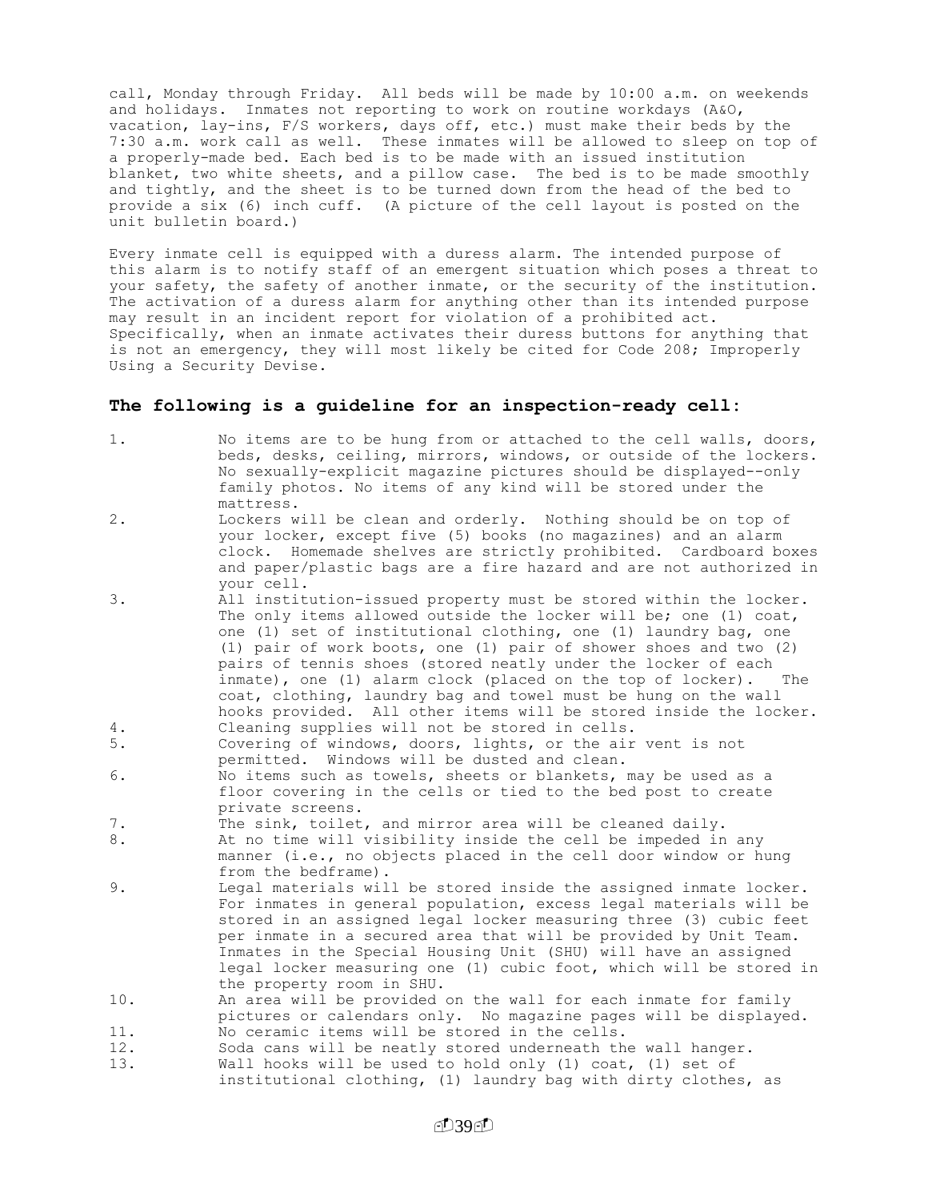call, Monday through Friday. All beds will be made by 10:00 a.m. on weekends and holidays. Inmates not reporting to work on routine workdays (A&O, vacation, lay-ins, F/S workers, days off, etc.) must make their beds by the 7:30 a.m. work call as well. These inmates will be allowed to sleep on top of a properly-made bed. Each bed is to be made with an issued institution blanket, two white sheets, and a pillow case. The bed is to be made smoothly and tightly, and the sheet is to be turned down from the head of the bed to provide a six (6) inch cuff. (A picture of the cell layout is posted on the unit bulletin board.)

Every inmate cell is equipped with a duress alarm. The intended purpose of this alarm is to notify staff of an emergent situation which poses a threat to your safety, the safety of another inmate, or the security of the institution. The activation of a duress alarm for anything other than its intended purpose may result in an incident report for violation of a prohibited act. Specifically, when an inmate activates their duress buttons for anything that is not an emergency, they will most likely be cited for Code 208; Improperly Using a Security Devise.

### The following is a guideline for an inspection-ready cell:

1. No items are to be hung from or attached to the cell walls, doors, beds, desks, ceiling, mirrors, windows, or outside of the lockers. No sexually-explicit magazine pictures should be displayed--only family photos. No items of any kind will be stored under the mattress.
2. Lockers will be clean and orderly. Nothing should be on top of your locker, except five (5) books (no magazines) and an alarm clock. Homemade shelves are strictly prohibited. Cardboard boxes and paper/plastic bags are a fire hazard and are not authorized in your cell.
3. All institution-issued property must be stored within the locker. The only items allowed outside the locker will be; one (1) coat, one (1) set of institutional clothing, one (1) laundry bag, one (1) pair of work boots, one (1) pair of shower shoes and two (2) pairs of tennis shoes (stored neatly under the locker of each inmate), one (1) alarm clock (placed on the top of locker). The coat, clothing, laundry bag and towel must be hung on the wall hooks provided. All other items will be stored inside the locker.
4. Cleaning supplies will not be stored in cells.
5. Covering of windows, doors, lights, or the air vent is not permitted. Windows will be dusted and clean.
6. No items such as towels, sheets or blankets, may be used as a floor covering in the cells or tied to the bed post to create private screens.
7. The sink, toilet, and mirror area will be cleaned daily.
8. At no time will visibility inside the cell be impeded in any manner (i.e., no objects placed in the cell door window or hung from the bedframe).
9. Legal materials will be stored inside the assigned inmate locker. For inmates in general population, excess legal materials will be stored in an assigned legal locker measuring three (3) cubic feet per inmate in a secured area that will be provided by Unit Team. Inmates in the Special Housing Unit (SHU) will have an assigned legal locker measuring one (1) cubic foot, which will be stored in the property room in SHU.
10. An area will be provided on the wall for each inmate for family pictures or calendars only. No magazine pages will be displayed.
11. No ceramic items will be stored in the cells.
12. Soda cans will be neatly stored underneath the wall hanger.
13. Wall hooks will be used to hold only (1) coat, (1) set of institutional clothing, (1) laundry bag with dirty clothes, as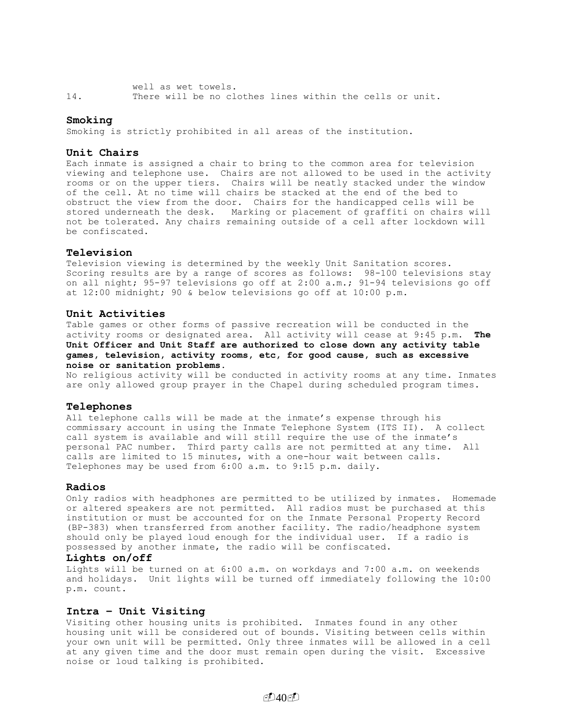well as wet towels.

14. There will be no clothes lines within the cells or unit.

## Smoking

Smoking is strictly prohibited in all areas of the institution.

## Unit Chairs

Each inmate is assigned a chair to bring to the common area for television viewing and telephone use. Chairs are not allowed to be used in the activity rooms or on the upper tiers. Chairs will be neatly stacked under the window of the cell. At no time will chairs be stacked at the end of the bed to obstruct the view from the door. Chairs for the handicapped cells will be stored underneath the desk. Marking or placement of graffiti on chairs will not be tolerated. Any chairs remaining outside of a cell after lockdown will be confiscated.

## Television

Television viewing is determined by the weekly Unit Sanitation scores. Scoring results are by a range of scores as follows: 98-100 televisions stay on all night; 95-97 televisions go off at 2:00 a.m.; 91-94 televisions go off at 12:00 midnight; 90 & below televisions go off at 10:00 p.m.

## Unit Activities

Table games or other forms of passive recreation will be conducted in the activity rooms or designated area. All activity will cease at 9:45 p.m. **The Unit Officer and Unit Staff are authorized to close down any activity table games, television, activity rooms, etc, for good cause, such as excessive noise or sanitation problems.**

No religious activity will be conducted in activity rooms at any time. Inmates are only allowed group prayer in the Chapel during scheduled program times.

## Telephones

All telephone calls will be made at the inmate's expense through his commissary account in using the Inmate Telephone System (ITS II). A collect call system is available and will still require the use of the inmate's personal PAC number. Third party calls are not permitted at any time. All calls are limited to 15 minutes, with a one-hour wait between calls. Telephones may be used from 6:00 a.m. to 9:15 p.m. daily.

## Radios

Only radios with headphones are permitted to be utilized by inmates. Homemade or altered speakers are not permitted. All radios must be purchased at this institution or must be accounted for on the Inmate Personal Property Record (BP-383) when transferred from another facility. The radio/headphone system should only be played loud enough for the individual user. If a radio is possessed by another inmate, the radio will be confiscated.

## Lights on/off

Lights will be turned on at 6:00 a.m. on workdays and 7:00 a.m. on weekends and holidays. Unit lights will be turned off immediately following the 10:00 p.m. count.

## Intra – Unit Visiting

Visiting other housing units is prohibited. Inmates found in any other housing unit will be considered out of bounds. Visiting between cells within your own unit will be permitted. Only three inmates will be allowed in a cell at any given time and the door must remain open during the visit. Excessive noise or loud talking is prohibited.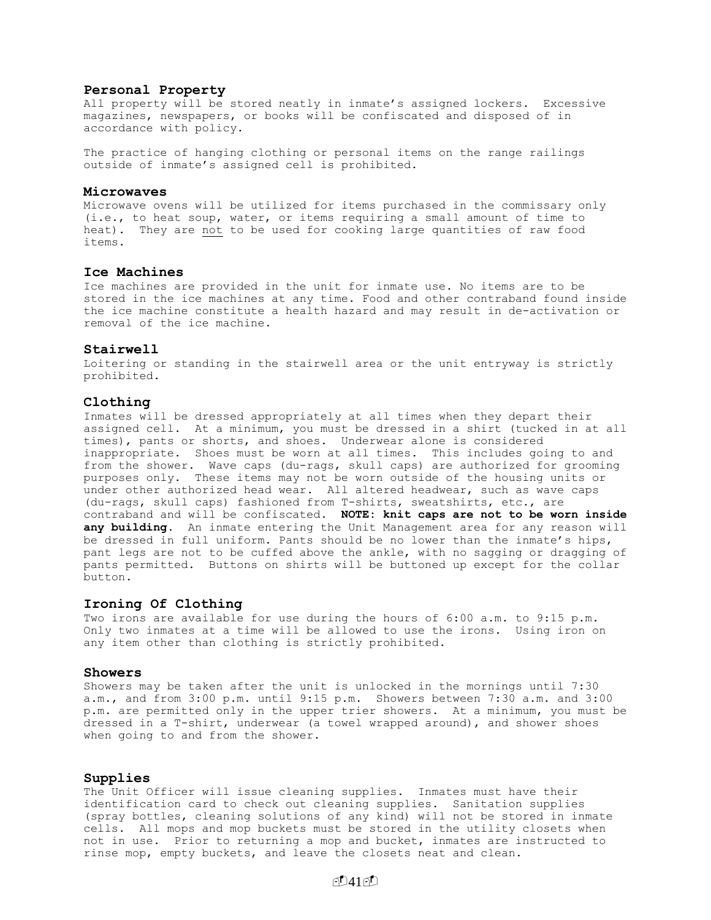### Personal Property

All property will be stored neatly in inmate's assigned lockers. Excessive magazines, newspapers, or books will be confiscated and disposed of in accordance with policy.

The practice of hanging clothing or personal items on the range railings outside of inmate's assigned cell is prohibited.

### Microwaves

Microwave ovens will be utilized for items purchased in the commissary only (i.e., to heat soup, water, or items requiring a small amount of time to heat). They are <u>not</u> to be used for cooking large quantities of raw food items.

### Ice Machines

Ice machines are provided in the unit for inmate use. No items are to be stored in the ice machines at any time. Food and other contraband found inside the ice machine constitute a health hazard and may result in de-activation or removal of the ice machine.

### Stairwell

Loitering or standing in the stairwell area or the unit entryway is strictly prohibited.

### Clothing

Inmates will be dressed appropriately at all times when they depart their assigned cell. At a minimum, you must be dressed in a shirt (tucked in at all times), pants or shorts, and shoes. Underwear alone is considered inappropriate. Shoes must be worn at all times. This includes going to and from the shower. Wave caps (du-rags, skull caps) are authorized for grooming purposes only. These items may not be worn outside of the housing units or under other authorized head wear. All altered headwear, such as wave caps (du-rags, skull caps) fashioned from T-shirts, sweatshirts, etc., are contraband and will be confiscated. **NOTE: knit caps are not to be worn inside any building.** An inmate entering the Unit Management area for any reason will be dressed in full uniform. Pants should be no lower than the inmate's hips, pant legs are not to be cuffed above the ankle, with no sagging or dragging of pants permitted. Buttons on shirts will be buttoned up except for the collar button.

### Ironing Of Clothing

Two irons are available for use during the hours of 6:00 a.m. to 9:15 p.m. Only two inmates at a time will be allowed to use the irons. Using iron on any item other than clothing is strictly prohibited.

### Showers

Showers may be taken after the unit is unlocked in the mornings until 7:30 a.m., and from 3:00 p.m. until 9:15 p.m. Showers between 7:30 a.m. and 3:00 p.m. are permitted only in the upper trier showers. At a minimum, you must be dressed in a T-shirt, underwear (a towel wrapped around), and shower shoes when going to and from the shower.

### Supplies

The Unit Officer will issue cleaning supplies. Inmates must have their identification card to check out cleaning supplies. Sanitation supplies (spray bottles, cleaning solutions of any kind) will not be stored in inmate cells. All mops and mop buckets must be stored in the utility closets when not in use. Prior to returning a mop and bucket, inmates are instructed to rinse mop, empty buckets, and leave the closets neat and clean.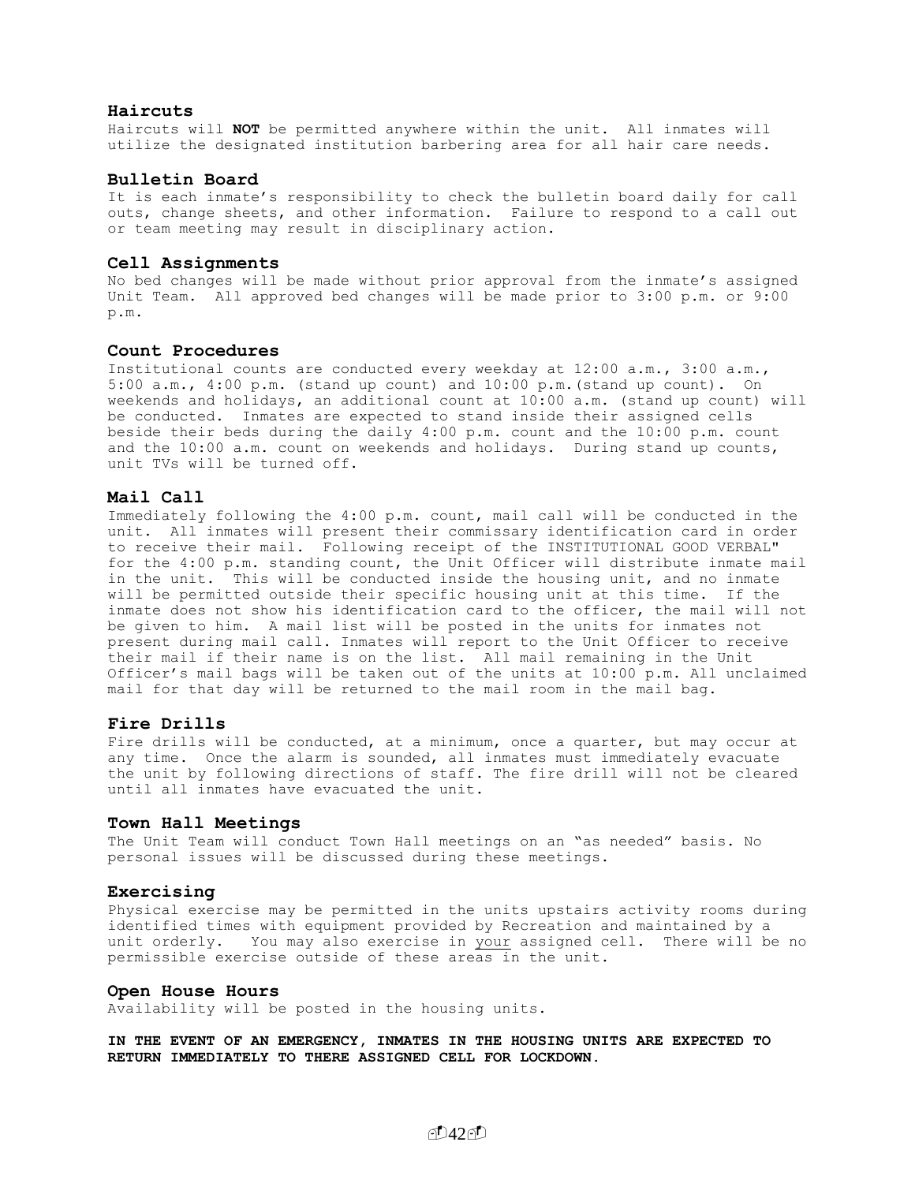## Haircuts

Haircuts will **NOT** be permitted anywhere within the unit. All inmates will utilize the designated institution barbering area for all hair care needs.

## Bulletin Board

It is each inmate's responsibility to check the bulletin board daily for call outs, change sheets, and other information. Failure to respond to a call out or team meeting may result in disciplinary action.

## Cell Assignments

No bed changes will be made without prior approval from the inmate's assigned Unit Team. All approved bed changes will be made prior to 3:00 p.m. or 9:00 p.m.

## Count Procedures

Institutional counts are conducted every weekday at 12:00 a.m., 3:00 a.m., 5:00 a.m., 4:00 p.m. (stand up count) and 10:00 p.m.(stand up count). On weekends and holidays, an additional count at 10:00 a.m. (stand up count) will be conducted. Inmates are expected to stand inside their assigned cells beside their beds during the daily 4:00 p.m. count and the 10:00 p.m. count and the 10:00 a.m. count on weekends and holidays. During stand up counts, unit TVs will be turned off.

## Mail Call

Immediately following the 4:00 p.m. count, mail call will be conducted in the unit. All inmates will present their commissary identification card in order to receive their mail. Following receipt of the INSTITUTIONAL GOOD VERBAL" for the 4:00 p.m. standing count, the Unit Officer will distribute inmate mail in the unit. This will be conducted inside the housing unit, and no inmate will be permitted outside their specific housing unit at this time. If the inmate does not show his identification card to the officer, the mail will not be given to him. A mail list will be posted in the units for inmates not present during mail call. Inmates will report to the Unit Officer to receive their mail if their name is on the list. All mail remaining in the Unit Officer's mail bags will be taken out of the units at 10:00 p.m. All unclaimed mail for that day will be returned to the mail room in the mail bag.

## Fire Drills

Fire drills will be conducted, at a minimum, once a quarter, but may occur at any time. Once the alarm is sounded, all inmates must immediately evacuate the unit by following directions of staff. The fire drill will not be cleared until all inmates have evacuated the unit.

## Town Hall Meetings

The Unit Team will conduct Town Hall meetings on an "as needed" basis. No personal issues will be discussed during these meetings.

## Exercising

Physical exercise may be permitted in the units upstairs activity rooms during identified times with equipment provided by Recreation and maintained by a unit orderly. You may also exercise in <u>your</u> assigned cell. There will be no permissible exercise outside of these areas in the unit.

## Open House Hours

Availability will be posted in the housing units.

**IN THE EVENT OF AN EMERGENCY, INMATES IN THE HOUSING UNITS ARE EXPECTED TO RETURN IMMEDIATELY TO THERE ASSIGNED CELL FOR LOCKDOWN.**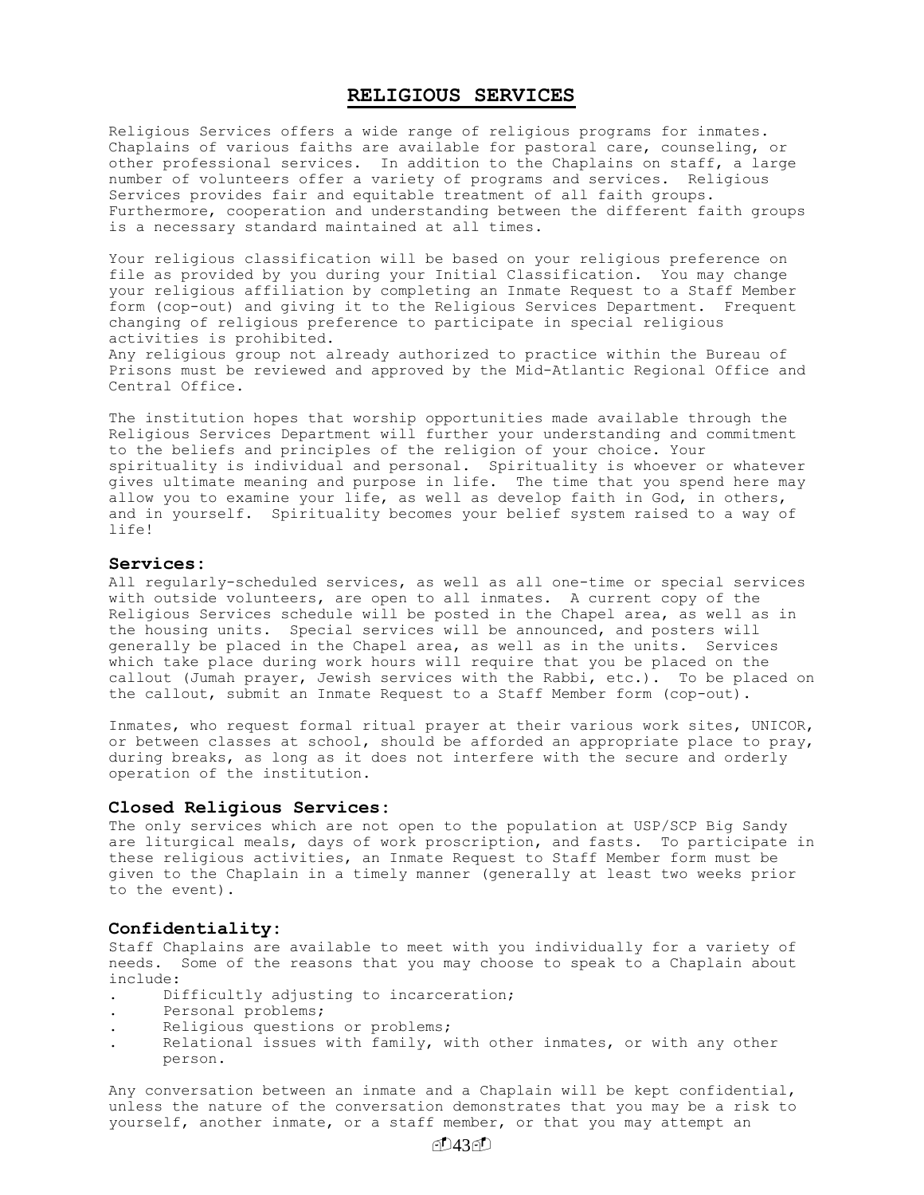# RELIGIOUS SERVICES

Religious Services offers a wide range of religious programs for inmates. Chaplains of various faiths are available for pastoral care, counseling, or other professional services. In addition to the Chaplains on staff, a large number of volunteers offer a variety of programs and services. Religious Services provides fair and equitable treatment of all faith groups. Furthermore, cooperation and understanding between the different faith groups is a necessary standard maintained at all times.

Your religious classification will be based on your religious preference on file as provided by you during your Initial Classification. You may change your religious affiliation by completing an Inmate Request to a Staff Member form (cop-out) and giving it to the Religious Services Department. Frequent changing of religious preference to participate in special religious activities is prohibited.
Any religious group not already authorized to practice within the Bureau of Prisons must be reviewed and approved by the Mid-Atlantic Regional Office and Central Office.

The institution hopes that worship opportunities made available through the Religious Services Department will further your understanding and commitment to the beliefs and principles of the religion of your choice. Your spirituality is individual and personal. Spirituality is whoever or whatever gives ultimate meaning and purpose in life. The time that you spend here may allow you to examine your life, as well as develop faith in God, in others, and in yourself. Spirituality becomes your belief system raised to a way of life!

### Services:

All regularly-scheduled services, as well as all one-time or special services with outside volunteers, are open to all inmates. A current copy of the Religious Services schedule will be posted in the Chapel area, as well as in the housing units. Special services will be announced, and posters will generally be placed in the Chapel area, as well as in the units. Services which take place during work hours will require that you be placed on the callout (Jumah prayer, Jewish services with the Rabbi, etc.). To be placed on the callout, submit an Inmate Request to a Staff Member form (cop-out).

Inmates, who request formal ritual prayer at their various work sites, UNICOR, or between classes at school, should be afforded an appropriate place to pray, during breaks, as long as it does not interfere with the secure and orderly operation of the institution.

### Closed Religious Services:

The only services which are not open to the population at USP/SCP Big Sandy are liturgical meals, days of work proscription, and fasts. To participate in these religious activities, an Inmate Request to Staff Member form must be given to the Chaplain in a timely manner (generally at least two weeks prior to the event).

### Confidentiality:

Staff Chaplains are available to meet with you individually for a variety of needs. Some of the reasons that you may choose to speak to a Chaplain about include:

- Difficultly adjusting to incarceration;
- Personal problems;
- Religious questions or problems;
- Relational issues with family, with other inmates, or with any other person.

Any conversation between an inmate and a Chaplain will be kept confidential, unless the nature of the conversation demonstrates that you may be a risk to yourself, another inmate, or a staff member, or that you may attempt an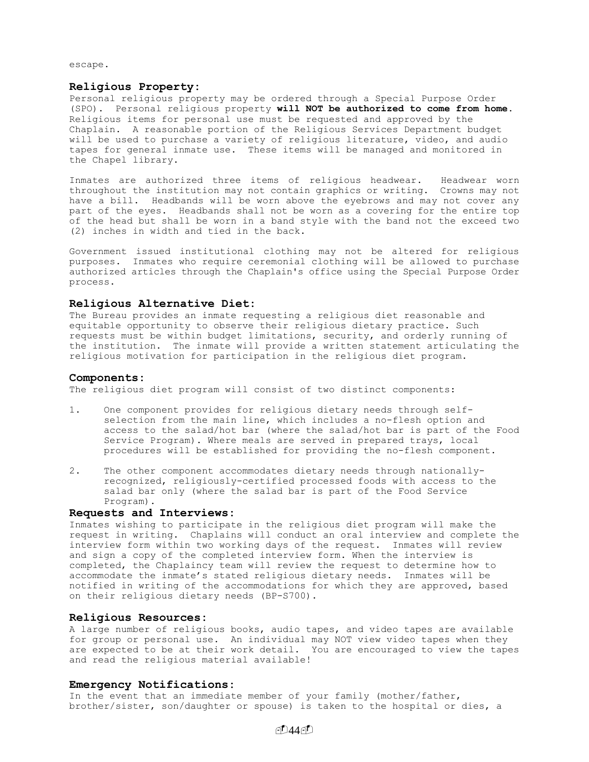escape.

### Religious Property:

Personal religious property may be ordered through a Special Purpose Order (SPO). Personal religious property **will NOT be authorized to come from home.** Religious items for personal use must be requested and approved by the Chaplain. A reasonable portion of the Religious Services Department budget will be used to purchase a variety of religious literature, video, and audio tapes for general inmate use. These items will be managed and monitored in the Chapel library.

Inmates are authorized three items of religious headwear. Headwear worn throughout the institution may not contain graphics or writing. Crowns may not have a bill. Headbands will be worn above the eyebrows and may not cover any part of the eyes. Headbands shall not be worn as a covering for the entire top of the head but shall be worn in a band style with the band not the exceed two (2) inches in width and tied in the back.

Government issued institutional clothing may not be altered for religious purposes. Inmates who require ceremonial clothing will be allowed to purchase authorized articles through the Chaplain's office using the Special Purpose Order process.

### Religious Alternative Diet:

The Bureau provides an inmate requesting a religious diet reasonable and equitable opportunity to observe their religious dietary practice. Such requests must be within budget limitations, security, and orderly running of the institution. The inmate will provide a written statement articulating the religious motivation for participation in the religious diet program.

### Components:

The religious diet program will consist of two distinct components:

1. One component provides for religious dietary needs through self-selection from the main line, which includes a no-flesh option and access to the salad/hot bar (where the salad/hot bar is part of the Food Service Program). Where meals are served in prepared trays, local procedures will be established for providing the no-flesh component.

2. The other component accommodates dietary needs through nationally-recognized, religiously-certified processed foods with access to the salad bar only (where the salad bar is part of the Food Service Program).

### Requests and Interviews:

Inmates wishing to participate in the religious diet program will make the request in writing. Chaplains will conduct an oral interview and complete the interview form within two working days of the request. Inmates will review and sign a copy of the completed interview form. When the interview is completed, the Chaplaincy team will review the request to determine how to accommodate the inmate's stated religious dietary needs. Inmates will be notified in writing of the accommodations for which they are approved, based on their religious dietary needs (BP-S700).

### Religious Resources:

A large number of religious books, audio tapes, and video tapes are available for group or personal use. An individual may NOT view video tapes when they are expected to be at their work detail. You are encouraged to view the tapes and read the religious material available!

### Emergency Notifications:

In the event that an immediate member of your family (mother/father, brother/sister, son/daughter or spouse) is taken to the hospital or dies, a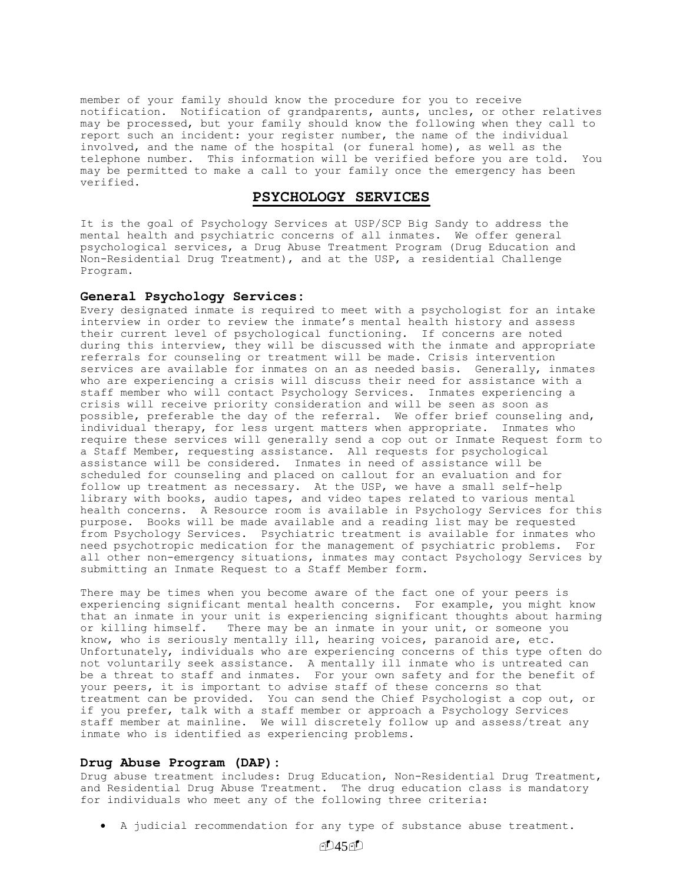member of your family should know the procedure for you to receive notification. Notification of grandparents, aunts, uncles, or other relatives may be processed, but your family should know the following when they call to report such an incident: your register number, the name of the individual involved, and the name of the hospital (or funeral home), as well as the telephone number. This information will be verified before you are told. You may be permitted to make a call to your family once the emergency has been verified.

## PSYCHOLOGY SERVICES

It is the goal of Psychology Services at USP/SCP Big Sandy to address the mental health and psychiatric concerns of all inmates. We offer general psychological services, a Drug Abuse Treatment Program (Drug Education and Non-Residential Drug Treatment), and at the USP, a residential Challenge Program.

### General Psychology Services:

Every designated inmate is required to meet with a psychologist for an intake interview in order to review the inmate's mental health history and assess their current level of psychological functioning. If concerns are noted during this interview, they will be discussed with the inmate and appropriate referrals for counseling or treatment will be made. Crisis intervention services are available for inmates on an as needed basis. Generally, inmates who are experiencing a crisis will discuss their need for assistance with a staff member who will contact Psychology Services. Inmates experiencing a crisis will receive priority consideration and will be seen as soon as possible, preferable the day of the referral. We offer brief counseling and, individual therapy, for less urgent matters when appropriate. Inmates who require these services will generally send a cop out or Inmate Request form to a Staff Member, requesting assistance. All requests for psychological assistance will be considered. Inmates in need of assistance will be scheduled for counseling and placed on callout for an evaluation and for follow up treatment as necessary. At the USP, we have a small self-help library with books, audio tapes, and video tapes related to various mental health concerns. A Resource room is available in Psychology Services for this purpose. Books will be made available and a reading list may be requested from Psychology Services. Psychiatric treatment is available for inmates who need psychotropic medication for the management of psychiatric problems. For all other non-emergency situations, inmates may contact Psychology Services by submitting an Inmate Request to a Staff Member form.

There may be times when you become aware of the fact one of your peers is experiencing significant mental health concerns. For example, you might know that an inmate in your unit is experiencing significant thoughts about harming or killing himself. There may be an inmate in your unit, or someone you know, who is seriously mentally ill, hearing voices, paranoid are, etc. Unfortunately, individuals who are experiencing concerns of this type often do not voluntarily seek assistance. A mentally ill inmate who is untreated can be a threat to staff and inmates. For your own safety and for the benefit of your peers, it is important to advise staff of these concerns so that treatment can be provided. You can send the Chief Psychologist a cop out, or if you prefer, talk with a staff member or approach a Psychology Services staff member at mainline. We will discretely follow up and assess/treat any inmate who is identified as experiencing problems.

### Drug Abuse Program (DAP):

Drug abuse treatment includes: Drug Education, Non-Residential Drug Treatment, and Residential Drug Abuse Treatment. The drug education class is mandatory for individuals who meet any of the following three criteria:

- A judicial recommendation for any type of substance abuse treatment.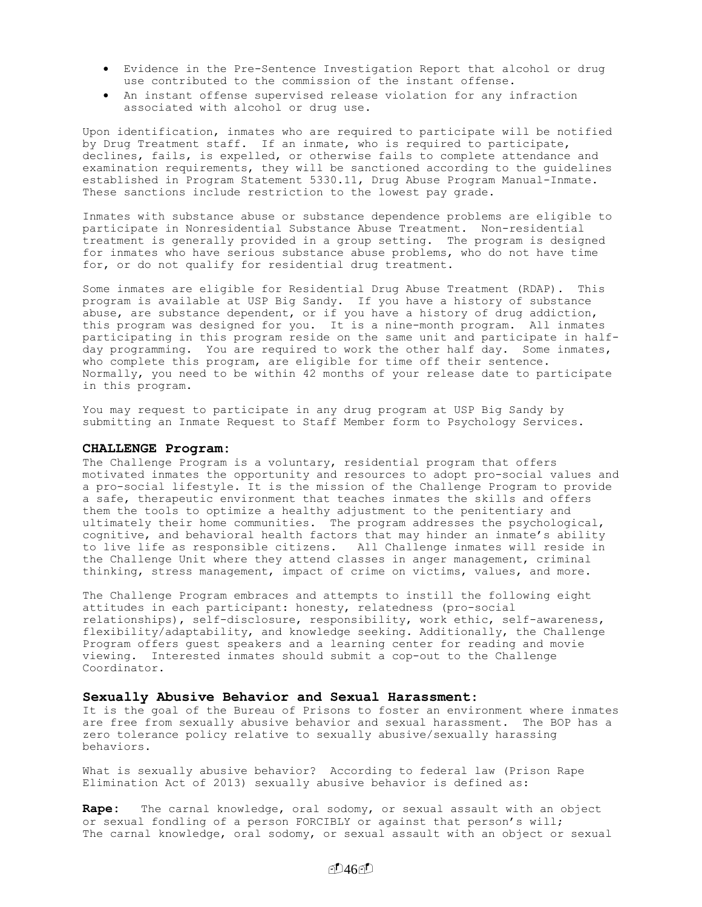- Evidence in the Pre-Sentence Investigation Report that alcohol or drug use contributed to the commission of the instant offense.
- An instant offense supervised release violation for any infraction associated with alcohol or drug use.

Upon identification, inmates who are required to participate will be notified by Drug Treatment staff. If an inmate, who is required to participate, declines, fails, is expelled, or otherwise fails to complete attendance and examination requirements, they will be sanctioned according to the guidelines established in Program Statement 5330.11, Drug Abuse Program Manual-Inmate. These sanctions include restriction to the lowest pay grade.

Inmates with substance abuse or substance dependence problems are eligible to participate in Nonresidential Substance Abuse Treatment. Non-residential treatment is generally provided in a group setting. The program is designed for inmates who have serious substance abuse problems, who do not have time for, or do not qualify for residential drug treatment.

Some inmates are eligible for Residential Drug Abuse Treatment (RDAP). This program is available at USP Big Sandy. If you have a history of substance abuse, are substance dependent, or if you have a history of drug addiction, this program was designed for you. It is a nine-month program. All inmates participating in this program reside on the same unit and participate in half-day programming. You are required to work the other half day. Some inmates, who complete this program, are eligible for time off their sentence. Normally, you need to be within 42 months of your release date to participate in this program.

You may request to participate in any drug program at USP Big Sandy by submitting an Inmate Request to Staff Member form to Psychology Services.

### CHALLENGE Program:

The Challenge Program is a voluntary, residential program that offers motivated inmates the opportunity and resources to adopt pro-social values and a pro-social lifestyle. It is the mission of the Challenge Program to provide a safe, therapeutic environment that teaches inmates the skills and offers them the tools to optimize a healthy adjustment to the penitentiary and ultimately their home communities. The program addresses the psychological, cognitive, and behavioral health factors that may hinder an inmate's ability to live life as responsible citizens. All Challenge inmates will reside in the Challenge Unit where they attend classes in anger management, criminal thinking, stress management, impact of crime on victims, values, and more.

The Challenge Program embraces and attempts to instill the following eight attitudes in each participant: honesty, relatedness (pro-social relationships), self-disclosure, responsibility, work ethic, self-awareness, flexibility/adaptability, and knowledge seeking. Additionally, the Challenge Program offers guest speakers and a learning center for reading and movie viewing. Interested inmates should submit a cop-out to the Challenge Coordinator.

### Sexually Abusive Behavior and Sexual Harassment:

It is the goal of the Bureau of Prisons to foster an environment where inmates are free from sexually abusive behavior and sexual harassment. The BOP has a zero tolerance policy relative to sexually abusive/sexually harassing behaviors.

What is sexually abusive behavior? According to federal law (Prison Rape Elimination Act of 2013) sexually abusive behavior is defined as:

**Rape:** The carnal knowledge, oral sodomy, or sexual assault with an object or sexual fondling of a person FORCIBLY or against that person's will;
The carnal knowledge, oral sodomy, or sexual assault with an object or sexual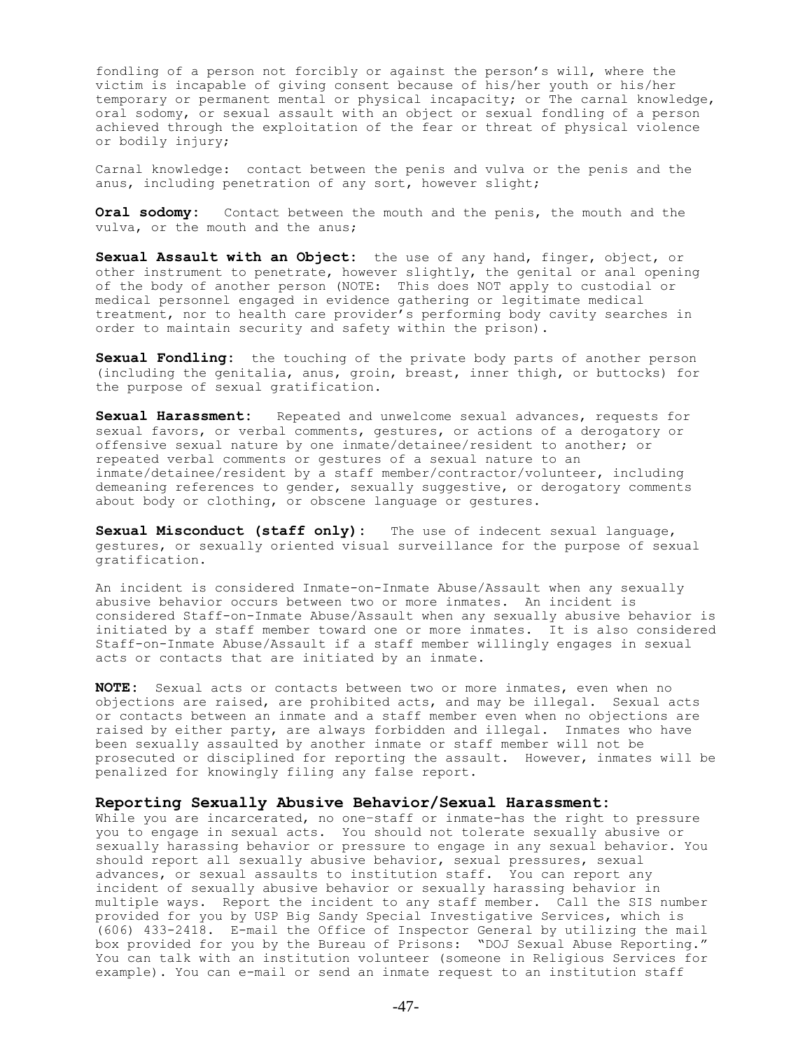fondling of a person not forcibly or against the person's will, where the victim is incapable of giving consent because of his/her youth or his/her temporary or permanent mental or physical incapacity; or The carnal knowledge, oral sodomy, or sexual assault with an object or sexual fondling of a person achieved through the exploitation of the fear or threat of physical violence or bodily injury;

Carnal knowledge: contact between the penis and vulva or the penis and the anus, including penetration of any sort, however slight;

**Oral sodomy:** Contact between the mouth and the penis, the mouth and the vulva, or the mouth and the anus;

**Sexual Assault with an Object:** the use of any hand, finger, object, or other instrument to penetrate, however slightly, the genital or anal opening of the body of another person (NOTE: This does NOT apply to custodial or medical personnel engaged in evidence gathering or legitimate medical treatment, nor to health care provider's performing body cavity searches in order to maintain security and safety within the prison).

**Sexual Fondling:** the touching of the private body parts of another person (including the genitalia, anus, groin, breast, inner thigh, or buttocks) for the purpose of sexual gratification.

**Sexual Harassment:** Repeated and unwelcome sexual advances, requests for sexual favors, or verbal comments, gestures, or actions of a derogatory or offensive sexual nature by one inmate/detainee/resident to another; or repeated verbal comments or gestures of a sexual nature to an inmate/detainee/resident by a staff member/contractor/volunteer, including demeaning references to gender, sexually suggestive, or derogatory comments about body or clothing, or obscene language or gestures.

**Sexual Misconduct (staff only):** The use of indecent sexual language, gestures, or sexually oriented visual surveillance for the purpose of sexual gratification.

An incident is considered Inmate-on-Inmate Abuse/Assault when any sexually abusive behavior occurs between two or more inmates. An incident is considered Staff-on-Inmate Abuse/Assault when any sexually abusive behavior is initiated by a staff member toward one or more inmates. It is also considered Staff-on-Inmate Abuse/Assault if a staff member willingly engages in sexual acts or contacts that are initiated by an inmate.

**NOTE:** Sexual acts or contacts between two or more inmates, even when no objections are raised, are prohibited acts, and may be illegal. Sexual acts or contacts between an inmate and a staff member even when no objections are raised by either party, are always forbidden and illegal. Inmates who have been sexually assaulted by another inmate or staff member will not be prosecuted or disciplined for reporting the assault. However, inmates will be penalized for knowingly filing any false report.

### Reporting Sexually Abusive Behavior/Sexual Harassment:

While you are incarcerated, no one–staff or inmate–has the right to pressure you to engage in sexual acts. You should not tolerate sexually abusive or sexually harassing behavior or pressure to engage in any sexual behavior. You should report all sexually abusive behavior, sexual pressures, sexual advances, or sexual assaults to institution staff. You can report any incident of sexually abusive behavior or sexually harassing behavior in multiple ways. Report the incident to any staff member. Call the SIS number provided for you by USP Big Sandy Special Investigative Services, which is (606) 433-2418. E-mail the Office of Inspector General by utilizing the mail box provided for you by the Bureau of Prisons: "DOJ Sexual Abuse Reporting." You can talk with an institution volunteer (someone in Religious Services for example). You can e-mail or send an inmate request to an institution staff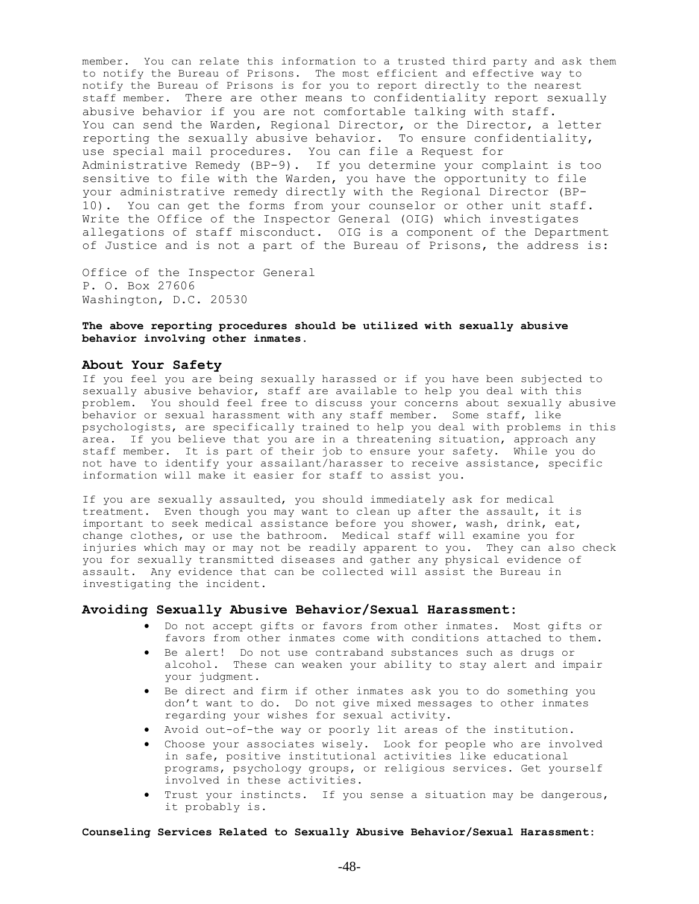member. You can relate this information to a trusted third party and ask them to notify the Bureau of Prisons. The most efficient and effective way to notify the Bureau of Prisons is for you to report directly to the nearest staff member. There are other means to confidentiality report sexually abusive behavior if you are not comfortable talking with staff. You can send the Warden, Regional Director, or the Director, a letter reporting the sexually abusive behavior. To ensure confidentiality, use special mail procedures. You can file a Request for Administrative Remedy (BP-9). If you determine your complaint is too sensitive to file with the Warden, you have the opportunity to file your administrative remedy directly with the Regional Director (BP-10). You can get the forms from your counselor or other unit staff. Write the Office of the Inspector General (OIG) which investigates allegations of staff misconduct. OIG is a component of the Department of Justice and is not a part of the Bureau of Prisons, the address is:

Office of the Inspector General
P. O. Box 27606
Washington, D.C. 20530

**The above reporting procedures should be utilized with sexually abusive behavior involving other inmates.**

## About Your Safety

If you feel you are being sexually harassed or if you have been subjected to sexually abusive behavior, staff are available to help you deal with this problem. You should feel free to discuss your concerns about sexually abusive behavior or sexual harassment with any staff member. Some staff, like psychologists, are specifically trained to help you deal with problems in this area. If you believe that you are in a threatening situation, approach any staff member. It is part of their job to ensure your safety. While you do not have to identify your assailant/harasser to receive assistance, specific information will make it easier for staff to assist you.

If you are sexually assaulted, you should immediately ask for medical treatment. Even though you may want to clean up after the assault, it is important to seek medical assistance before you shower, wash, drink, eat, change clothes, or use the bathroom. Medical staff will examine you for injuries which may or may not be readily apparent to you. They can also check you for sexually transmitted diseases and gather any physical evidence of assault. Any evidence that can be collected will assist the Bureau in investigating the incident.

## Avoiding Sexually Abusive Behavior/Sexual Harassment:

- Do not accept gifts or favors from other inmates. Most gifts or favors from other inmates come with conditions attached to them.
- Be alert! Do not use contraband substances such as drugs or alcohol. These can weaken your ability to stay alert and impair your judgment.
- Be direct and firm if other inmates ask you to do something you don't want to do. Do not give mixed messages to other inmates regarding your wishes for sexual activity.
- Avoid out-of-the way or poorly lit areas of the institution.
- Choose your associates wisely. Look for people who are involved in safe, positive institutional activities like educational programs, psychology groups, or religious services. Get yourself involved in these activities.
- Trust your instincts. If you sense a situation may be dangerous, it probably is.

**Counseling Services Related to Sexually Abusive Behavior/Sexual Harassment:**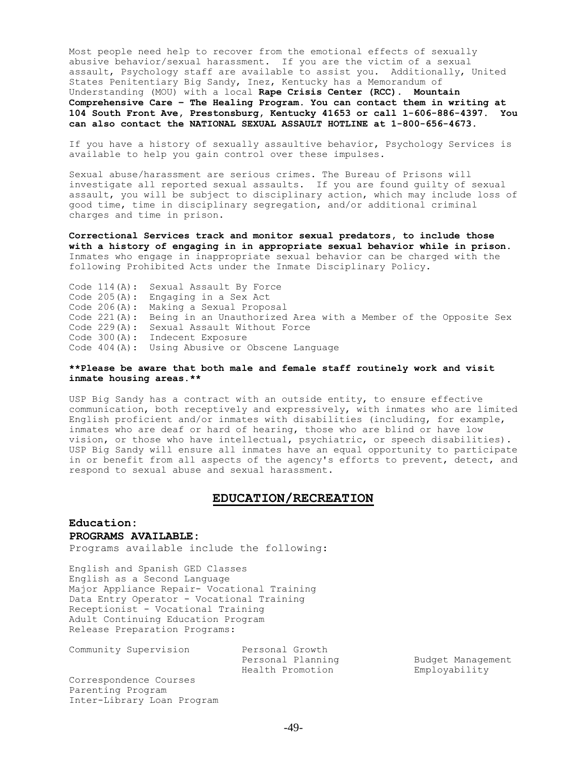Most people need help to recover from the emotional effects of sexually abusive behavior/sexual harassment. If you are the victim of a sexual assault, Psychology staff are available to assist you. Additionally, United States Penitentiary Big Sandy, Inez, Kentucky has a Memorandum of Understanding (MOU) with a local **Rape Crisis Center (RCC). Mountain Comprehensive Care – The Healing Program. You can contact them in writing at 104 South Front Ave, Prestonsburg, Kentucky 41653 or call 1-606-886-4397. You can also contact the NATIONAL SEXUAL ASSAULT HOTLINE at 1-800-656-4673.**

If you have a history of sexually assaultive behavior, Psychology Services is available to help you gain control over these impulses.

Sexual abuse/harassment are serious crimes. The Bureau of Prisons will investigate all reported sexual assaults. If you are found guilty of sexual assault, you will be subject to disciplinary action, which may include loss of good time, time in disciplinary segregation, and/or additional criminal charges and time in prison.

**Correctional Services track and monitor sexual predators, to include those with a history of engaging in in appropriate sexual behavior while in prison.** Inmates who engage in inappropriate sexual behavior can be charged with the following Prohibited Acts under the Inmate Disciplinary Policy.

Code 114(A): Sexual Assault By Force
Code 205(A): Engaging in a Sex Act
Code 206(A): Making a Sexual Proposal
Code 221(A): Being in an Unauthorized Area with a Member of the Opposite Sex
Code 229(A): Sexual Assault Without Force
Code 300(A): Indecent Exposure
Code 404(A): Using Abusive or Obscene Language

****Please be aware that both male and female staff routinely work and visit inmate housing areas.****

USP Big Sandy has a contract with an outside entity, to ensure effective communication, both receptively and expressively, with inmates who are limited English proficient and/or inmates with disabilities (including, for example, inmates who are deaf or hard of hearing, those who are blind or have low vision, or those who have intellectual, psychiatric, or speech disabilities). USP Big Sandy will ensure all inmates have an equal opportunity to participate in or benefit from all aspects of the agency's efforts to prevent, detect, and respond to sexual abuse and sexual harassment.

## EDUCATION/RECREATION

### Education:

**PROGRAMS AVAILABLE:**

Programs available include the following:

English and Spanish GED Classes
English as a Second Language
Major Appliance Repair- Vocational Training
Data Entry Operator - Vocational Training
Receptionist - Vocational Training
Adult Continuing Education Program
Release Preparation Programs:

Community Supervision
Personal Growth
Personal Planning
Budget Management
Health Promotion
Employability

Correspondence Courses
Parenting Program
Inter-Library Loan Program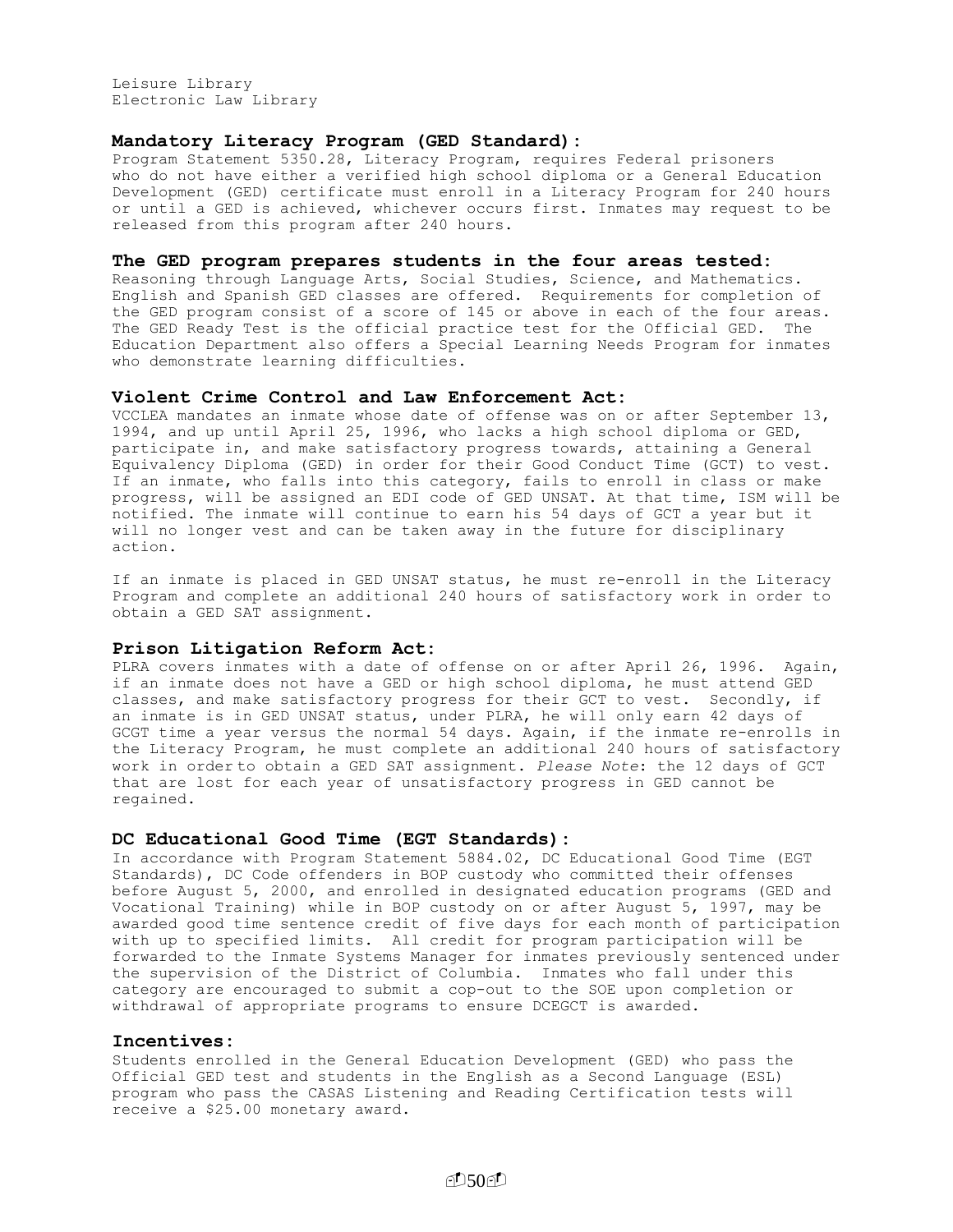Leisure Library
Electronic Law Library

### Mandatory Literacy Program (GED Standard):

Program Statement 5350.28, Literacy Program, requires Federal prisoners who do not have either a verified high school diploma or a General Education Development (GED) certificate must enroll in a Literacy Program for 240 hours or until a GED is achieved, whichever occurs first. Inmates may request to be released from this program after 240 hours.

### The GED program prepares students in the four areas tested:

Reasoning through Language Arts, Social Studies, Science, and Mathematics. English and Spanish GED classes are offered. Requirements for completion of the GED program consist of a score of 145 or above in each of the four areas. The GED Ready Test is the official practice test for the Official GED. The Education Department also offers a Special Learning Needs Program for inmates who demonstrate learning difficulties.

### Violent Crime Control and Law Enforcement Act:

VCCLEA mandates an inmate whose date of offense was on or after September 13, 1994, and up until April 25, 1996, who lacks a high school diploma or GED, participate in, and make satisfactory progress towards, attaining a General Equivalency Diploma (GED) in order for their Good Conduct Time (GCT) to vest. If an inmate, who falls into this category, fails to enroll in class or make progress, will be assigned an EDI code of GED UNSAT. At that time, ISM will be notified. The inmate will continue to earn his 54 days of GCT a year but it will no longer vest and can be taken away in the future for disciplinary action.

If an inmate is placed in GED UNSAT status, he must re-enroll in the Literacy Program and complete an additional 240 hours of satisfactory work in order to obtain a GED SAT assignment.

### Prison Litigation Reform Act:

PLRA covers inmates with a date of offense on or after April 26, 1996. Again, if an inmate does not have a GED or high school diploma, he must attend GED classes, and make satisfactory progress for their GCT to vest. Secondly, if an inmate is in GED UNSAT status, under PLRA, he will only earn 42 days of GCGT time a year versus the normal 54 days. Again, if the inmate re-enrolls in the Literacy Program, he must complete an additional 240 hours of satisfactory work in orderto obtain a GED SAT assignment. *Please Note*: the 12 days of GCT that are lost for each year of unsatisfactory progress in GED cannot be regained.

### DC Educational Good Time (EGT Standards):

In accordance with Program Statement 5884.02, DC Educational Good Time (EGT Standards), DC Code offenders in BOP custody who committed their offenses before August 5, 2000, and enrolled in designated education programs (GED and Vocational Training) while in BOP custody on or after August 5, 1997, may be awarded good time sentence credit of five days for each month of participation with up to specified limits. All credit for program participation will be forwarded to the Inmate Systems Manager for inmates previously sentenced under the supervision of the District of Columbia. Inmates who fall under this category are encouraged to submit a cop-out to the SOE upon completion or withdrawal of appropriate programs to ensure DCEGCT is awarded.

### Incentives:

Students enrolled in the General Education Development (GED) who pass the Official GED test and students in the English as a Second Language (ESL) program who pass the CASAS Listening and Reading Certification tests will receive a $25.00 monetary award.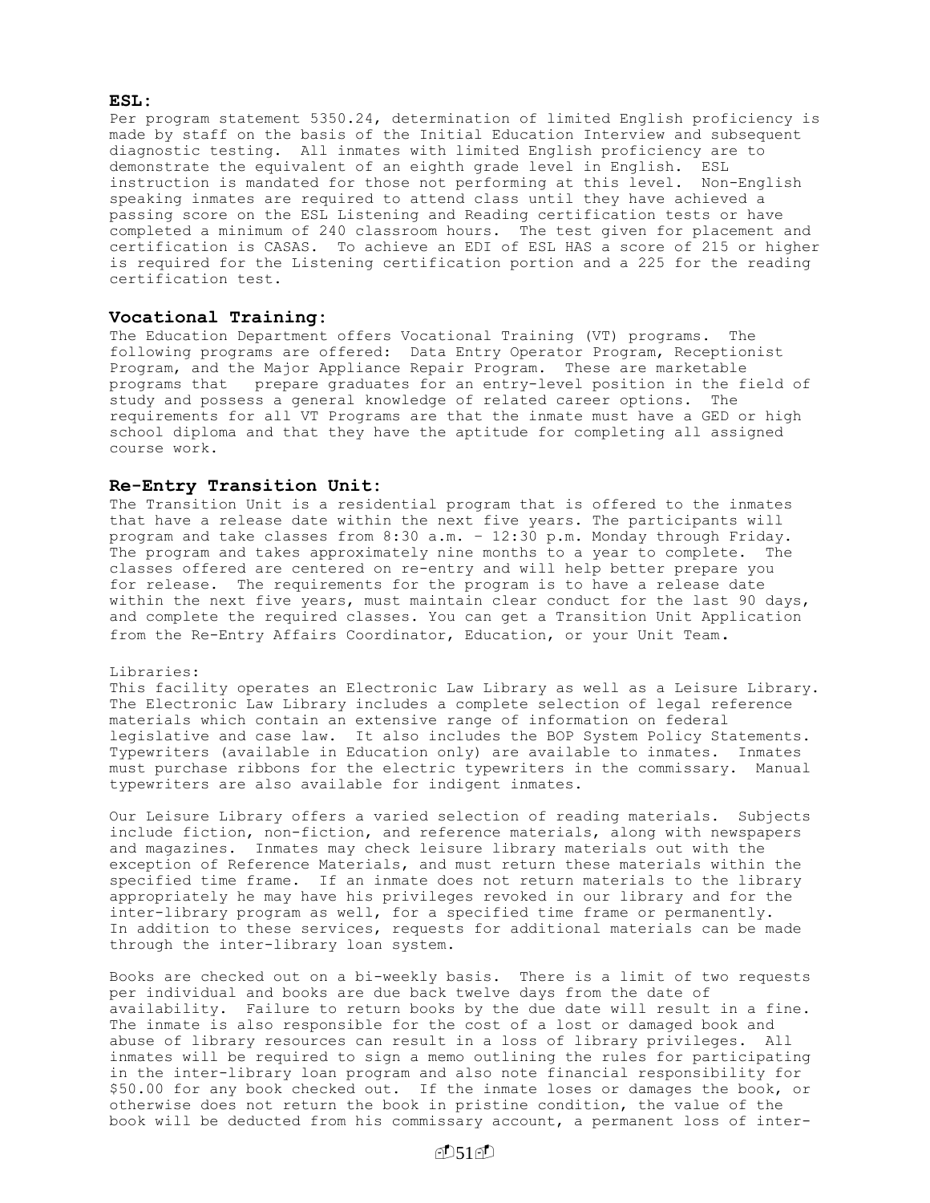**ESL:**
Per program statement 5350.24, determination of limited English proficiency is made by staff on the basis of the Initial Education Interview and subsequent diagnostic testing. All inmates with limited English proficiency are to demonstrate the equivalent of an eighth grade level in English. ESL instruction is mandated for those not performing at this level. Non-English speaking inmates are required to attend class until they have achieved a passing score on the ESL Listening and Reading certification tests or have completed a minimum of 240 classroom hours. The test given for placement and certification is CASAS. To achieve an EDI of ESL HAS a score of 215 or higher is required for the Listening certification portion and a 225 for the reading certification test.

**Vocational Training:**
The Education Department offers Vocational Training (VT) programs. The following programs are offered: Data Entry Operator Program, Receptionist Program, and the Major Appliance Repair Program. These are marketable programs that prepare graduates for an entry-level position in the field of study and possess a general knowledge of related career options. The requirements for all VT Programs are that the inmate must have a GED or high school diploma and that they have the aptitude for completing all assigned course work.

**Re-Entry Transition Unit:**
The Transition Unit is a residential program that is offered to the inmates that have a release date within the next five years. The participants will program and take classes from 8:30 a.m. – 12:30 p.m. Monday through Friday. The program and takes approximately nine months to a year to complete. The classes offered are centered on re-entry and will help better prepare you for release. The requirements for the program is to have a release date within the next five years, must maintain clear conduct for the last 90 days, and complete the required classes. You can get a Transition Unit Application from the Re-Entry Affairs Coordinator, Education, or your Unit Team.

Libraries:
This facility operates an Electronic Law Library as well as a Leisure Library. The Electronic Law Library includes a complete selection of legal reference materials which contain an extensive range of information on federal legislative and case law. It also includes the BOP System Policy Statements. Typewriters (available in Education only) are available to inmates. Inmates must purchase ribbons for the electric typewriters in the commissary. Manual typewriters are also available for indigent inmates.

Our Leisure Library offers a varied selection of reading materials. Subjects include fiction, non-fiction, and reference materials, along with newspapers and magazines. Inmates may check leisure library materials out with the exception of Reference Materials, and must return these materials within the specified time frame. If an inmate does not return materials to the library appropriately he may have his privileges revoked in our library and for the inter-library program as well, for a specified time frame or permanently. In addition to these services, requests for additional materials can be made through the inter-library loan system.

Books are checked out on a bi-weekly basis. There is a limit of two requests per individual and books are due back twelve days from the date of availability. Failure to return books by the due date will result in a fine. The inmate is also responsible for the cost of a lost or damaged book and abuse of library resources can result in a loss of library privileges. All inmates will be required to sign a memo outlining the rules for participating in the inter-library loan program and also note financial responsibility for $50.00 for any book checked out. If the inmate loses or damages the book, or otherwise does not return the book in pristine condition, the value of the book will be deducted from his commissary account, a permanent loss of inter-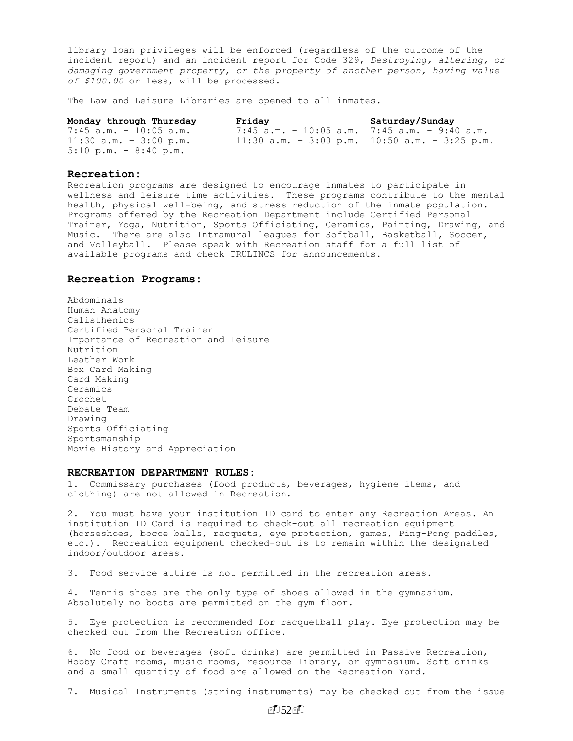library loan privileges will be enforced (regardless of the outcome of the incident report) and an incident report for Code 329, *Destroying, altering, or damaging government property, or the property of another person, having value of $100.00* or less, will be processed.

The Law and Leisure Libraries are opened to all inmates.

| **Monday through Thursday** | **Friday** | **Saturday/Sunday** |
|---|---|---|
| 7:45 a.m. – 10:05 a.m. | 7:45 a.m. – 10:05 a.m. | 7:45 a.m. – 9:40 a.m. |
| 11:30 a.m. – 3:00 p.m. | 11:30 a.m. – 3:00 p.m. | 10:50 a.m. – 3:25 p.m. |
| 5:10 p.m. - 8:40 p.m. | | |

## Recreation:

Recreation programs are designed to encourage inmates to participate in wellness and leisure time activities. These programs contribute to the mental health, physical well-being, and stress reduction of the inmate population. Programs offered by the Recreation Department include Certified Personal Trainer, Yoga, Nutrition, Sports Officiating, Ceramics, Painting, Drawing, and Music. There are also Intramural leagues for Softball, Basketball, Soccer, and Volleyball. Please speak with Recreation staff for a full list of available programs and check TRULINCS for announcements.

## Recreation Programs:

Abdominals
Human Anatomy
Calisthenics
Certified Personal Trainer
Importance of Recreation and Leisure
Nutrition
Leather Work
Box Card Making
Card Making
Ceramics
Crochet
Debate Team
Drawing
Sports Officiating
Sportsmanship
Movie History and Appreciation

### RECREATION DEPARTMENT RULES:

1. Commissary purchases (food products, beverages, hygiene items, and clothing) are not allowed in Recreation.

2. You must have your institution ID card to enter any Recreation Areas. An institution ID Card is required to check-out all recreation equipment (horseshoes, bocce balls, racquets, eye protection, games, Ping-Pong paddles, etc.). Recreation equipment checked-out is to remain within the designated indoor/outdoor areas.

3. Food service attire is not permitted in the recreation areas.

4. Tennis shoes are the only type of shoes allowed in the gymnasium. Absolutely no boots are permitted on the gym floor.

5. Eye protection is recommended for racquetball play. Eye protection may be checked out from the Recreation office.

6. No food or beverages (soft drinks) are permitted in Passive Recreation, Hobby Craft rooms, music rooms, resource library, or gymnasium. Soft drinks and a small quantity of food are allowed on the Recreation Yard.

7. Musical Instruments (string instruments) may be checked out from the issue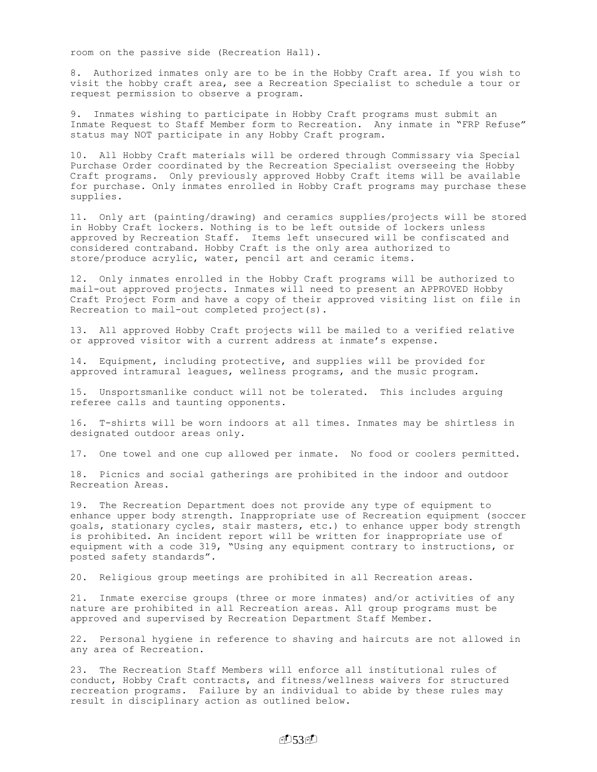room on the passive side (Recreation Hall).

8. Authorized inmates only are to be in the Hobby Craft area. If you wish to visit the hobby craft area, see a Recreation Specialist to schedule a tour or request permission to observe a program.

9. Inmates wishing to participate in Hobby Craft programs must submit an Inmate Request to Staff Member form to Recreation. Any inmate in "FRP Refuse" status may NOT participate in any Hobby Craft program.

10. All Hobby Craft materials will be ordered through Commissary via Special Purchase Order coordinated by the Recreation Specialist overseeing the Hobby Craft programs. Only previously approved Hobby Craft items will be available for purchase. Only inmates enrolled in Hobby Craft programs may purchase these supplies.

11. Only art (painting/drawing) and ceramics supplies/projects will be stored in Hobby Craft lockers. Nothing is to be left outside of lockers unless approved by Recreation Staff. Items left unsecured will be confiscated and considered contraband. Hobby Craft is the only area authorized to store/produce acrylic, water, pencil art and ceramic items.

12. Only inmates enrolled in the Hobby Craft programs will be authorized to mail-out approved projects. Inmates will need to present an APPROVED Hobby Craft Project Form and have a copy of their approved visiting list on file in Recreation to mail-out completed project(s).

13. All approved Hobby Craft projects will be mailed to a verified relative or approved visitor with a current address at inmate's expense.

14. Equipment, including protective, and supplies will be provided for approved intramural leagues, wellness programs, and the music program.

15. Unsportsmanlike conduct will not be tolerated. This includes arguing referee calls and taunting opponents.

16. T-shirts will be worn indoors at all times. Inmates may be shirtless in designated outdoor areas only.

17. One towel and one cup allowed per inmate. No food or coolers permitted.

18. Picnics and social gatherings are prohibited in the indoor and outdoor Recreation Areas.

19. The Recreation Department does not provide any type of equipment to enhance upper body strength. Inappropriate use of Recreation equipment (soccer goals, stationary cycles, stair masters, etc.) to enhance upper body strength is prohibited. An incident report will be written for inappropriate use of equipment with a code 319, "Using any equipment contrary to instructions, or posted safety standards".

20. Religious group meetings are prohibited in all Recreation areas.

21. Inmate exercise groups (three or more inmates) and/or activities of any nature are prohibited in all Recreation areas. All group programs must be approved and supervised by Recreation Department Staff Member.

22. Personal hygiene in reference to shaving and haircuts are not allowed in any area of Recreation.

23. The Recreation Staff Members will enforce all institutional rules of conduct, Hobby Craft contracts, and fitness/wellness waivers for structured recreation programs. Failure by an individual to abide by these rules may result in disciplinary action as outlined below.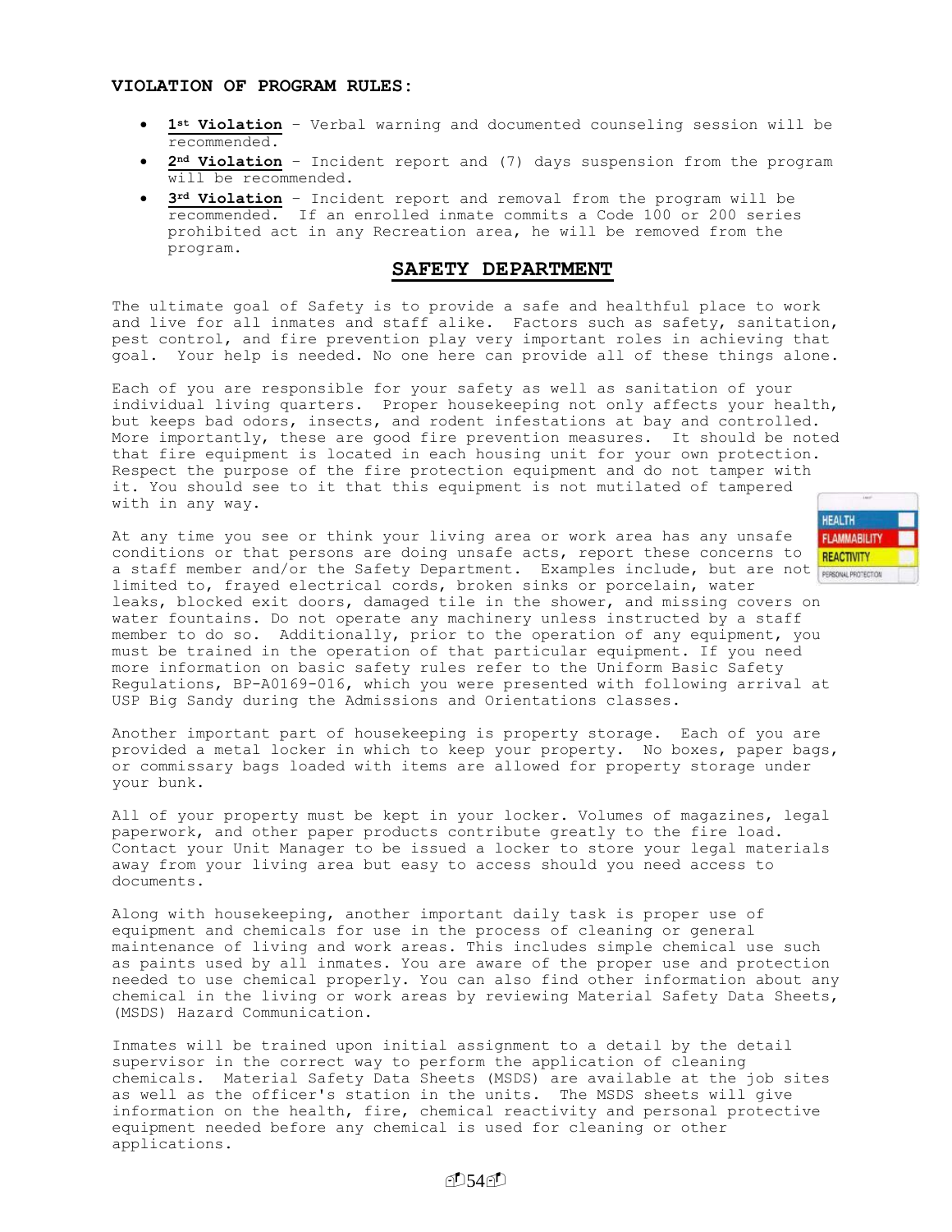**VIOLATION OF PROGRAM RULES:**

- **1st Violation** – Verbal warning and documented counseling session will be recommended.
- **2nd Violation** – Incident report and (7) days suspension from the program will be recommended.
- **3rd Violation** – Incident report and removal from the program will be recommended. If an enrolled inmate commits a Code 100 or 200 series prohibited act in any Recreation area, he will be removed from the program.

## SAFETY DEPARTMENT

The ultimate goal of Safety is to provide a safe and healthful place to work and live for all inmates and staff alike. Factors such as safety, sanitation, pest control, and fire prevention play very important roles in achieving that goal. Your help is needed. No one here can provide all of these things alone.

Each of you are responsible for your safety as well as sanitation of your individual living quarters. Proper housekeeping not only affects your health, but keeps bad odors, insects, and rodent infestations at bay and controlled. More importantly, these are good fire prevention measures. It should be noted that fire equipment is located in each housing unit for your own protection. Respect the purpose of the fire protection equipment and do not tamper with it. You should see to it that this equipment is not mutilated of tampered with in any way.

At any time you see or think your living area or work area has any unsafe conditions or that persons are doing unsafe acts, report these concerns to a staff member and/or the Safety Department. Examples include, but are not limited to, frayed electrical cords, broken sinks or porcelain, water leaks, blocked exit doors, damaged tile in the shower, and missing covers on water fountains. Do not operate any machinery unless instructed by a staff member to do so. Additionally, prior to the operation of any equipment, you must be trained in the operation of that particular equipment. If you need more information on basic safety rules refer to the Uniform Basic Safety Regulations, BP-A0169-016, which you were presented with following arrival at USP Big Sandy during the Admissions and Orientations classes.

Another important part of housekeeping is property storage. Each of you are provided a metal locker in which to keep your property. No boxes, paper bags, or commissary bags loaded with items are allowed for property storage under your bunk.

All of your property must be kept in your locker. Volumes of magazines, legal paperwork, and other paper products contribute greatly to the fire load. Contact your Unit Manager to be issued a locker to store your legal materials away from your living area but easy to access should you need access to documents.

Along with housekeeping, another important daily task is proper use of equipment and chemicals for use in the process of cleaning or general maintenance of living and work areas. This includes simple chemical use such as paints used by all inmates. You are aware of the proper use and protection needed to use chemical properly. You can also find other information about any chemical in the living or work areas by reviewing Material Safety Data Sheets, (MSDS) Hazard Communication.

Inmates will be trained upon initial assignment to a detail by the detail supervisor in the correct way to perform the application of cleaning chemicals. Material Safety Data Sheets (MSDS) are available at the job sites as well as the officer's station in the units. The MSDS sheets will give information on the health, fire, chemical reactivity and personal protective equipment needed before any chemical is used for cleaning or other applications.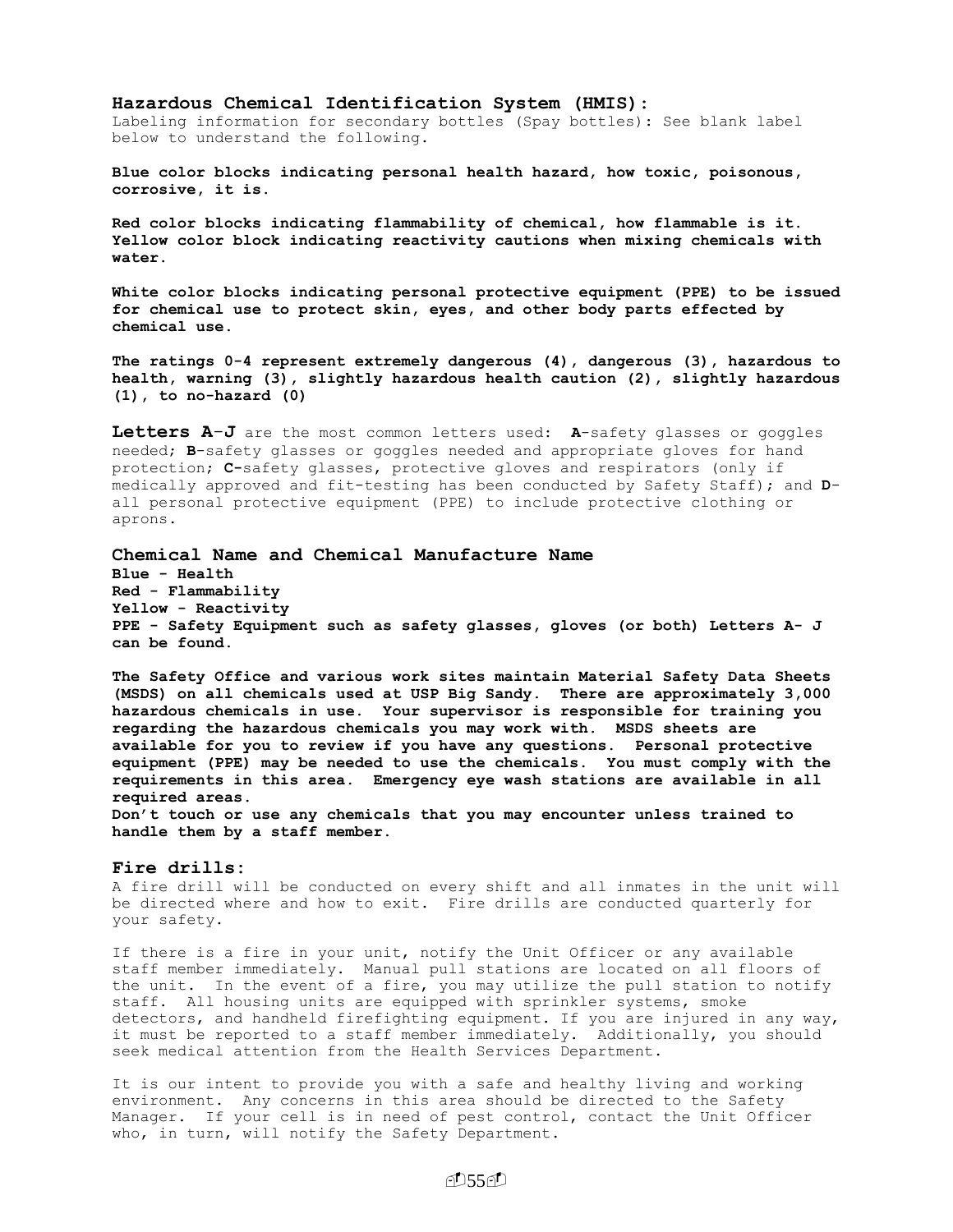### Hazardous Chemical Identification System (HMIS):

Labeling information for secondary bottles (Spay bottles): See blank label below to understand the following.

**Blue color blocks indicating personal health hazard, how toxic, poisonous, corrosive, it is.**

**Red color blocks indicating flammability of chemical, how flammable is it. Yellow color block indicating reactivity cautions when mixing chemicals with water.**

**White color blocks indicating personal protective equipment (PPE) to be issued for chemical use to protect skin, eyes, and other body parts effected by chemical use.**

**The ratings 0-4 represent extremely dangerous (4), dangerous (3), hazardous to health, warning (3), slightly hazardous health caution (2), slightly hazardous (1), to no-hazard (0)**

**Letters A-J** are the most common letters used: **A**-safety glasses or goggles needed; **B**-safety glasses or goggles needed and appropriate gloves for hand protection; **C-**safety glasses, protective gloves and respirators (only if medically approved and fit-testing has been conducted by Safety Staff); and **D**-all personal protective equipment (PPE) to include protective clothing or aprons.

### Chemical Name and Chemical Manufacture Name

**Blue - Health**
**Red - Flammability**
**Yellow - Reactivity**
**PPE - Safety Equipment such as safety glasses, gloves (or both) Letters A- J can be found.**

**The Safety Office and various work sites maintain Material Safety Data Sheets (MSDS) on all chemicals used at USP Big Sandy. There are approximately 3,000 hazardous chemicals in use. Your supervisor is responsible for training you regarding the hazardous chemicals you may work with. MSDS sheets are available for you to review if you have any questions. Personal protective equipment (PPE) may be needed to use the chemicals. You must comply with the requirements in this area. Emergency eye wash stations are available in all required areas.**
**Don't touch or use any chemicals that you may encounter unless trained to handle them by a staff member.**

### Fire drills:

A fire drill will be conducted on every shift and all inmates in the unit will be directed where and how to exit. Fire drills are conducted quarterly for your safety.

If there is a fire in your unit, notify the Unit Officer or any available staff member immediately. Manual pull stations are located on all floors of the unit. In the event of a fire, you may utilize the pull station to notify staff. All housing units are equipped with sprinkler systems, smoke detectors, and handheld firefighting equipment. If you are injured in any way, it must be reported to a staff member immediately. Additionally, you should seek medical attention from the Health Services Department.

It is our intent to provide you with a safe and healthy living and working environment. Any concerns in this area should be directed to the Safety Manager. If your cell is in need of pest control, contact the Unit Officer who, in turn, will notify the Safety Department.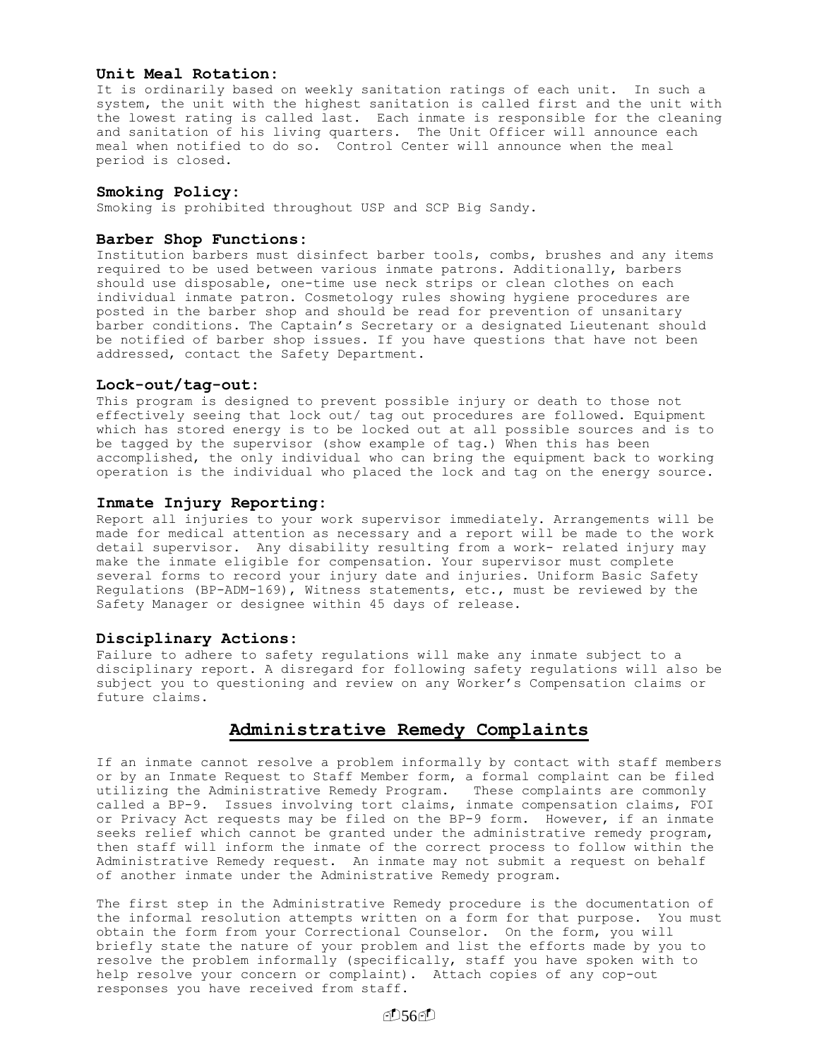### Unit Meal Rotation:

It is ordinarily based on weekly sanitation ratings of each unit. In such a system, the unit with the highest sanitation is called first and the unit with the lowest rating is called last. Each inmate is responsible for the cleaning and sanitation of his living quarters. The Unit Officer will announce each meal when notified to do so. Control Center will announce when the meal period is closed.

### Smoking Policy:

Smoking is prohibited throughout USP and SCP Big Sandy.

### Barber Shop Functions:

Institution barbers must disinfect barber tools, combs, brushes and any items required to be used between various inmate patrons. Additionally, barbers should use disposable, one-time use neck strips or clean clothes on each individual inmate patron. Cosmetology rules showing hygiene procedures are posted in the barber shop and should be read for prevention of unsanitary barber conditions. The Captain's Secretary or a designated Lieutenant should be notified of barber shop issues. If you have questions that have not been addressed, contact the Safety Department.

### Lock-out/tag-out:

This program is designed to prevent possible injury or death to those not effectively seeing that lock out/ tag out procedures are followed. Equipment which has stored energy is to be locked out at all possible sources and is to be tagged by the supervisor (show example of tag.) When this has been accomplished, the only individual who can bring the equipment back to working operation is the individual who placed the lock and tag on the energy source.

### Inmate Injury Reporting:

Report all injuries to your work supervisor immediately. Arrangements will be made for medical attention as necessary and a report will be made to the work detail supervisor. Any disability resulting from a work- related injury may make the inmate eligible for compensation. Your supervisor must complete several forms to record your injury date and injuries. Uniform Basic Safety Regulations (BP-ADM-169), Witness statements, etc., must be reviewed by the Safety Manager or designee within 45 days of release.

### Disciplinary Actions:

Failure to adhere to safety regulations will make any inmate subject to a disciplinary report. A disregard for following safety regulations will also be subject you to questioning and review on any Worker's Compensation claims or future claims.

## Administrative Remedy Complaints

If an inmate cannot resolve a problem informally by contact with staff members or by an Inmate Request to Staff Member form, a formal complaint can be filed utilizing the Administrative Remedy Program. These complaints are commonly called a BP-9. Issues involving tort claims, inmate compensation claims, FOI or Privacy Act requests may be filed on the BP-9 form. However, if an inmate seeks relief which cannot be granted under the administrative remedy program, then staff will inform the inmate of the correct process to follow within the Administrative Remedy request. An inmate may not submit a request on behalf of another inmate under the Administrative Remedy program.

The first step in the Administrative Remedy procedure is the documentation of the informal resolution attempts written on a form for that purpose. You must obtain the form from your Correctional Counselor. On the form, you will briefly state the nature of your problem and list the efforts made by you to resolve the problem informally (specifically, staff you have spoken with to help resolve your concern or complaint). Attach copies of any cop-out responses you have received from staff.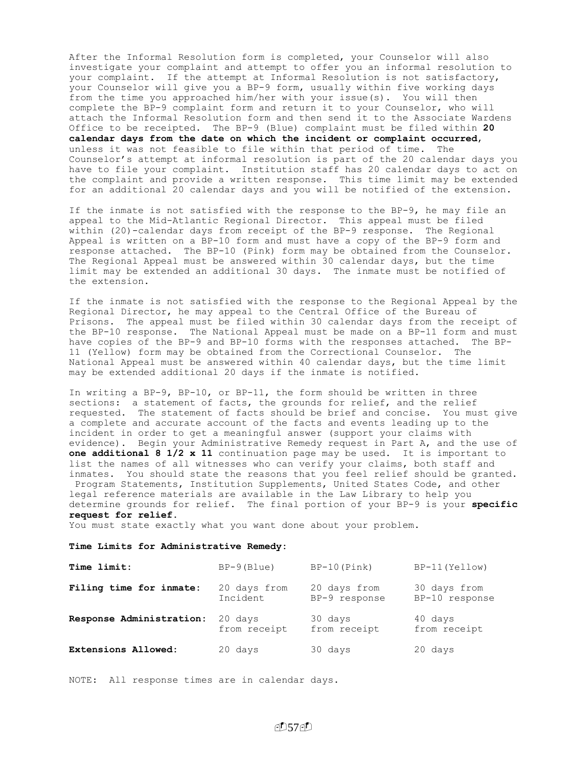After the Informal Resolution form is completed, your Counselor will also investigate your complaint and attempt to offer you an informal resolution to your complaint. If the attempt at Informal Resolution is not satisfactory, your Counselor will give you a BP-9 form, usually within five working days from the time you approached him/her with your issue(s). You will then complete the BP-9 complaint form and return it to your Counselor, who will attach the Informal Resolution form and then send it to the Associate Wardens Office to be receipted. The BP-9 (Blue) complaint must be filed within **20 calendar days from the date on which the incident or complaint occurred**, unless it was not feasible to file within that period of time. The Counselor's attempt at informal resolution is part of the 20 calendar days you have to file your complaint. Institution staff has 20 calendar days to act on the complaint and provide a written response. This time limit may be extended for an additional 20 calendar days and you will be notified of the extension.

If the inmate is not satisfied with the response to the BP-9, he may file an appeal to the Mid-Atlantic Regional Director. This appeal must be filed within (20)-calendar days from receipt of the BP-9 response. The Regional Appeal is written on a BP-10 form and must have a copy of the BP-9 form and response attached. The BP-10 (Pink) form may be obtained from the Counselor. The Regional Appeal must be answered within 30 calendar days, but the time limit may be extended an additional 30 days. The inmate must be notified of the extension.

If the inmate is not satisfied with the response to the Regional Appeal by the Regional Director, he may appeal to the Central Office of the Bureau of Prisons. The appeal must be filed within 30 calendar days from the receipt of the BP-10 response. The National Appeal must be made on a BP-11 form and must have copies of the BP-9 and BP-10 forms with the responses attached. The BP-11 (Yellow) form may be obtained from the Correctional Counselor. The National Appeal must be answered within 40 calendar days, but the time limit may be extended additional 20 days if the inmate is notified.

In writing a BP-9, BP-10, or BP-11, the form should be written in three sections: a statement of facts, the grounds for relief, and the relief requested. The statement of facts should be brief and concise. You must give a complete and accurate account of the facts and events leading up to the incident in order to get a meaningful answer (support your claims with evidence). Begin your Administrative Remedy request in Part A, and the use of **one additional 8 1/2 x 11** continuation page may be used. It is important to list the names of all witnesses who can verify your claims, both staff and inmates. You should state the reasons that you feel relief should be granted. Program Statements, Institution Supplements, United States Code, and other legal reference materials are available in the Law Library to help you determine grounds for relief. The final portion of your BP-9 is your **specific request for relief**.
You must state exactly what you want done about your problem.

**Time Limits for Administrative Remedy:**

| **Time limit:** | BP-9(Blue) | BP-10(Pink) | BP-11(Yellow) |
|---|---|---|---|
| **Filing time for inmate:** | 20 days from Incident | 20 days from BP-9 response | 30 days from BP-10 response |
| **Response Administration:** | 20 days from receipt | 30 days from receipt | 40 days from receipt |
| **Extensions Allowed:** | 20 days | 30 days | 20 days |

NOTE: All response times are in calendar days.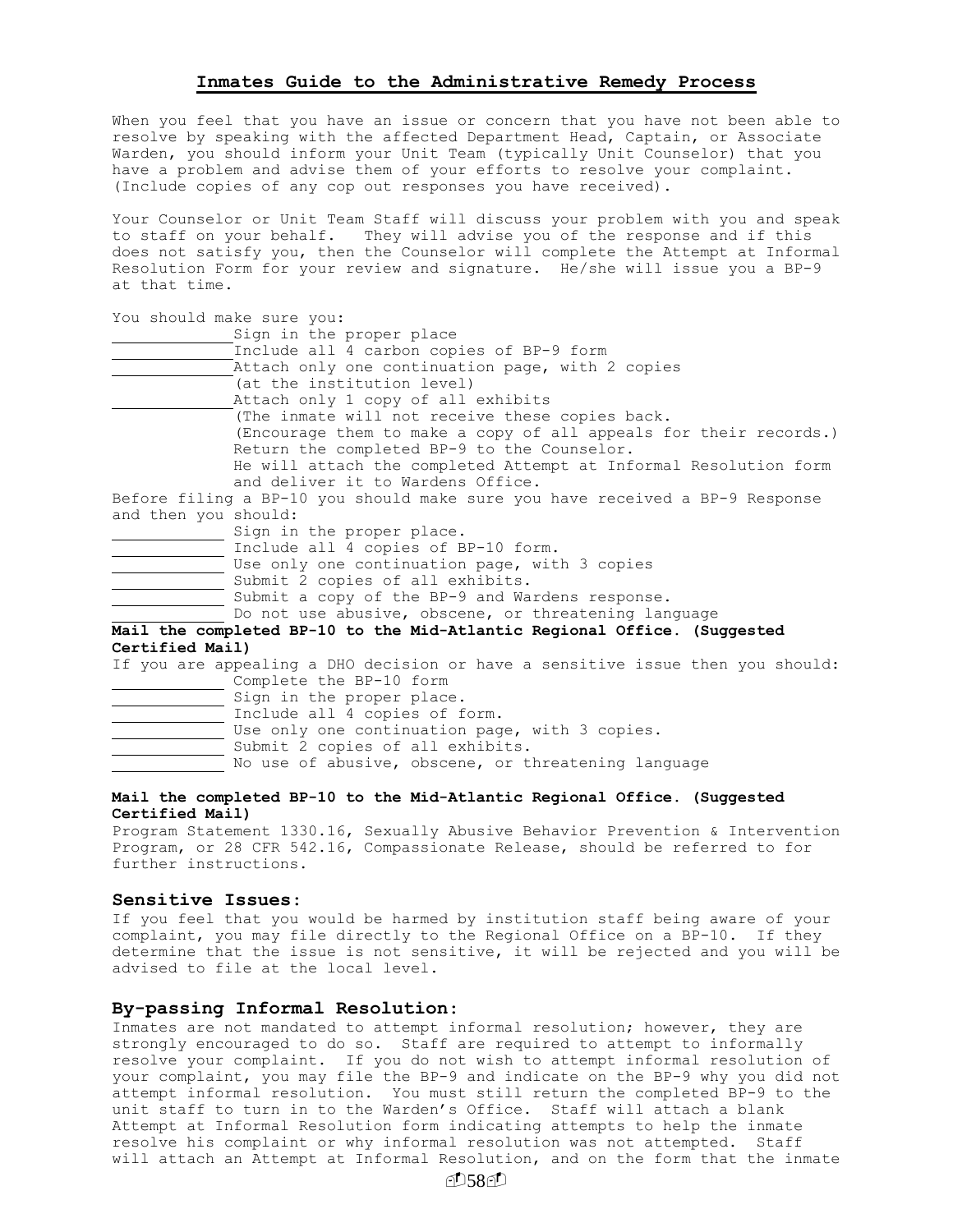## Inmates Guide to the Administrative Remedy Process

When you feel that you have an issue or concern that you have not been able to resolve by speaking with the affected Department Head, Captain, or Associate Warden, you should inform your Unit Team (typically Unit Counselor) that you have a problem and advise them of your efforts to resolve your complaint. (Include copies of any cop out responses you have received).

Your Counselor or Unit Team Staff will discuss your problem with you and speak to staff on your behalf. They will advise you of the response and if this does not satisfy you, then the Counselor will complete the Attempt at Informal Resolution Form for your review and signature. He/she will issue you a BP-9 at that time.

You should make sure you:

- ____________ Sign in the proper place
- ____________ Include all 4 carbon copies of BP-9 form
- ____________ Attach only one continuation page, with 2 copies (at the institution level)
- ____________ Attach only 1 copy of all exhibits (The inmate will not receive these copies back. (Encourage them to make a copy of all appeals for their records.) Return the completed BP-9 to the Counselor. He will attach the completed Attempt at Informal Resolution form and deliver it to Wardens Office.

Before filing a BP-10 you should make sure you have received a BP-9 Response and then you should:

- ____________ Sign in the proper place.
- ____________ Include all 4 copies of BP-10 form.
- ____________ Use only one continuation page, with 3 copies
- ____________ Submit 2 copies of all exhibits.
- ____________ Submit a copy of the BP-9 and Wardens response.
- ____________ Do not use abusive, obscene, or threatening language

**Mail the completed BP-10 to the Mid-Atlantic Regional Office. (Suggested Certified Mail)**

If you are appealing a DHO decision or have a sensitive issue then you should:

- ____________ Complete the BP-10 form
- ____________ Sign in the proper place.
- ____________ Include all 4 copies of form.
- ____________ Use only one continuation page, with 3 copies.
- ____________ Submit 2 copies of all exhibits.
- ____________ No use of abusive, obscene, or threatening language

**Mail the completed BP-10 to the Mid-Atlantic Regional Office. (Suggested Certified Mail)**

Program Statement 1330.16, Sexually Abusive Behavior Prevention & Intervention Program, or 28 CFR 542.16, Compassionate Release, should be referred to for further instructions.

### Sensitive Issues:

If you feel that you would be harmed by institution staff being aware of your complaint, you may file directly to the Regional Office on a BP-10. If they determine that the issue is not sensitive, it will be rejected and you will be advised to file at the local level.

### By-passing Informal Resolution:

Inmates are not mandated to attempt informal resolution; however, they are strongly encouraged to do so. Staff are required to attempt to informally resolve your complaint. If you do not wish to attempt informal resolution of your complaint, you may file the BP-9 and indicate on the BP-9 why you did not attempt informal resolution. You must still return the completed BP-9 to the unit staff to turn in to the Warden's Office. Staff will attach a blank Attempt at Informal Resolution form indicating attempts to help the inmate resolve his complaint or why informal resolution was not attempted. Staff will attach an Attempt at Informal Resolution, and on the form that the inmate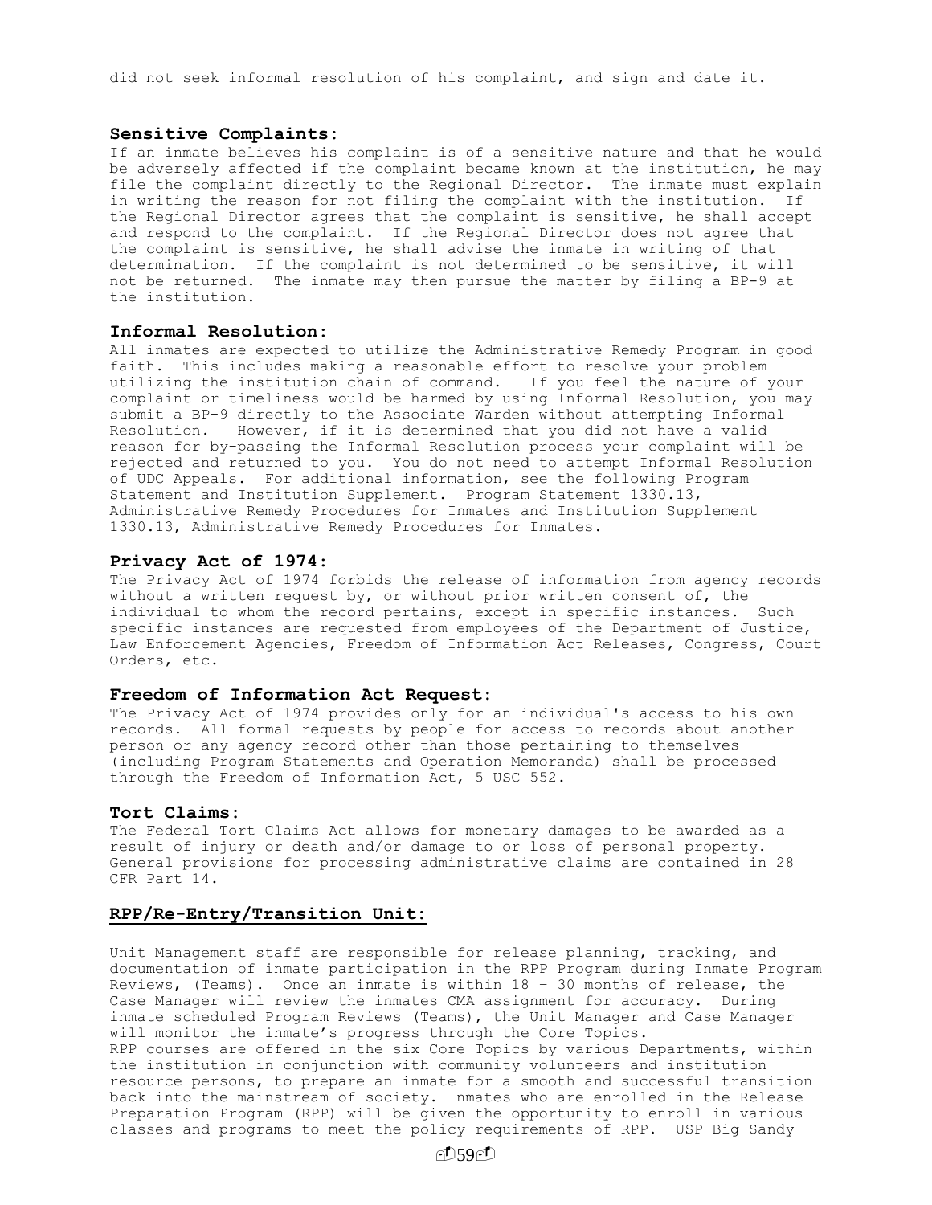did not seek informal resolution of his complaint, and sign and date it.

**Sensitive Complaints:**
If an inmate believes his complaint is of a sensitive nature and that he would be adversely affected if the complaint became known at the institution, he may file the complaint directly to the Regional Director. The inmate must explain in writing the reason for not filing the complaint with the institution. If the Regional Director agrees that the complaint is sensitive, he shall accept and respond to the complaint. If the Regional Director does not agree that the complaint is sensitive, he shall advise the inmate in writing of that determination. If the complaint is not determined to be sensitive, it will not be returned. The inmate may then pursue the matter by filing a BP-9 at the institution.

**Informal Resolution:**
All inmates are expected to utilize the Administrative Remedy Program in good faith. This includes making a reasonable effort to resolve your problem utilizing the institution chain of command. If you feel the nature of your complaint or timeliness would be harmed by using Informal Resolution, you may submit a BP-9 directly to the Associate Warden without attempting Informal Resolution. However, if it is determined that you did not have a <u>valid reason</u> for by-passing the Informal Resolution process your complaint will be rejected and returned to you. You do not need to attempt Informal Resolution of UDC Appeals. For additional information, see the following Program Statement and Institution Supplement. Program Statement 1330.13, Administrative Remedy Procedures for Inmates and Institution Supplement 1330.13, Administrative Remedy Procedures for Inmates.

**Privacy Act of 1974:**
The Privacy Act of 1974 forbids the release of information from agency records without a written request by, or without prior written consent of, the individual to whom the record pertains, except in specific instances. Such specific instances are requested from employees of the Department of Justice, Law Enforcement Agencies, Freedom of Information Act Releases, Congress, Court Orders, etc.

**Freedom of Information Act Request:**
The Privacy Act of 1974 provides only for an individual's access to his own records. All formal requests by people for access to records about another person or any agency record other than those pertaining to themselves (including Program Statements and Operation Memoranda) shall be processed through the Freedom of Information Act, 5 USC 552.

**Tort Claims:**
The Federal Tort Claims Act allows for monetary damages to be awarded as a result of injury or death and/or damage to or loss of personal property. General provisions for processing administrative claims are contained in 28 CFR Part 14.

## <u>RPP/Re-Entry/Transition Unit:</u>

Unit Management staff are responsible for release planning, tracking, and documentation of inmate participation in the RPP Program during Inmate Program Reviews, (Teams). Once an inmate is within 18 - 30 months of release, the Case Manager will review the inmates CMA assignment for accuracy. During inmate scheduled Program Reviews (Teams), the Unit Manager and Case Manager will monitor the inmate's progress through the Core Topics.
RPP courses are offered in the six Core Topics by various Departments, within the institution in conjunction with community volunteers and institution resource persons, to prepare an inmate for a smooth and successful transition back into the mainstream of society. Inmates who are enrolled in the Release Preparation Program (RPP) will be given the opportunity to enroll in various classes and programs to meet the policy requirements of RPP. USP Big Sandy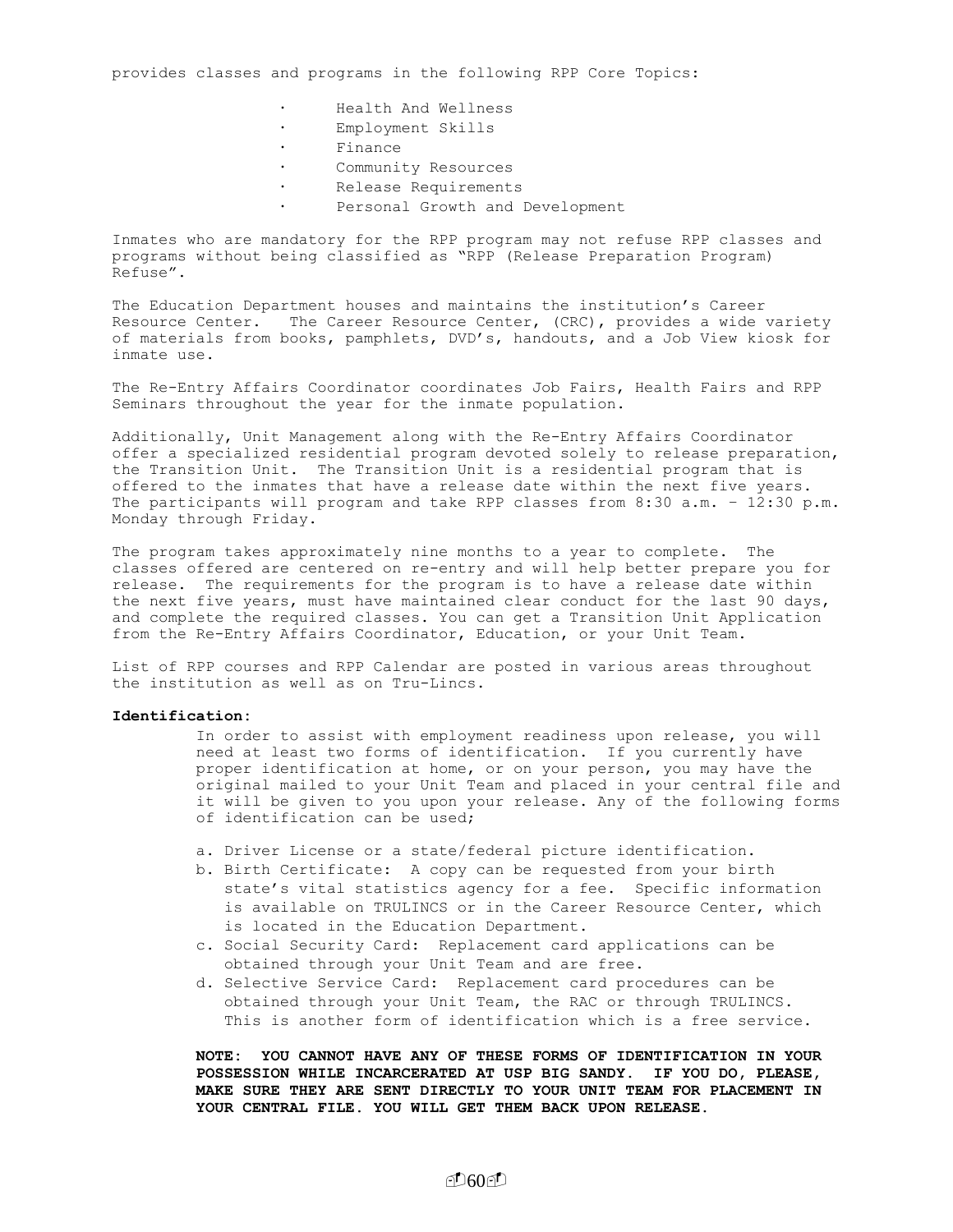provides classes and programs in the following RPP Core Topics:

- Health And Wellness
- Employment Skills
- Finance
- Community Resources
- Release Requirements
- Personal Growth and Development

Inmates who are mandatory for the RPP program may not refuse RPP classes and programs without being classified as "RPP (Release Preparation Program) Refuse".

The Education Department houses and maintains the institution's Career Resource Center. The Career Resource Center, (CRC), provides a wide variety of materials from books, pamphlets, DVD's, handouts, and a Job View kiosk for inmate use.

The Re-Entry Affairs Coordinator coordinates Job Fairs, Health Fairs and RPP Seminars throughout the year for the inmate population.

Additionally, Unit Management along with the Re-Entry Affairs Coordinator offer a specialized residential program devoted solely to release preparation, the Transition Unit. The Transition Unit is a residential program that is offered to the inmates that have a release date within the next five years. The participants will program and take RPP classes from 8:30 a.m. – 12:30 p.m. Monday through Friday.

The program takes approximately nine months to a year to complete. The classes offered are centered on re-entry and will help better prepare you for release. The requirements for the program is to have a release date within the next five years, must have maintained clear conduct for the last 90 days, and complete the required classes. You can get a Transition Unit Application from the Re-Entry Affairs Coordinator, Education, or your Unit Team.

List of RPP courses and RPP Calendar are posted in various areas throughout the institution as well as on Tru-Lincs.

**Identification:**

In order to assist with employment readiness upon release, you will need at least two forms of identification. If you currently have proper identification at home, or on your person, you may have the original mailed to your Unit Team and placed in your central file and it will be given to you upon your release. Any of the following forms of identification can be used;

a. Driver License or a state/federal picture identification.
b. Birth Certificate: A copy can be requested from your birth state's vital statistics agency for a fee. Specific information is available on TRULINCS or in the Career Resource Center, which is located in the Education Department.
c. Social Security Card: Replacement card applications can be obtained through your Unit Team and are free.
d. Selective Service Card: Replacement card procedures can be obtained through your Unit Team, the RAC or through TRULINCS. This is another form of identification which is a free service.

**NOTE: YOU CANNOT HAVE ANY OF THESE FORMS OF IDENTIFICATION IN YOUR POSSESSION WHILE INCARCERATED AT USP BIG SANDY. IF YOU DO, PLEASE, MAKE SURE THEY ARE SENT DIRECTLY TO YOUR UNIT TEAM FOR PLACEMENT IN YOUR CENTRAL FILE. YOU WILL GET THEM BACK UPON RELEASE.**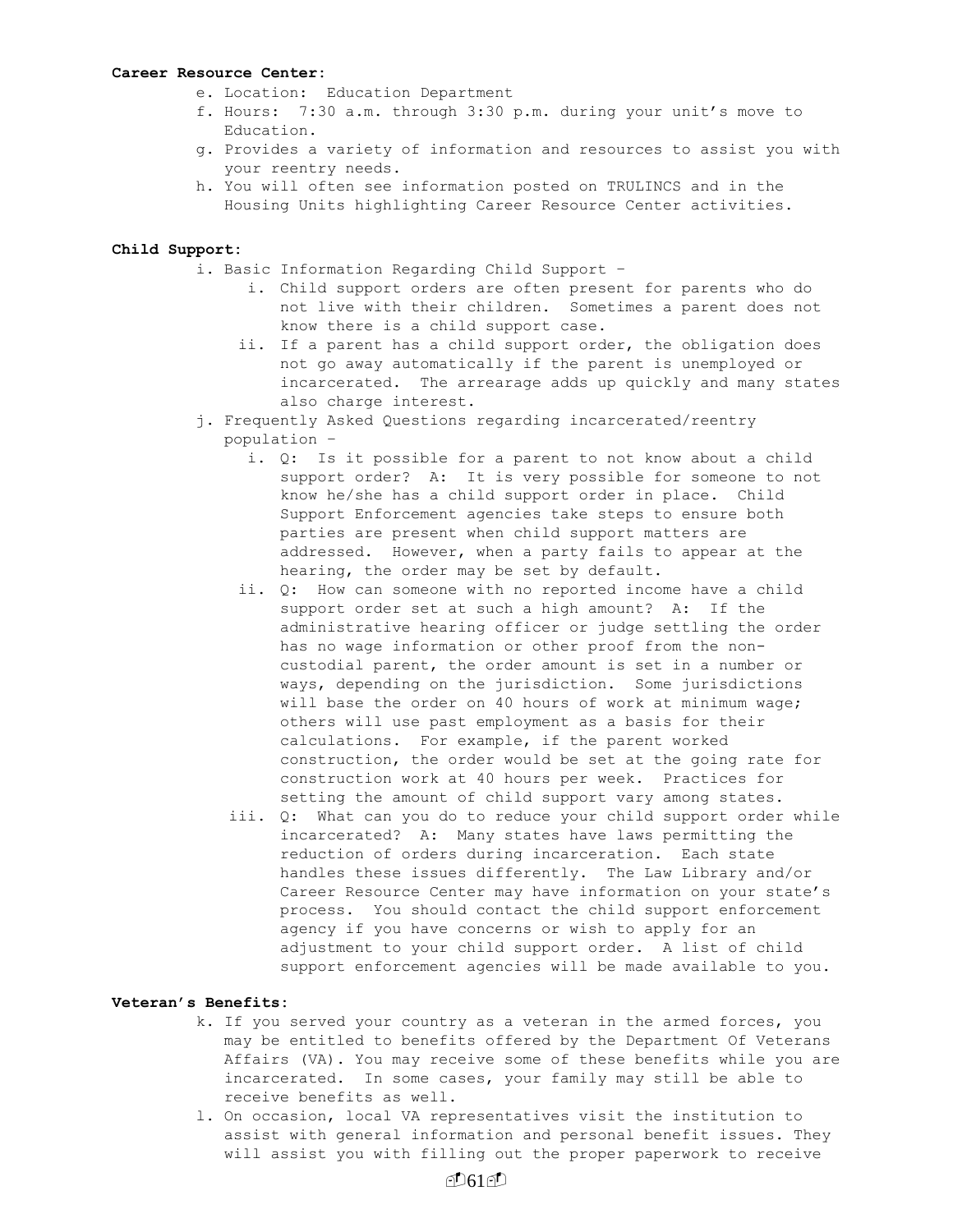**Career Resource Center:**

e. Location: Education Department
f. Hours: 7:30 a.m. through 3:30 p.m. during your unit's move to Education.
g. Provides a variety of information and resources to assist you with your reentry needs.
h. You will often see information posted on TRULINCS and in the Housing Units highlighting Career Resource Center activities.

**Child Support:**

i. Basic Information Regarding Child Support –
   i. Child support orders are often present for parents who do not live with their children. Sometimes a parent does not know there is a child support case.
   ii. If a parent has a child support order, the obligation does not go away automatically if the parent is unemployed or incarcerated. The arrearage adds up quickly and many states also charge interest.
j. Frequently Asked Questions regarding incarcerated/reentry population –
   i. Q: Is it possible for a parent to not know about a child support order? A: It is very possible for someone to not know he/she has a child support order in place. Child Support Enforcement agencies take steps to ensure both parties are present when child support matters are addressed. However, when a party fails to appear at the hearing, the order may be set by default.
   ii. Q: How can someone with no reported income have a child support order set at such a high amount? A: If the administrative hearing officer or judge settling the order has no wage information or other proof from the non-custodial parent, the order amount is set in a number or ways, depending on the jurisdiction. Some jurisdictions will base the order on 40 hours of work at minimum wage; others will use past employment as a basis for their calculations. For example, if the parent worked construction, the order would be set at the going rate for construction work at 40 hours per week. Practices for setting the amount of child support vary among states.
   iii. Q: What can you do to reduce your child support order while incarcerated? A: Many states have laws permitting the reduction of orders during incarceration. Each state handles these issues differently. The Law Library and/or Career Resource Center may have information on your state's process. You should contact the child support enforcement agency if you have concerns or wish to apply for an adjustment to your child support order. A list of child support enforcement agencies will be made available to you.

**Veteran's Benefits:**

k. If you served your country as a veteran in the armed forces, you may be entitled to benefits offered by the Department Of Veterans Affairs (VA). You may receive some of these benefits while you are incarcerated. In some cases, your family may still be able to receive benefits as well.
l. On occasion, local VA representatives visit the institution to assist with general information and personal benefit issues. They will assist you with filling out the proper paperwork to receive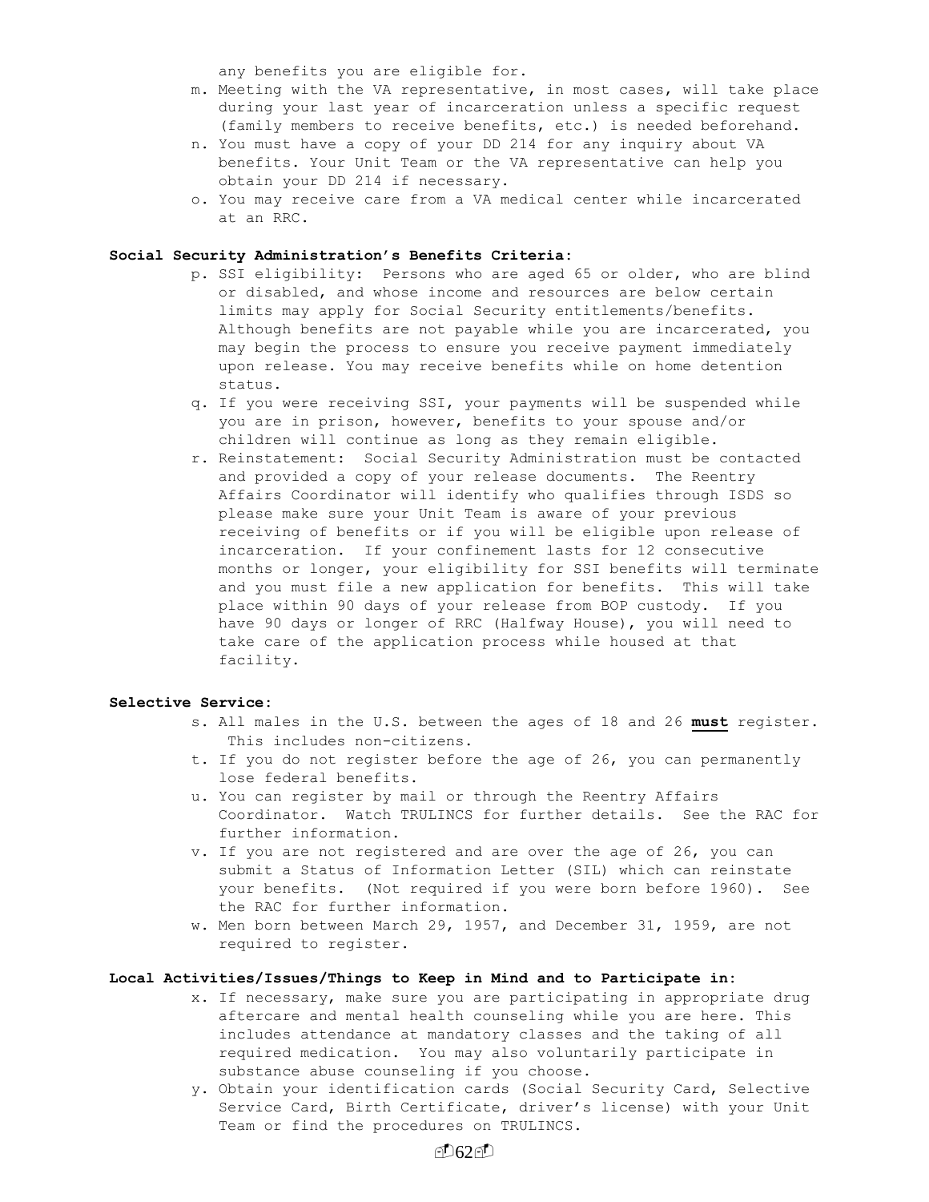any benefits you are eligible for.

m. Meeting with the VA representative, in most cases, will take place during your last year of incarceration unless a specific request (family members to receive benefits, etc.) is needed beforehand.
n. You must have a copy of your DD 214 for any inquiry about VA benefits. Your Unit Team or the VA representative can help you obtain your DD 214 if necessary.
o. You may receive care from a VA medical center while incarcerated at an RRC.

**Social Security Administration's Benefits Criteria:**

p. SSI eligibility: Persons who are aged 65 or older, who are blind or disabled, and whose income and resources are below certain limits may apply for Social Security entitlements/benefits. Although benefits are not payable while you are incarcerated, you may begin the process to ensure you receive payment immediately upon release. You may receive benefits while on home detention status.
q. If you were receiving SSI, your payments will be suspended while you are in prison, however, benefits to your spouse and/or children will continue as long as they remain eligible.
r. Reinstatement: Social Security Administration must be contacted and provided a copy of your release documents. The Reentry Affairs Coordinator will identify who qualifies through ISDS so please make sure your Unit Team is aware of your previous receiving of benefits or if you will be eligible upon release of incarceration. If your confinement lasts for 12 consecutive months or longer, your eligibility for SSI benefits will terminate and you must file a new application for benefits. This will take place within 90 days of your release from BOP custody. If you have 90 days or longer of RRC (Halfway House), you will need to take care of the application process while housed at that facility.

**Selective Service:**

s. All males in the U.S. between the ages of 18 and 26 **must** register. This includes non-citizens.
t. If you do not register before the age of 26, you can permanently lose federal benefits.
u. You can register by mail or through the Reentry Affairs Coordinator. Watch TRULINCS for further details. See the RAC for further information.
v. If you are not registered and are over the age of 26, you can submit a Status of Information Letter (SIL) which can reinstate your benefits. (Not required if you were born before 1960). See the RAC for further information.
w. Men born between March 29, 1957, and December 31, 1959, are not required to register.

**Local Activities/Issues/Things to Keep in Mind and to Participate in:**

x. If necessary, make sure you are participating in appropriate drug aftercare and mental health counseling while you are here. This includes attendance at mandatory classes and the taking of all required medication. You may also voluntarily participate in substance abuse counseling if you choose.
y. Obtain your identification cards (Social Security Card, Selective Service Card, Birth Certificate, driver's license) with your Unit Team or find the procedures on TRULINCS.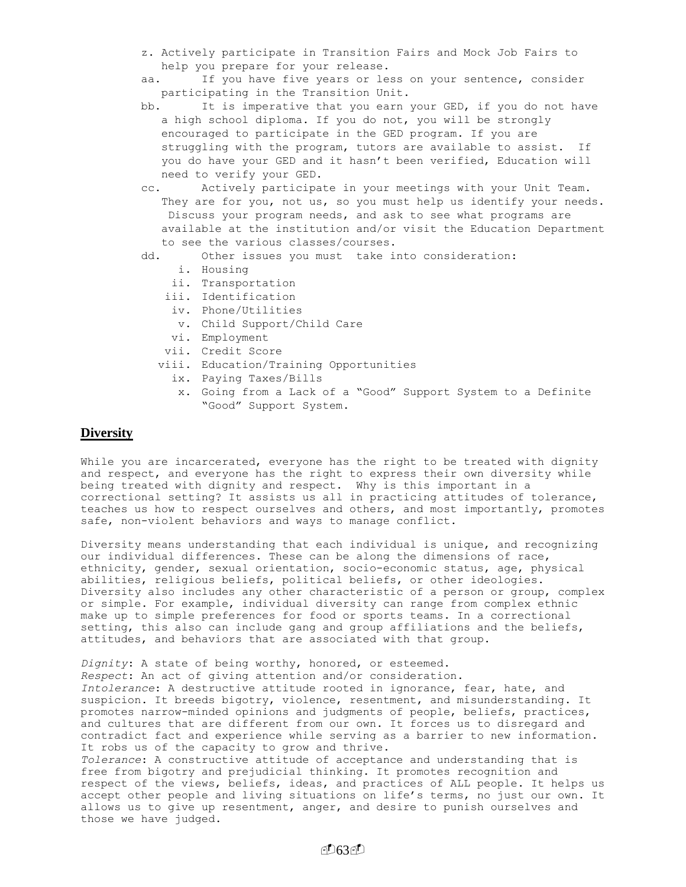z. Actively participate in Transition Fairs and Mock Job Fairs to help you prepare for your release.

aa. If you have five years or less on your sentence, consider participating in the Transition Unit.

bb. It is imperative that you earn your GED, if you do not have a high school diploma. If you do not, you will be strongly encouraged to participate in the GED program. If you are struggling with the program, tutors are available to assist. If you do have your GED and it hasn't been verified, Education will need to verify your GED.

cc. Actively participate in your meetings with your Unit Team. They are for you, not us, so you must help us identify your needs. Discuss your program needs, and ask to see what programs are available at the institution and/or visit the Education Department to see the various classes/courses.

dd. Other issues you must take into consideration:

   i. Housing
   ii. Transportation
   iii. Identification
   iv. Phone/Utilities
   v. Child Support/Child Care
   vi. Employment
   vii. Credit Score
   viii. Education/Training Opportunities
   ix. Paying Taxes/Bills
   x. Going from a Lack of a "Good" Support System to a Definite "Good" Support System.

## Diversity

While you are incarcerated, everyone has the right to be treated with dignity and respect, and everyone has the right to express their own diversity while being treated with dignity and respect. Why is this important in a correctional setting? It assists us all in practicing attitudes of tolerance, teaches us how to respect ourselves and others, and most importantly, promotes safe, non-violent behaviors and ways to manage conflict.

Diversity means understanding that each individual is unique, and recognizing our individual differences. These can be along the dimensions of race, ethnicity, gender, sexual orientation, socio-economic status, age, physical abilities, religious beliefs, political beliefs, or other ideologies. Diversity also includes any other characteristic of a person or group, complex or simple. For example, individual diversity can range from complex ethnic make up to simple preferences for food or sports teams. In a correctional setting, this also can include gang and group affiliations and the beliefs, attitudes, and behaviors that are associated with that group.

*Dignity*: A state of being worthy, honored, or esteemed.
*Respect*: An act of giving attention and/or consideration.
*Intolerance*: A destructive attitude rooted in ignorance, fear, hate, and suspicion. It breeds bigotry, violence, resentment, and misunderstanding. It promotes narrow-minded opinions and judgments of people, beliefs, practices, and cultures that are different from our own. It forces us to disregard and contradict fact and experience while serving as a barrier to new information. It robs us of the capacity to grow and thrive.
*Tolerance*: A constructive attitude of acceptance and understanding that is free from bigotry and prejudicial thinking. It promotes recognition and respect of the views, beliefs, ideas, and practices of ALL people. It helps us accept other people and living situations on life's terms, no just our own. It allows us to give up resentment, anger, and desire to punish ourselves and those we have judged.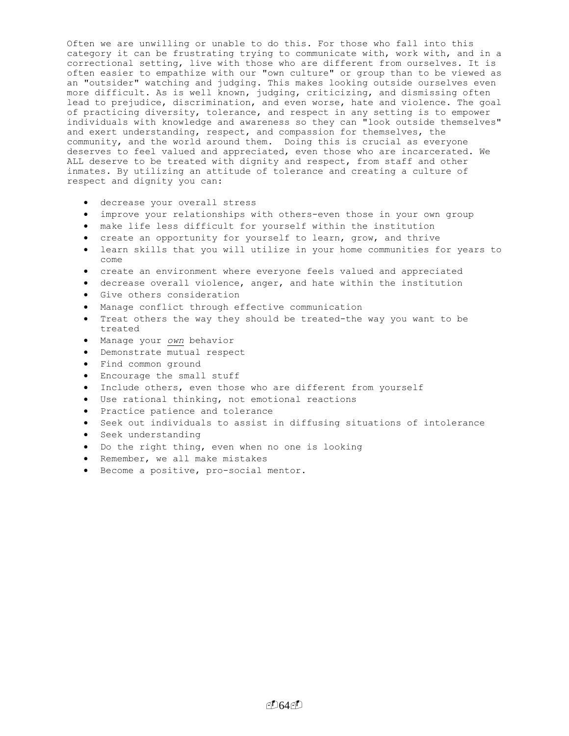Often we are unwilling or unable to do this. For those who fall into this category it can be frustrating trying to communicate with, work with, and in a correctional setting, live with those who are different from ourselves. It is often easier to empathize with our "own culture" or group than to be viewed as an "outsider" watching and judging. This makes looking outside ourselves even more difficult. As is well known, judging, criticizing, and dismissing often lead to prejudice, discrimination, and even worse, hate and violence. The goal of practicing diversity, tolerance, and respect in any setting is to empower individuals with knowledge and awareness so they can "look outside themselves" and exert understanding, respect, and compassion for themselves, the community, and the world around them. Doing this is crucial as everyone deserves to feel valued and appreciated, even those who are incarcerated. We ALL deserve to be treated with dignity and respect, from staff and other inmates. By utilizing an attitude of tolerance and creating a culture of respect and dignity you can:

- decrease your overall stress
- improve your relationships with others-even those in your own group
- make life less difficult for yourself within the institution
- create an opportunity for yourself to learn, grow, and thrive
- learn skills that you will utilize in your home communities for years to come
- create an environment where everyone feels valued and appreciated
- decrease overall violence, anger, and hate within the institution
- Give others consideration
- Manage conflict through effective communication
- Treat others the way they should be treated-the way you want to be treated
- Manage your *own* behavior
- Demonstrate mutual respect
- Find common ground
- Encourage the small stuff
- Include others, even those who are different from yourself
- Use rational thinking, not emotional reactions
- Practice patience and tolerance
- Seek out individuals to assist in diffusing situations of intolerance
- Seek understanding
- Do the right thing, even when no one is looking
- Remember, we all make mistakes
- Become a positive, pro-social mentor.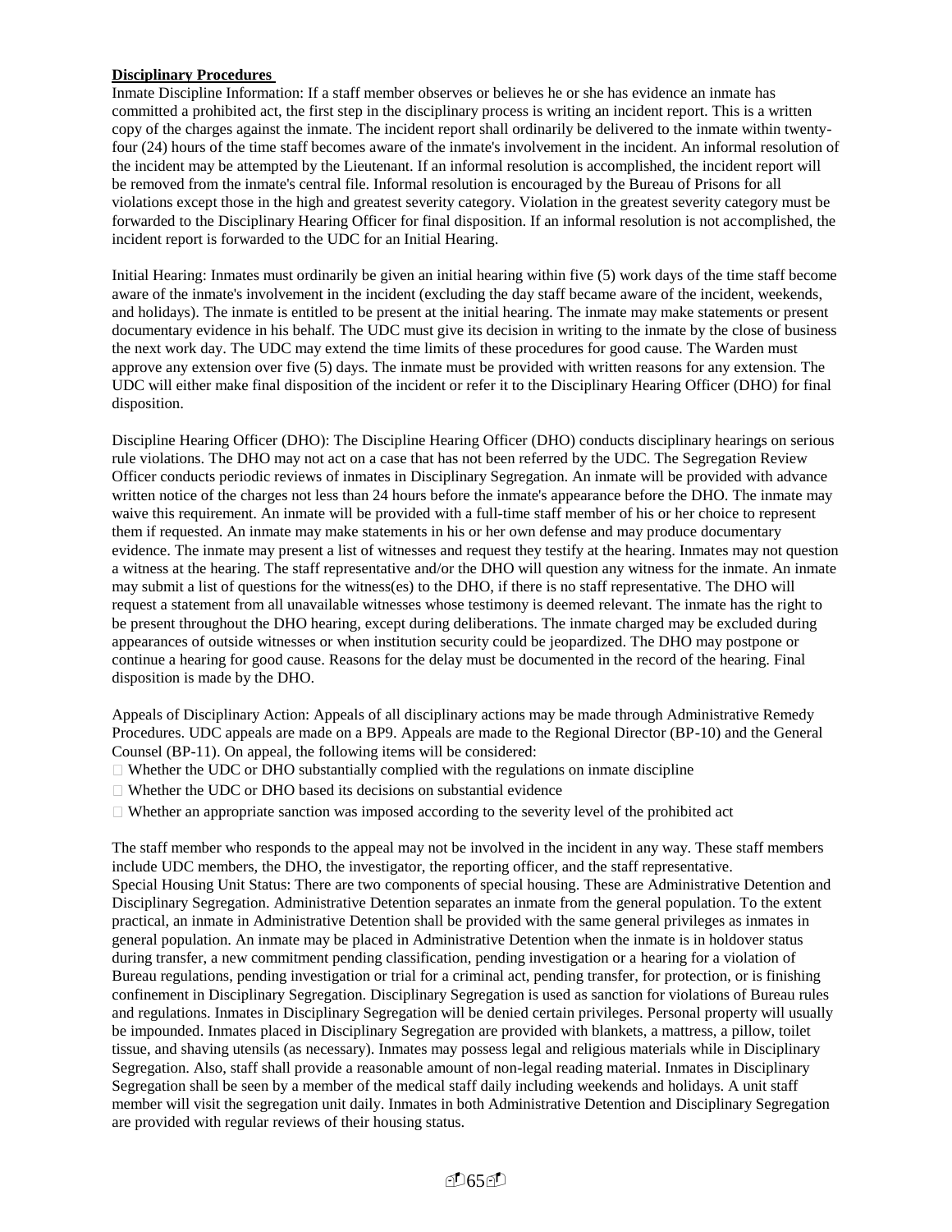**Disciplinary Procedures**

Inmate Discipline Information: If a staff member observes or believes he or she has evidence an inmate has committed a prohibited act, the first step in the disciplinary process is writing an incident report. This is a written copy of the charges against the inmate. The incident report shall ordinarily be delivered to the inmate within twenty-four (24) hours of the time staff becomes aware of the inmate's involvement in the incident. An informal resolution of the incident may be attempted by the Lieutenant. If an informal resolution is accomplished, the incident report will be removed from the inmate's central file. Informal resolution is encouraged by the Bureau of Prisons for all violations except those in the high and greatest severity category. Violation in the greatest severity category must be forwarded to the Disciplinary Hearing Officer for final disposition. If an informal resolution is not accomplished, the incident report is forwarded to the UDC for an Initial Hearing.

Initial Hearing: Inmates must ordinarily be given an initial hearing within five (5) work days of the time staff become aware of the inmate's involvement in the incident (excluding the day staff became aware of the incident, weekends, and holidays). The inmate is entitled to be present at the initial hearing. The inmate may make statements or present documentary evidence in his behalf. The UDC must give its decision in writing to the inmate by the close of business the next work day. The UDC may extend the time limits of these procedures for good cause. The Warden must approve any extension over five (5) days. The inmate must be provided with written reasons for any extension. The UDC will either make final disposition of the incident or refer it to the Disciplinary Hearing Officer (DHO) for final disposition.

Discipline Hearing Officer (DHO): The Discipline Hearing Officer (DHO) conducts disciplinary hearings on serious rule violations. The DHO may not act on a case that has not been referred by the UDC. The Segregation Review Officer conducts periodic reviews of inmates in Disciplinary Segregation. An inmate will be provided with advance written notice of the charges not less than 24 hours before the inmate's appearance before the DHO. The inmate may waive this requirement. An inmate will be provided with a full-time staff member of his or her choice to represent them if requested. An inmate may make statements in his or her own defense and may produce documentary evidence. The inmate may present a list of witnesses and request they testify at the hearing. Inmates may not question a witness at the hearing. The staff representative and/or the DHO will question any witness for the inmate. An inmate may submit a list of questions for the witness(es) to the DHO, if there is no staff representative. The DHO will request a statement from all unavailable witnesses whose testimony is deemed relevant. The inmate has the right to be present throughout the DHO hearing, except during deliberations. The inmate charged may be excluded during appearances of outside witnesses or when institution security could be jeopardized. The DHO may postpone or continue a hearing for good cause. Reasons for the delay must be documented in the record of the hearing. Final disposition is made by the DHO.

Appeals of Disciplinary Action: Appeals of all disciplinary actions may be made through Administrative Remedy Procedures. UDC appeals are made on a BP9. Appeals are made to the Regional Director (BP-10) and the General Counsel (BP-11). On appeal, the following items will be considered:

- Whether the UDC or DHO substantially complied with the regulations on inmate discipline
- Whether the UDC or DHO based its decisions on substantial evidence
- Whether an appropriate sanction was imposed according to the severity level of the prohibited act

The staff member who responds to the appeal may not be involved in the incident in any way. These staff members include UDC members, the DHO, the investigator, the reporting officer, and the staff representative.
Special Housing Unit Status: There are two components of special housing. These are Administrative Detention and Disciplinary Segregation. Administrative Detention separates an inmate from the general population. To the extent practical, an inmate in Administrative Detention shall be provided with the same general privileges as inmates in general population. An inmate may be placed in Administrative Detention when the inmate is in holdover status during transfer, a new commitment pending classification, pending investigation or a hearing for a violation of Bureau regulations, pending investigation or trial for a criminal act, pending transfer, for protection, or is finishing confinement in Disciplinary Segregation. Disciplinary Segregation is used as sanction for violations of Bureau rules and regulations. Inmates in Disciplinary Segregation will be denied certain privileges. Personal property will usually be impounded. Inmates placed in Disciplinary Segregation are provided with blankets, a mattress, a pillow, toilet tissue, and shaving utensils (as necessary). Inmates may possess legal and religious materials while in Disciplinary Segregation. Also, staff shall provide a reasonable amount of non-legal reading material. Inmates in Disciplinary Segregation shall be seen by a member of the medical staff daily including weekends and holidays. A unit staff member will visit the segregation unit daily. Inmates in both Administrative Detention and Disciplinary Segregation are provided with regular reviews of their housing status.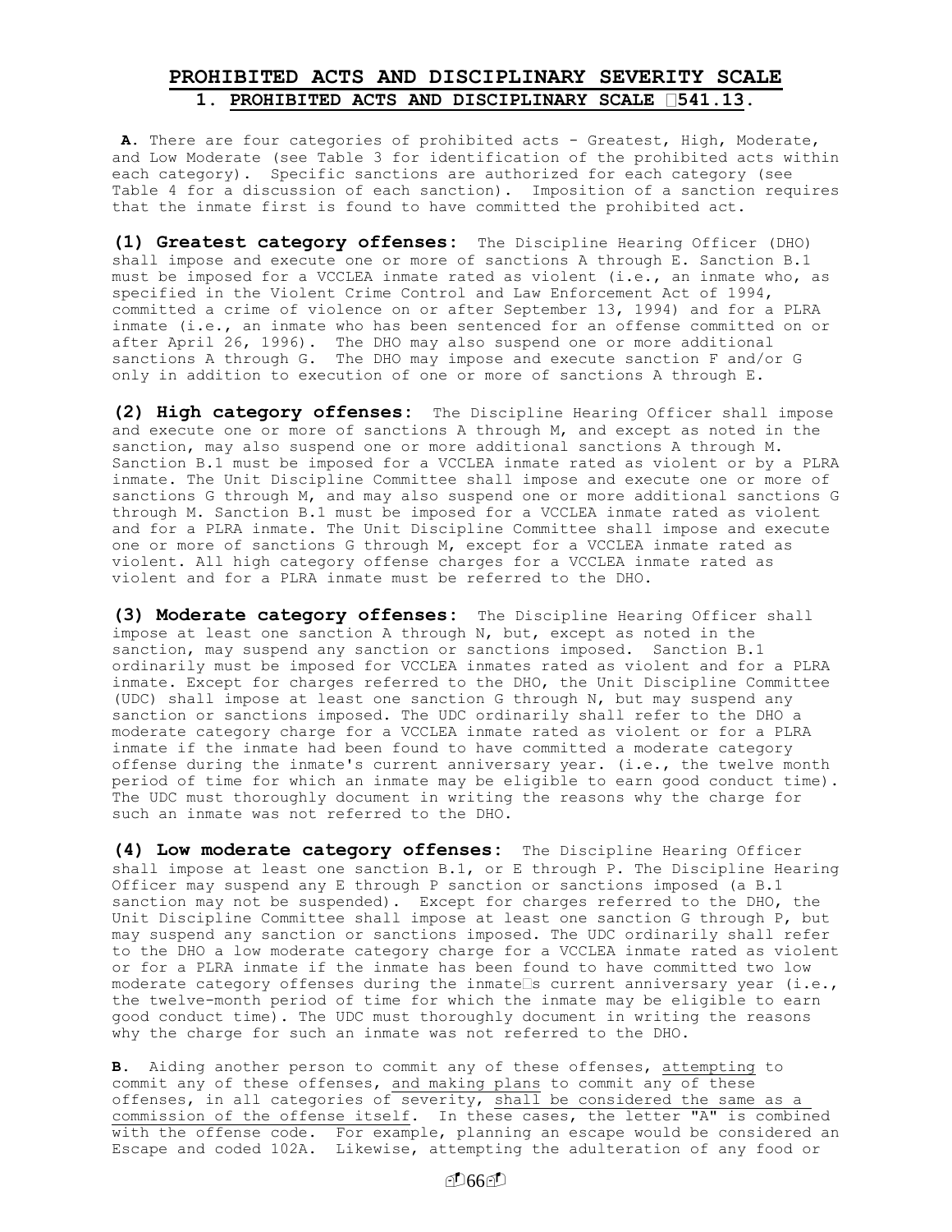# PROHIBITED ACTS AND DISCIPLINARY SEVERITY SCALE

## 1. PROHIBITED ACTS AND DISCIPLINARY SCALE §541.13.

**A**. There are four categories of prohibited acts - Greatest, High, Moderate, and Low Moderate (see Table 3 for identification of the prohibited acts within each category). Specific sanctions are authorized for each category (see Table 4 for a discussion of each sanction). Imposition of a sanction requires that the inmate first is found to have committed the prohibited act.

**(1) Greatest category offenses:** The Discipline Hearing Officer (DHO) shall impose and execute one or more of sanctions A through E. Sanction B.1 must be imposed for a VCCLEA inmate rated as violent (i.e., an inmate who, as specified in the Violent Crime Control and Law Enforcement Act of 1994, committed a crime of violence on or after September 13, 1994) and for a PLRA inmate (i.e., an inmate who has been sentenced for an offense committed on or after April 26, 1996). The DHO may also suspend one or more additional sanctions A through G. The DHO may impose and execute sanction F and/or G only in addition to execution of one or more of sanctions A through E.

**(2) High category offenses:** The Discipline Hearing Officer shall impose and execute one or more of sanctions A through M, and except as noted in the sanction, may also suspend one or more additional sanctions A through M. Sanction B.1 must be imposed for a VCCLEA inmate rated as violent or by a PLRA inmate. The Unit Discipline Committee shall impose and execute one or more of sanctions G through M, and may also suspend one or more additional sanctions G through M. Sanction B.1 must be imposed for a VCCLEA inmate rated as violent and for a PLRA inmate. The Unit Discipline Committee shall impose and execute one or more of sanctions G through M, except for a VCCLEA inmate rated as violent. All high category offense charges for a VCCLEA inmate rated as violent and for a PLRA inmate must be referred to the DHO.

**(3) Moderate category offenses:** The Discipline Hearing Officer shall impose at least one sanction A through N, but, except as noted in the sanction, may suspend any sanction or sanctions imposed. Sanction B.1 ordinarily must be imposed for VCCLEA inmates rated as violent and for a PLRA inmate. Except for charges referred to the DHO, the Unit Discipline Committee (UDC) shall impose at least one sanction G through N, but may suspend any sanction or sanctions imposed. The UDC ordinarily shall refer to the DHO a moderate category charge for a VCCLEA inmate rated as violent or for a PLRA inmate if the inmate had been found to have committed a moderate category offense during the inmate's current anniversary year. (i.e., the twelve month period of time for which an inmate may be eligible to earn good conduct time). The UDC must thoroughly document in writing the reasons why the charge for such an inmate was not referred to the DHO.

**(4) Low moderate category offenses:** The Discipline Hearing Officer shall impose at least one sanction B.1, or E through P. The Discipline Hearing Officer may suspend any E through P sanction or sanctions imposed (a B.1 sanction may not be suspended). Except for charges referred to the DHO, the Unit Discipline Committee shall impose at least one sanction G through P, but may suspend any sanction or sanctions imposed. The UDC ordinarily shall refer to the DHO a low moderate category charge for a VCCLEA inmate rated as violent or for a PLRA inmate if the inmate has been found to have committed two low moderate category offenses during the inmate's current anniversary year (i.e., the twelve-month period of time for which the inmate may be eligible to earn good conduct time). The UDC must thoroughly document in writing the reasons why the charge for such an inmate was not referred to the DHO.

**B**. Aiding another person to commit any of these offenses, attempting to commit any of these offenses, and making plans to commit any of these offenses, in all categories of severity, shall be considered the same as a commission of the offense itself. In these cases, the letter "A" is combined with the offense code. For example, planning an escape would be considered an Escape and coded 102A. Likewise, attempting the adulteration of any food or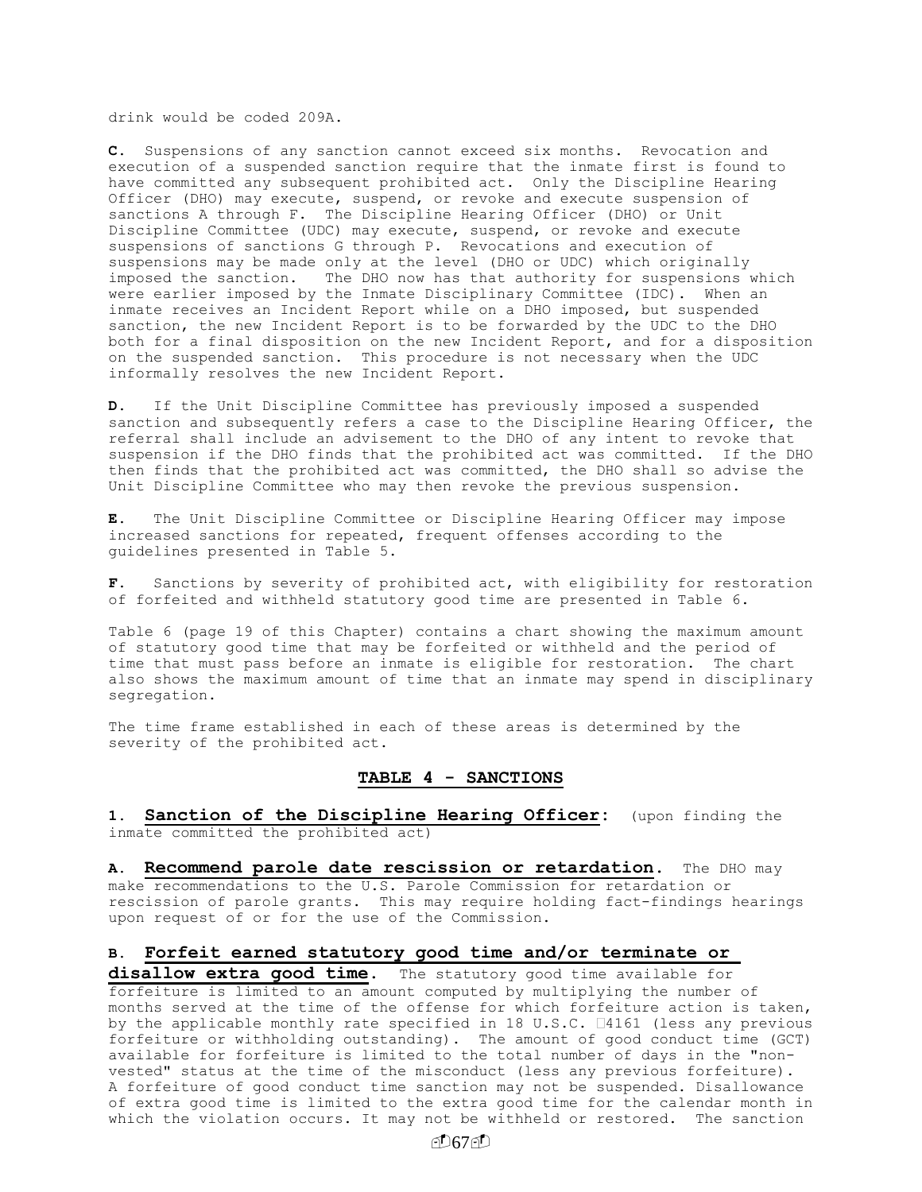drink would be coded 209A.

**C.** Suspensions of any sanction cannot exceed six months. Revocation and execution of a suspended sanction require that the inmate first is found to have committed any subsequent prohibited act. Only the Discipline Hearing Officer (DHO) may execute, suspend, or revoke and execute suspension of sanctions A through F. The Discipline Hearing Officer (DHO) or Unit Discipline Committee (UDC) may execute, suspend, or revoke and execute suspensions of sanctions G through P. Revocations and execution of suspensions may be made only at the level (DHO or UDC) which originally imposed the sanction. The DHO now has that authority for suspensions which were earlier imposed by the Inmate Disciplinary Committee (IDC). When an inmate receives an Incident Report while on a DHO imposed, but suspended sanction, the new Incident Report is to be forwarded by the UDC to the DHO both for a final disposition on the new Incident Report, and for a disposition on the suspended sanction. This procedure is not necessary when the UDC informally resolves the new Incident Report.

**D.** If the Unit Discipline Committee has previously imposed a suspended sanction and subsequently refers a case to the Discipline Hearing Officer, the referral shall include an advisement to the DHO of any intent to revoke that suspension if the DHO finds that the prohibited act was committed. If the DHO then finds that the prohibited act was committed, the DHO shall so advise the Unit Discipline Committee who may then revoke the previous suspension.

**E.** The Unit Discipline Committee or Discipline Hearing Officer may impose increased sanctions for repeated, frequent offenses according to the guidelines presented in Table 5.

**F.** Sanctions by severity of prohibited act, with eligibility for restoration of forfeited and withheld statutory good time are presented in Table 6.

Table 6 (page 19 of this Chapter) contains a chart showing the maximum amount of statutory good time that may be forfeited or withheld and the period of time that must pass before an inmate is eligible for restoration. The chart also shows the maximum amount of time that an inmate may spend in disciplinary segregation.

The time frame established in each of these areas is determined by the severity of the prohibited act.

## TABLE 4 - SANCTIONS

**1. Sanction of the Discipline Hearing Officer:** (upon finding the inmate committed the prohibited act)

**A. Recommend parole date rescission or retardation.** The DHO may make recommendations to the U.S. Parole Commission for retardation or rescission of parole grants. This may require holding fact-findings hearings upon request of or for the use of the Commission.

**B. Forfeit earned statutory good time and/or terminate or disallow extra good time.** The statutory good time available for forfeiture is limited to an amount computed by multiplying the number of months served at the time of the offense for which forfeiture action is taken, by the applicable monthly rate specified in 18 U.S.C. §4161 (less any previous forfeiture or withholding outstanding). The amount of good conduct time (GCT) available for forfeiture is limited to the total number of days in the "non-vested" status at the time of the misconduct (less any previous forfeiture). A forfeiture of good conduct time sanction may not be suspended. Disallowance of extra good time is limited to the extra good time for the calendar month in which the violation occurs. It may not be withheld or restored. The sanction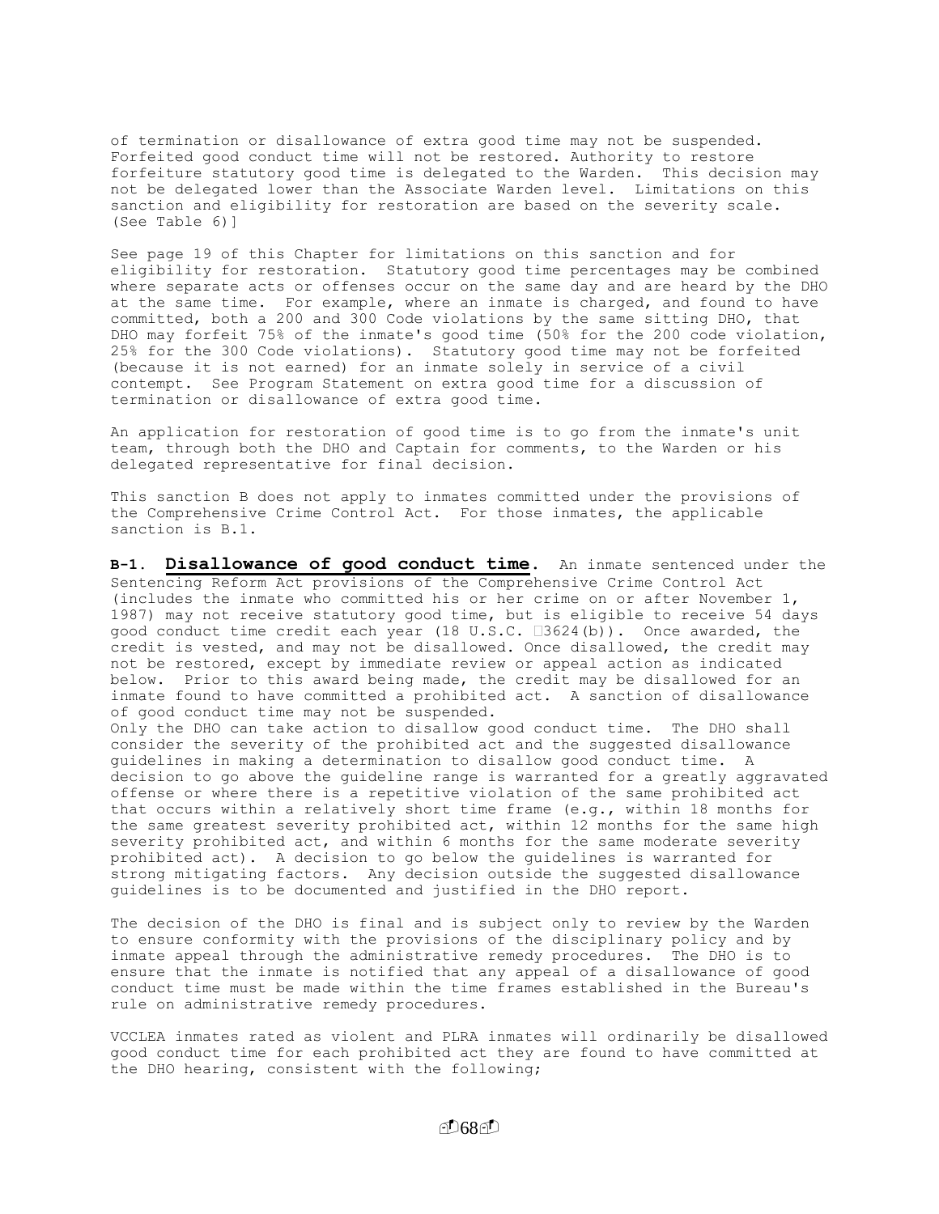of termination or disallowance of extra good time may not be suspended. Forfeited good conduct time will not be restored. Authority to restore forfeiture statutory good time is delegated to the Warden. This decision may not be delegated lower than the Associate Warden level. Limitations on this sanction and eligibility for restoration are based on the severity scale. (See Table 6)]

See page 19 of this Chapter for limitations on this sanction and for eligibility for restoration. Statutory good time percentages may be combined where separate acts or offenses occur on the same day and are heard by the DHO at the same time. For example, where an inmate is charged, and found to have committed, both a 200 and 300 Code violations by the same sitting DHO, that DHO may forfeit 75% of the inmate's good time (50% for the 200 code violation, 25% for the 300 Code violations). Statutory good time may not be forfeited (because it is not earned) for an inmate solely in service of a civil contempt. See Program Statement on extra good time for a discussion of termination or disallowance of extra good time.

An application for restoration of good time is to go from the inmate's unit team, through both the DHO and Captain for comments, to the Warden or his delegated representative for final decision.

This sanction B does not apply to inmates committed under the provisions of the Comprehensive Crime Control Act. For those inmates, the applicable sanction is B.1.

**B-1. Disallowance of good conduct time.** An inmate sentenced under the Sentencing Reform Act provisions of the Comprehensive Crime Control Act (includes the inmate who committed his or her crime on or after November 1, 1987) may not receive statutory good time, but is eligible to receive 54 days good conduct time credit each year (18 U.S.C. §3624(b)). Once awarded, the credit is vested, and may not be disallowed. Once disallowed, the credit may not be restored, except by immediate review or appeal action as indicated below. Prior to this award being made, the credit may be disallowed for an inmate found to have committed a prohibited act. A sanction of disallowance of good conduct time may not be suspended.
Only the DHO can take action to disallow good conduct time. The DHO shall consider the severity of the prohibited act and the suggested disallowance guidelines in making a determination to disallow good conduct time. A decision to go above the guideline range is warranted for a greatly aggravated offense or where there is a repetitive violation of the same prohibited act that occurs within a relatively short time frame (e.g., within 18 months for the same greatest severity prohibited act, within 12 months for the same high severity prohibited act, and within 6 months for the same moderate severity prohibited act). A decision to go below the guidelines is warranted for strong mitigating factors. Any decision outside the suggested disallowance guidelines is to be documented and justified in the DHO report.

The decision of the DHO is final and is subject only to review by the Warden to ensure conformity with the provisions of the disciplinary policy and by inmate appeal through the administrative remedy procedures. The DHO is to ensure that the inmate is notified that any appeal of a disallowance of good conduct time must be made within the time frames established in the Bureau's rule on administrative remedy procedures.

VCCLEA inmates rated as violent and PLRA inmates will ordinarily be disallowed good conduct time for each prohibited act they are found to have committed at the DHO hearing, consistent with the following;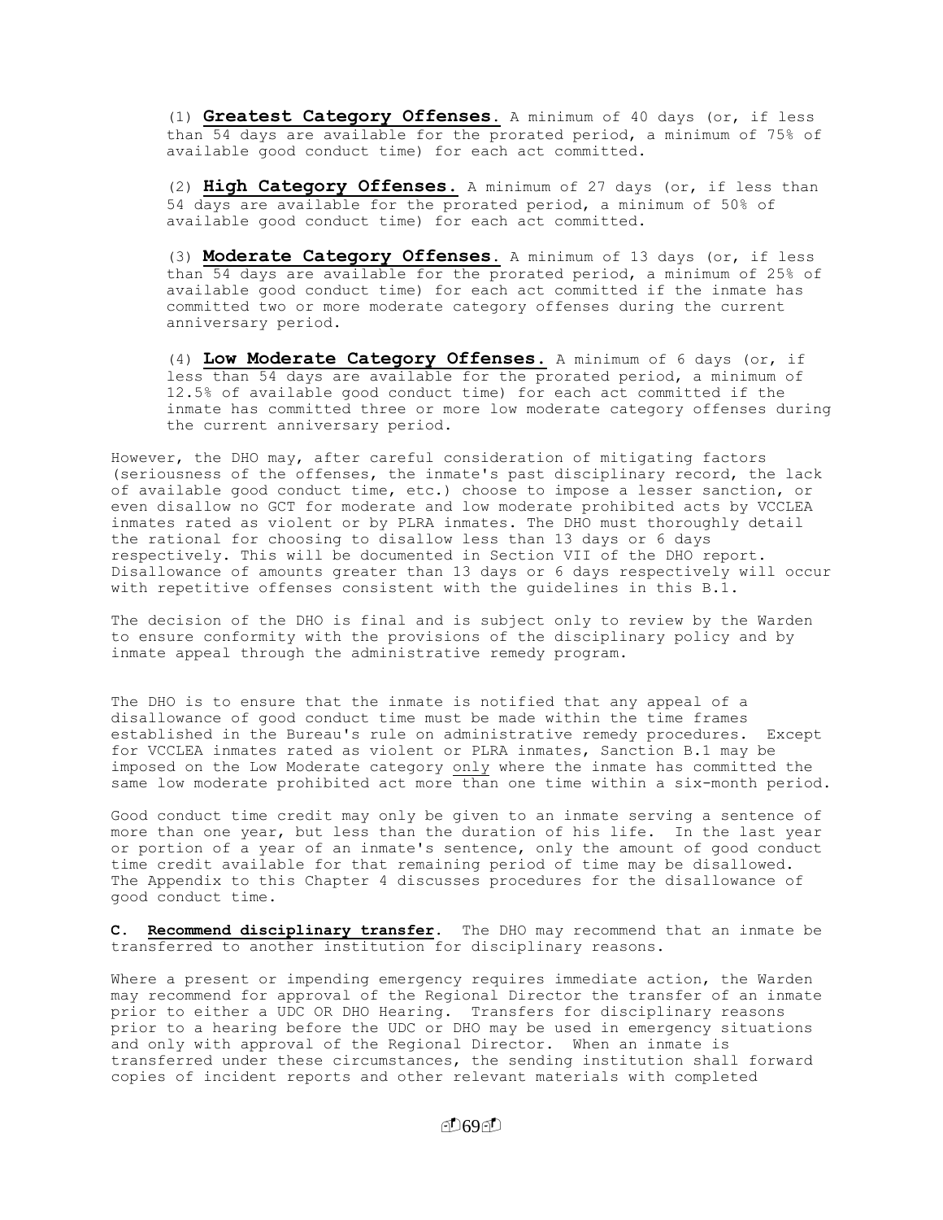(1) **Greatest Category Offenses.** A minimum of 40 days (or, if less than 54 days are available for the prorated period, a minimum of 75% of available good conduct time) for each act committed.

(2) **High Category Offenses.** A minimum of 27 days (or, if less than 54 days are available for the prorated period, a minimum of 50% of available good conduct time) for each act committed.

(3) **Moderate Category Offenses.** A minimum of 13 days (or, if less than 54 days are available for the prorated period, a minimum of 25% of available good conduct time) for each act committed if the inmate has committed two or more moderate category offenses during the current anniversary period.

(4) **Low Moderate Category Offenses.** A minimum of 6 days (or, if less than 54 days are available for the prorated period, a minimum of 12.5% of available good conduct time) for each act committed if the inmate has committed three or more low moderate category offenses during the current anniversary period.

However, the DHO may, after careful consideration of mitigating factors (seriousness of the offenses, the inmate's past disciplinary record, the lack of available good conduct time, etc.) choose to impose a lesser sanction, or even disallow no GCT for moderate and low moderate prohibited acts by VCCLEA inmates rated as violent or by PLRA inmates. The DHO must thoroughly detail the rational for choosing to disallow less than 13 days or 6 days respectively. This will be documented in Section VII of the DHO report. Disallowance of amounts greater than 13 days or 6 days respectively will occur with repetitive offenses consistent with the guidelines in this B.1.

The decision of the DHO is final and is subject only to review by the Warden to ensure conformity with the provisions of the disciplinary policy and by inmate appeal through the administrative remedy program.

The DHO is to ensure that the inmate is notified that any appeal of a disallowance of good conduct time must be made within the time frames established in the Bureau's rule on administrative remedy procedures. Except for VCCLEA inmates rated as violent or PLRA inmates, Sanction B.1 may be imposed on the Low Moderate category only where the inmate has committed the same low moderate prohibited act more than one time within a six-month period.

Good conduct time credit may only be given to an inmate serving a sentence of more than one year, but less than the duration of his life. In the last year or portion of a year of an inmate's sentence, only the amount of good conduct time credit available for that remaining period of time may be disallowed. The Appendix to this Chapter 4 discusses procedures for the disallowance of good conduct time.

**C. Recommend disciplinary transfer.** The DHO may recommend that an inmate be transferred to another institution for disciplinary reasons.

Where a present or impending emergency requires immediate action, the Warden may recommend for approval of the Regional Director the transfer of an inmate prior to either a UDC OR DHO Hearing. Transfers for disciplinary reasons prior to a hearing before the UDC or DHO may be used in emergency situations and only with approval of the Regional Director. When an inmate is transferred under these circumstances, the sending institution shall forward copies of incident reports and other relevant materials with completed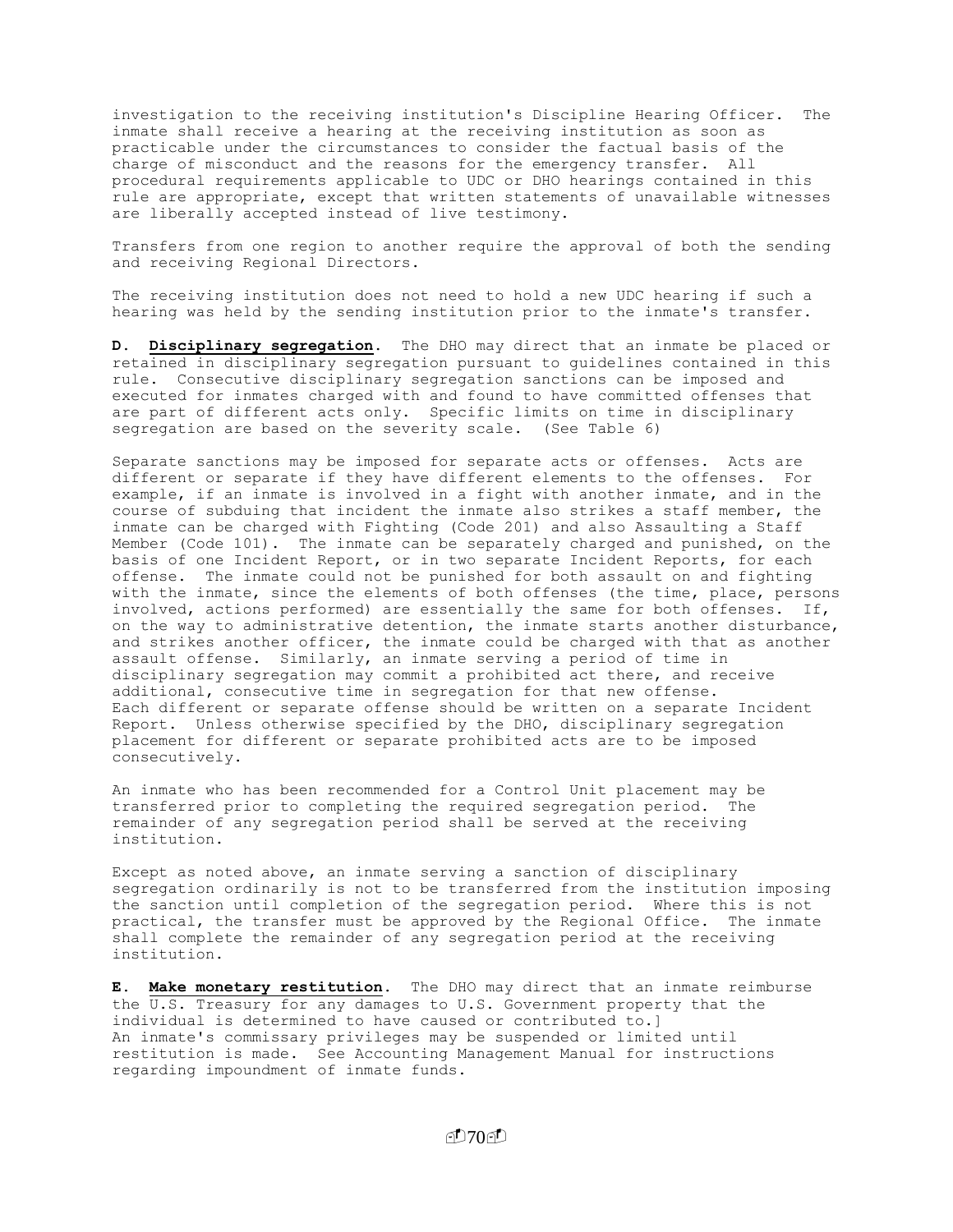investigation to the receiving institution's Discipline Hearing Officer. The inmate shall receive a hearing at the receiving institution as soon as practicable under the circumstances to consider the factual basis of the charge of misconduct and the reasons for the emergency transfer. All procedural requirements applicable to UDC or DHO hearings contained in this rule are appropriate, except that written statements of unavailable witnesses are liberally accepted instead of live testimony.

Transfers from one region to another require the approval of both the sending and receiving Regional Directors.

The receiving institution does not need to hold a new UDC hearing if such a hearing was held by the sending institution prior to the inmate's transfer.

**D. Disciplinary segregation.** The DHO may direct that an inmate be placed or retained in disciplinary segregation pursuant to guidelines contained in this rule. Consecutive disciplinary segregation sanctions can be imposed and executed for inmates charged with and found to have committed offenses that are part of different acts only. Specific limits on time in disciplinary segregation are based on the severity scale. (See Table 6)

Separate sanctions may be imposed for separate acts or offenses. Acts are different or separate if they have different elements to the offenses. For example, if an inmate is involved in a fight with another inmate, and in the course of subduing that incident the inmate also strikes a staff member, the inmate can be charged with Fighting (Code 201) and also Assaulting a Staff Member (Code 101). The inmate can be separately charged and punished, on the basis of one Incident Report, or in two separate Incident Reports, for each offense. The inmate could not be punished for both assault on and fighting with the inmate, since the elements of both offenses (the time, place, persons involved, actions performed) are essentially the same for both offenses. If, on the way to administrative detention, the inmate starts another disturbance, and strikes another officer, the inmate could be charged with that as another assault offense. Similarly, an inmate serving a period of time in disciplinary segregation may commit a prohibited act there, and receive additional, consecutive time in segregation for that new offense.
Each different or separate offense should be written on a separate Incident Report. Unless otherwise specified by the DHO, disciplinary segregation placement for different or separate prohibited acts are to be imposed consecutively.

An inmate who has been recommended for a Control Unit placement may be transferred prior to completing the required segregation period. The remainder of any segregation period shall be served at the receiving institution.

Except as noted above, an inmate serving a sanction of disciplinary segregation ordinarily is not to be transferred from the institution imposing the sanction until completion of the segregation period. Where this is not practical, the transfer must be approved by the Regional Office. The inmate shall complete the remainder of any segregation period at the receiving institution.

**E. Make monetary restitution.** The DHO may direct that an inmate reimburse the U.S. Treasury for any damages to U.S. Government property that the individual is determined to have caused or contributed to.]
An inmate's commissary privileges may be suspended or limited until restitution is made. See Accounting Management Manual for instructions regarding impoundment of inmate funds.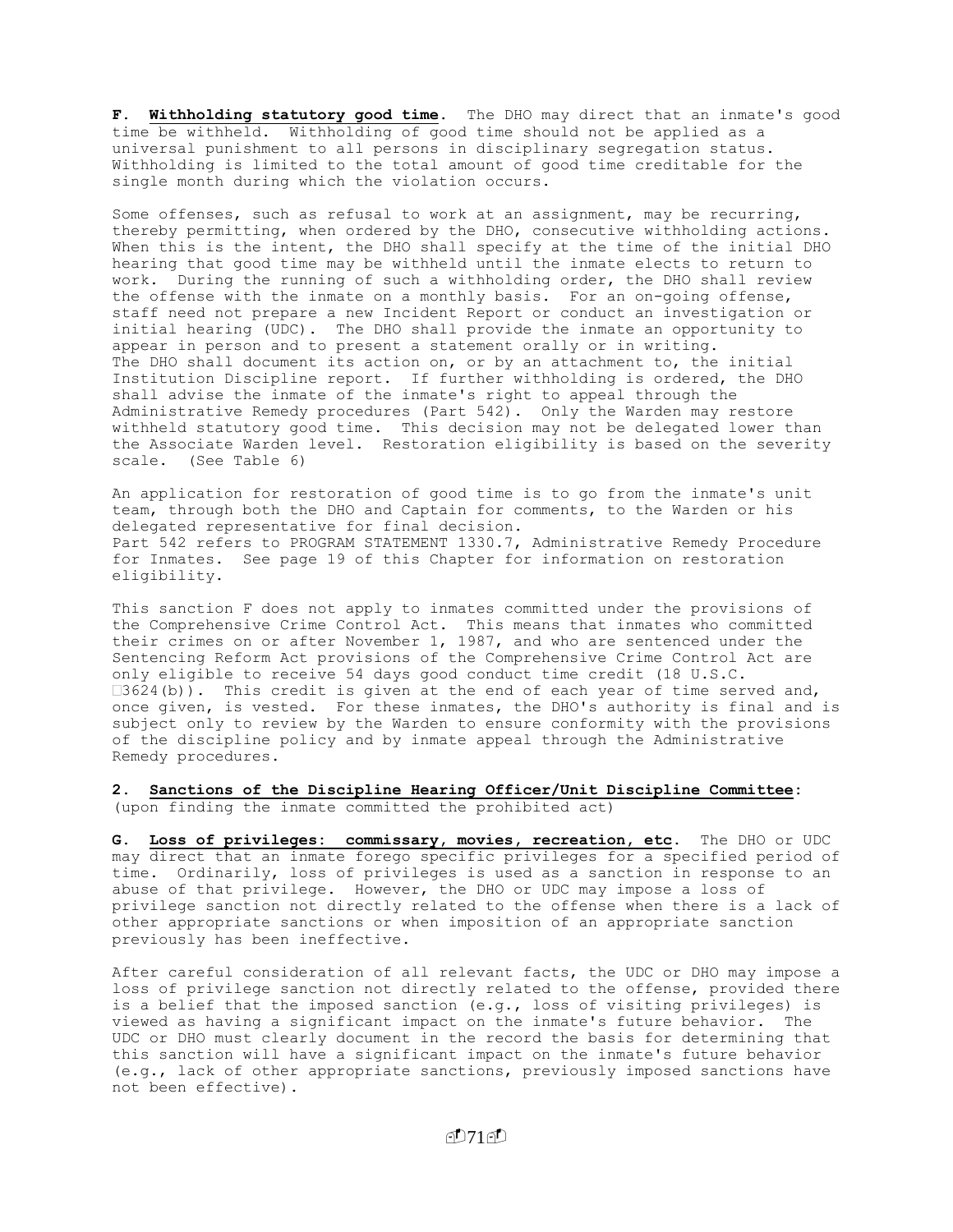**F. Withholding statutory good time.** The DHO may direct that an inmate's good time be withheld. Withholding of good time should not be applied as a universal punishment to all persons in disciplinary segregation status. Withholding is limited to the total amount of good time creditable for the single month during which the violation occurs.

Some offenses, such as refusal to work at an assignment, may be recurring, thereby permitting, when ordered by the DHO, consecutive withholding actions. When this is the intent, the DHO shall specify at the time of the initial DHO hearing that good time may be withheld until the inmate elects to return to work. During the running of such a withholding order, the DHO shall review the offense with the inmate on a monthly basis. For an on-going offense, staff need not prepare a new Incident Report or conduct an investigation or initial hearing (UDC). The DHO shall provide the inmate an opportunity to appear in person and to present a statement orally or in writing. The DHO shall document its action on, or by an attachment to, the initial Institution Discipline report. If further withholding is ordered, the DHO shall advise the inmate of the inmate's right to appeal through the Administrative Remedy procedures (Part 542). Only the Warden may restore withheld statutory good time. This decision may not be delegated lower than the Associate Warden level. Restoration eligibility is based on the severity scale. (See Table 6)

An application for restoration of good time is to go from the inmate's unit team, through both the DHO and Captain for comments, to the Warden or his delegated representative for final decision. Part 542 refers to PROGRAM STATEMENT 1330.7, Administrative Remedy Procedure for Inmates. See page 19 of this Chapter for information on restoration eligibility.

This sanction F does not apply to inmates committed under the provisions of the Comprehensive Crime Control Act. This means that inmates who committed their crimes on or after November 1, 1987, and who are sentenced under the Sentencing Reform Act provisions of the Comprehensive Crime Control Act are only eligible to receive 54 days good conduct time credit (18 U.S.C. §3624(b)). This credit is given at the end of each year of time served and, once given, is vested. For these inmates, the DHO's authority is final and is subject only to review by the Warden to ensure conformity with the provisions of the discipline policy and by inmate appeal through the Administrative Remedy procedures.

**2. Sanctions of the Discipline Hearing Officer/Unit Discipline Committee:**
(upon finding the inmate committed the prohibited act)

**G. Loss of privileges: commissary, movies, recreation, etc.** The DHO or UDC may direct that an inmate forego specific privileges for a specified period of time. Ordinarily, loss of privileges is used as a sanction in response to an abuse of that privilege. However, the DHO or UDC may impose a loss of privilege sanction not directly related to the offense when there is a lack of other appropriate sanctions or when imposition of an appropriate sanction previously has been ineffective.

After careful consideration of all relevant facts, the UDC or DHO may impose a loss of privilege sanction not directly related to the offense, provided there is a belief that the imposed sanction (e.g., loss of visiting privileges) is viewed as having a significant impact on the inmate's future behavior. The UDC or DHO must clearly document in the record the basis for determining that this sanction will have a significant impact on the inmate's future behavior (e.g., lack of other appropriate sanctions, previously imposed sanctions have not been effective).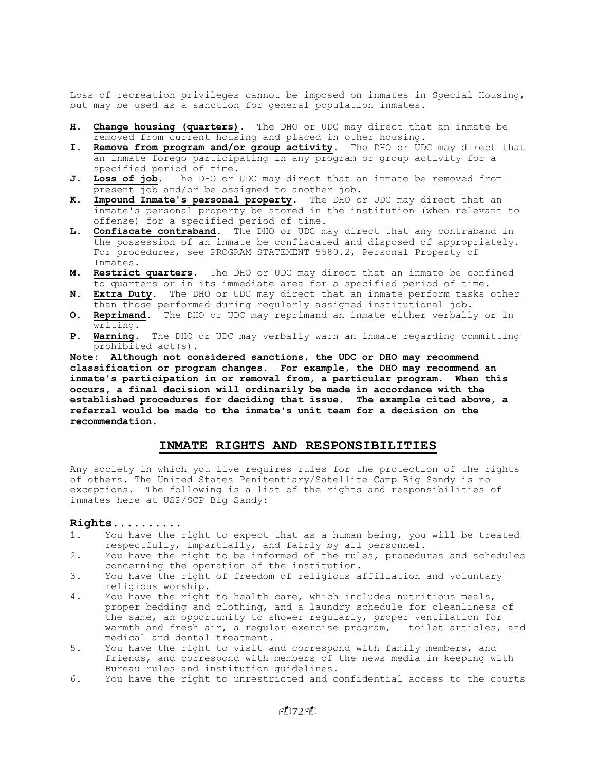Loss of recreation privileges cannot be imposed on inmates in Special Housing, but may be used as a sanction for general population inmates.

- **H. Change housing (quarters).** The DHO or UDC may direct that an inmate be removed from current housing and placed in other housing.
- **I. Remove from program and/or group activity.** The DHO or UDC may direct that an inmate forego participating in any program or group activity for a specified period of time.
- **J. Loss of job.** The DHO or UDC may direct that an inmate be removed from present job and/or be assigned to another job.
- **K. Impound Inmate's personal property.** The DHO or UDC may direct that an inmate's personal property be stored in the institution (when relevant to offense) for a specified period of time.
- **L. Confiscate contraband.** The DHO or UDC may direct that any contraband in the possession of an inmate be confiscated and disposed of appropriately. For procedures, see PROGRAM STATEMENT 5580.2, Personal Property of Inmates.
- **M. Restrict quarters.** The DHO or UDC may direct that an inmate be confined to quarters or in its immediate area for a specified period of time.
- **N. Extra Duty.** The DHO or UDC may direct that an inmate perform tasks other than those performed during regularly assigned institutional job.
- **O. Reprimand.** The DHO or UDC may reprimand an inmate either verbally or in writing.
- **P. Warning.** The DHO or UDC may verbally warn an inmate regarding committing prohibited act(s).

**Note: Although not considered sanctions, the UDC or DHO may recommend classification or program changes. For example, the DHO may recommend an inmate's participation in or removal from, a particular program. When this occurs, a final decision will ordinarily be made in accordance with the established procedures for deciding that issue. The example cited above, a referral would be made to the inmate's unit team for a decision on the recommendation.**

## INMATE RIGHTS AND RESPONSIBILITIES

Any society in which you live requires rules for the protection of the rights of others. The United States Penitentiary/Satellite Camp Big Sandy is no exceptions. The following is a list of the rights and responsibilities of inmates here at USP/SCP Big Sandy:

### Rights..........

1. You have the right to expect that as a human being, you will be treated respectfully, impartially, and fairly by all personnel.
2. You have the right to be informed of the rules, procedures and schedules concerning the operation of the institution.
3. You have the right of freedom of religious affiliation and voluntary religious worship.
4. You have the right to health care, which includes nutritious meals, proper bedding and clothing, and a laundry schedule for cleanliness of the same, an opportunity to shower regularly, proper ventilation for warmth and fresh air, a regular exercise program, toilet articles, and medical and dental treatment.
5. You have the right to visit and correspond with family members, and friends, and correspond with members of the news media in keeping with Bureau rules and institution guidelines.
6. You have the right to unrestricted and confidential access to the courts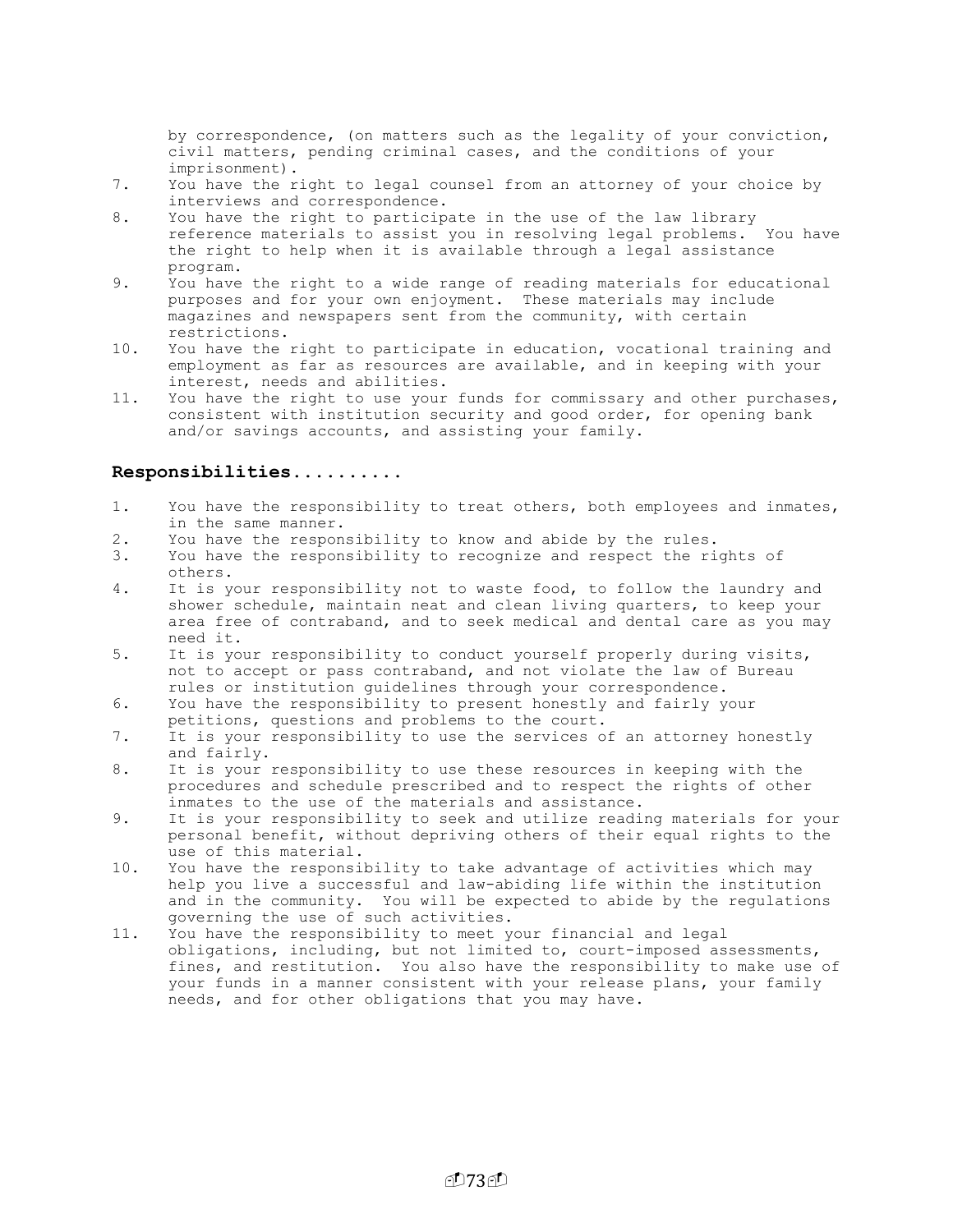by correspondence, (on matters such as the legality of your conviction, civil matters, pending criminal cases, and the conditions of your imprisonment).

7. You have the right to legal counsel from an attorney of your choice by interviews and correspondence.
8. You have the right to participate in the use of the law library reference materials to assist you in resolving legal problems. You have the right to help when it is available through a legal assistance program.
9. You have the right to a wide range of reading materials for educational purposes and for your own enjoyment. These materials may include magazines and newspapers sent from the community, with certain restrictions.
10. You have the right to participate in education, vocational training and employment as far as resources are available, and in keeping with your interest, needs and abilities.
11. You have the right to use your funds for commissary and other purchases, consistent with institution security and good order, for opening bank and/or savings accounts, and assisting your family.

**Responsibilities..........**

1. You have the responsibility to treat others, both employees and inmates, in the same manner.
2. You have the responsibility to know and abide by the rules.
3. You have the responsibility to recognize and respect the rights of others.
4. It is your responsibility not to waste food, to follow the laundry and shower schedule, maintain neat and clean living quarters, to keep your area free of contraband, and to seek medical and dental care as you may need it.
5. It is your responsibility to conduct yourself properly during visits, not to accept or pass contraband, and not violate the law of Bureau rules or institution guidelines through your correspondence.
6. You have the responsibility to present honestly and fairly your petitions, questions and problems to the court.
7. It is your responsibility to use the services of an attorney honestly and fairly.
8. It is your responsibility to use these resources in keeping with the procedures and schedule prescribed and to respect the rights of other inmates to the use of the materials and assistance.
9. It is your responsibility to seek and utilize reading materials for your personal benefit, without depriving others of their equal rights to the use of this material.
10. You have the responsibility to take advantage of activities which may help you live a successful and law-abiding life within the institution and in the community. You will be expected to abide by the regulations governing the use of such activities.
11. You have the responsibility to meet your financial and legal obligations, including, but not limited to, court-imposed assessments, fines, and restitution. You also have the responsibility to make use of your funds in a manner consistent with your release plans, your family needs, and for other obligations that you may have.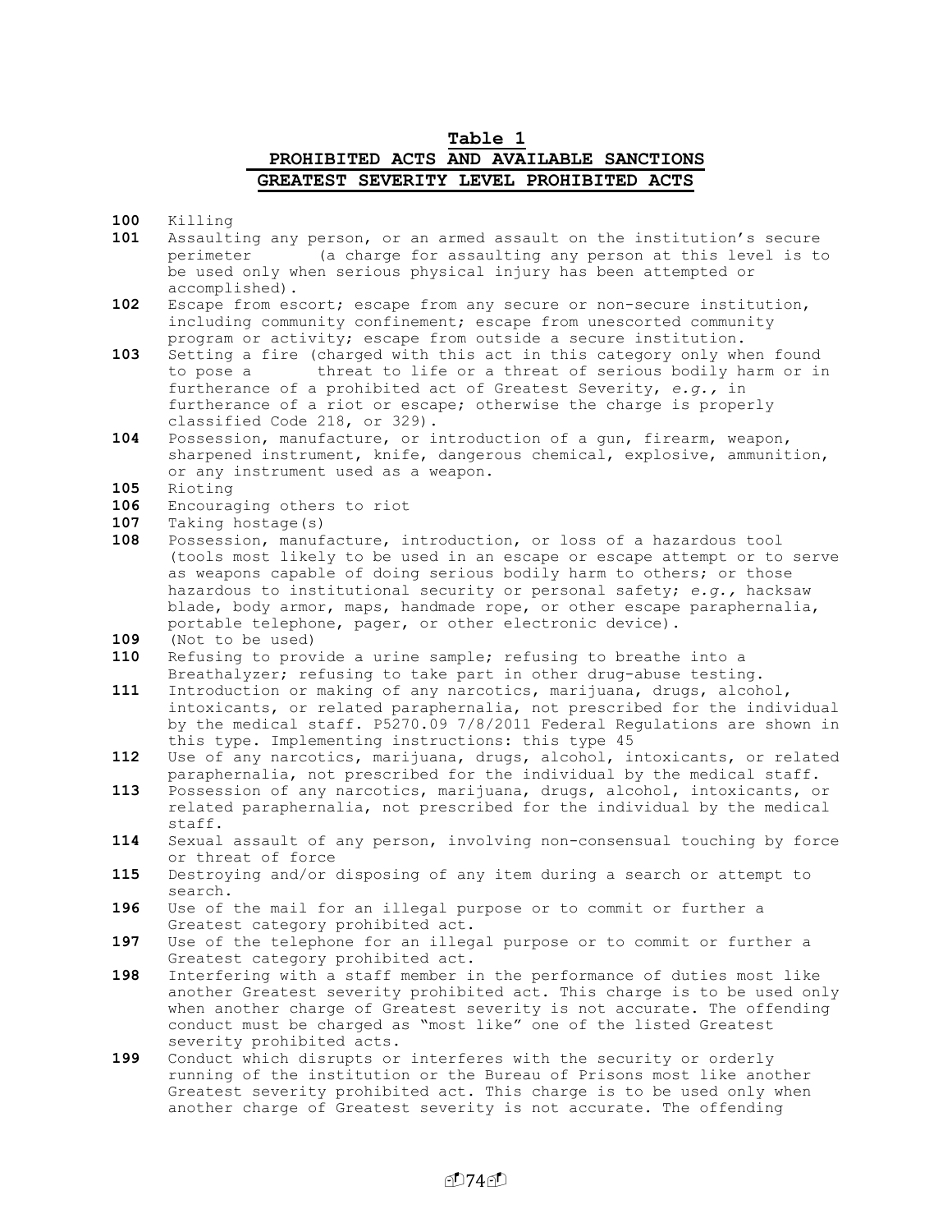## Table 1

## PROHIBITED ACTS AND AVAILABLE SANCTIONS

## GREATEST SEVERITY LEVEL PROHIBITED ACTS

**100** Killing

**101** Assaulting any person, or an armed assault on the institution's secure perimeter (a charge for assaulting any person at this level is to be used only when serious physical injury has been attempted or accomplished).

**102** Escape from escort; escape from any secure or non-secure institution, including community confinement; escape from unescorted community program or activity; escape from outside a secure institution.

**103** Setting a fire (charged with this act in this category only when found to pose a threat to life or a threat of serious bodily harm or in furtherance of a prohibited act of Greatest Severity, *e.g.,* in furtherance of a riot or escape; otherwise the charge is properly classified Code 218, or 329).

**104** Possession, manufacture, or introduction of a gun, firearm, weapon, sharpened instrument, knife, dangerous chemical, explosive, ammunition, or any instrument used as a weapon.

**105** Rioting

**106** Encouraging others to riot

**107** Taking hostage(s)

**108** Possession, manufacture, introduction, or loss of a hazardous tool (tools most likely to be used in an escape or escape attempt or to serve as weapons capable of doing serious bodily harm to others; or those hazardous to institutional security or personal safety; *e.g.,* hacksaw blade, body armor, maps, handmade rope, or other escape paraphernalia, portable telephone, pager, or other electronic device).

**109** (Not to be used)

**110** Refusing to provide a urine sample; refusing to breathe into a Breathalyzer; refusing to take part in other drug-abuse testing.

**111** Introduction or making of any narcotics, marijuana, drugs, alcohol, intoxicants, or related paraphernalia, not prescribed for the individual by the medical staff. P5270.09 7/8/2011 Federal Regulations are shown in this type. Implementing instructions: this type 45

**112** Use of any narcotics, marijuana, drugs, alcohol, intoxicants, or related paraphernalia, not prescribed for the individual by the medical staff.

**113** Possession of any narcotics, marijuana, drugs, alcohol, intoxicants, or related paraphernalia, not prescribed for the individual by the medical staff.

**114** Sexual assault of any person, involving non-consensual touching by force or threat of force

**115** Destroying and/or disposing of any item during a search or attempt to search.

**196** Use of the mail for an illegal purpose or to commit or further a Greatest category prohibited act.

**197** Use of the telephone for an illegal purpose or to commit or further a Greatest category prohibited act.

**198** Interfering with a staff member in the performance of duties most like another Greatest severity prohibited act. This charge is to be used only when another charge of Greatest severity is not accurate. The offending conduct must be charged as "most like" one of the listed Greatest severity prohibited acts.

**199** Conduct which disrupts or interferes with the security or orderly running of the institution or the Bureau of Prisons most like another Greatest severity prohibited act. This charge is to be used only when another charge of Greatest severity is not accurate. The offending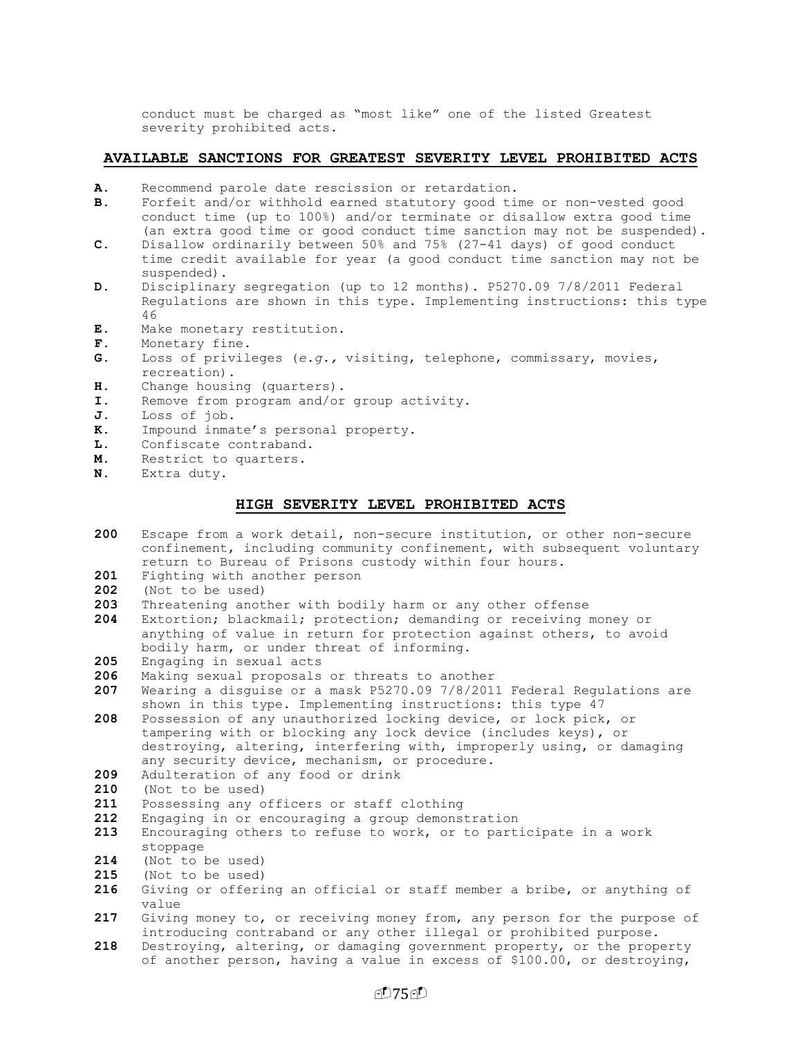conduct must be charged as "most like" one of the listed Greatest severity prohibited acts.

## AVAILABLE SANCTIONS FOR GREATEST SEVERITY LEVEL PROHIBITED ACTS

**A.** Recommend parole date rescission or retardation.
**B.** Forfeit and/or withhold earned statutory good time or non-vested good conduct time (up to 100%) and/or terminate or disallow extra good time (an extra good time or good conduct time sanction may not be suspended).
**C.** Disallow ordinarily between 50% and 75% (27-41 days) of good conduct time credit available for year (a good conduct time sanction may not be suspended).
**D.** Disciplinary segregation (up to 12 months). P5270.09 7/8/2011 Federal Regulations are shown in this type. Implementing instructions: this type 46
**E.** Make monetary restitution.
**F.** Monetary fine.
**G.** Loss of privileges (*e.g.,* visiting, telephone, commissary, movies, recreation).
**H.** Change housing (quarters).
**I.** Remove from program and/or group activity.
**J.** Loss of job.
**K.** Impound inmate's personal property.
**L.** Confiscate contraband.
**M.** Restrict to quarters.
**N.** Extra duty.

## HIGH SEVERITY LEVEL PROHIBITED ACTS

**200** Escape from a work detail, non-secure institution, or other non-secure confinement, including community confinement, with subsequent voluntary return to Bureau of Prisons custody within four hours.
**201** Fighting with another person
**202** (Not to be used)
**203** Threatening another with bodily harm or any other offense
**204** Extortion; blackmail; protection; demanding or receiving money or anything of value in return for protection against others, to avoid bodily harm, or under threat of informing.
**205** Engaging in sexual acts
**206** Making sexual proposals or threats to another
**207** Wearing a disguise or a mask P5270.09 7/8/2011 Federal Regulations are shown in this type. Implementing instructions: this type 47
**208** Possession of any unauthorized locking device, or lock pick, or tampering with or blocking any lock device (includes keys), or destroying, altering, interfering with, improperly using, or damaging any security device, mechanism, or procedure.
**209** Adulteration of any food or drink
**210** (Not to be used)
**211** Possessing any officers or staff clothing
**212** Engaging in or encouraging a group demonstration
**213** Encouraging others to refuse to work, or to participate in a work stoppage
**214** (Not to be used)
**215** (Not to be used)
**216** Giving or offering an official or staff member a bribe, or anything of value
**217** Giving money to, or receiving money from, any person for the purpose of introducing contraband or any other illegal or prohibited purpose.
**218** Destroying, altering, or damaging government property, or the property of another person, having a value in excess of $100.00, or destroying,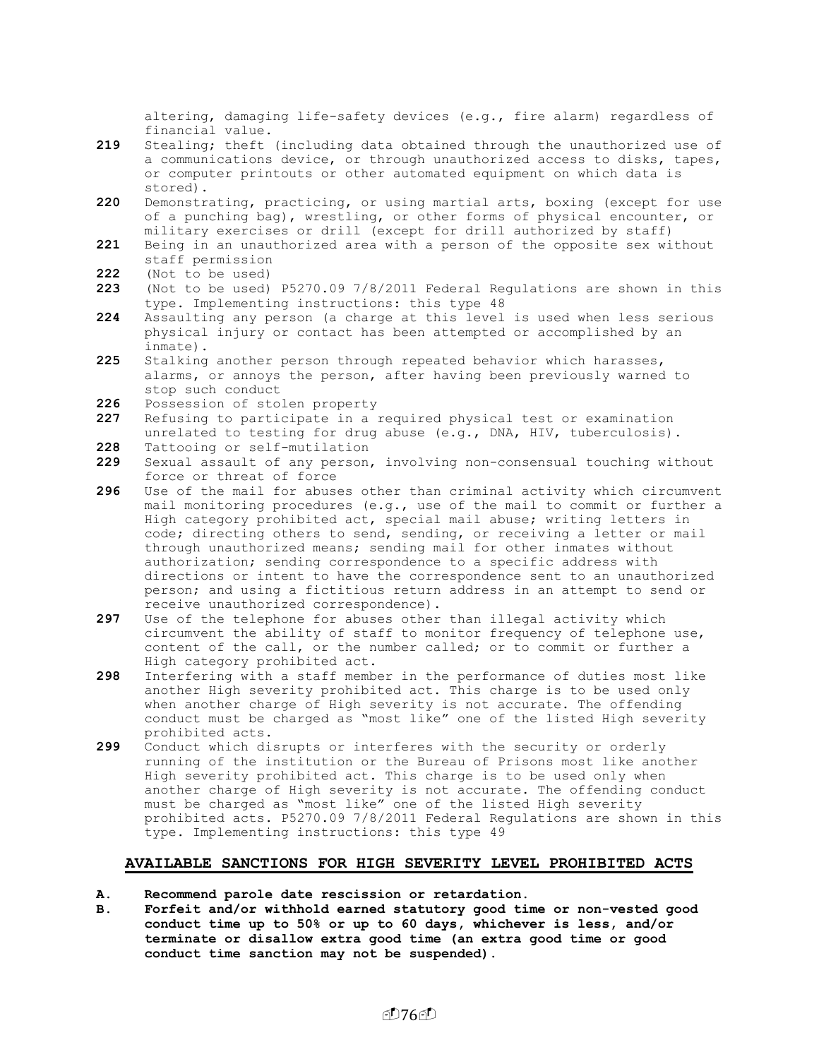altering, damaging life-safety devices (e.g., fire alarm) regardless of financial value.

**219** Stealing; theft (including data obtained through the unauthorized use of a communications device, or through unauthorized access to disks, tapes, or computer printouts or other automated equipment on which data is stored).

**220** Demonstrating, practicing, or using martial arts, boxing (except for use of a punching bag), wrestling, or other forms of physical encounter, or military exercises or drill (except for drill authorized by staff)

**221** Being in an unauthorized area with a person of the opposite sex without staff permission

**222** (Not to be used)

**223** (Not to be used) P5270.09 7/8/2011 Federal Regulations are shown in this type. Implementing instructions: this type 48

**224** Assaulting any person (a charge at this level is used when less serious physical injury or contact has been attempted or accomplished by an inmate).

**225** Stalking another person through repeated behavior which harasses, alarms, or annoys the person, after having been previously warned to stop such conduct

**226** Possession of stolen property

**227** Refusing to participate in a required physical test or examination unrelated to testing for drug abuse (e.g., DNA, HIV, tuberculosis).

**228** Tattooing or self-mutilation

**229** Sexual assault of any person, involving non-consensual touching without force or threat of force

**296** Use of the mail for abuses other than criminal activity which circumvent mail monitoring procedures (e.g., use of the mail to commit or further a High category prohibited act, special mail abuse; writing letters in code; directing others to send, sending, or receiving a letter or mail through unauthorized means; sending mail for other inmates without authorization; sending correspondence to a specific address with directions or intent to have the correspondence sent to an unauthorized person; and using a fictitious return address in an attempt to send or receive unauthorized correspondence).

**297** Use of the telephone for abuses other than illegal activity which circumvent the ability of staff to monitor frequency of telephone use, content of the call, or the number called; or to commit or further a High category prohibited act.

**298** Interfering with a staff member in the performance of duties most like another High severity prohibited act. This charge is to be used only when another charge of High severity is not accurate. The offending conduct must be charged as "most like" one of the listed High severity prohibited acts.

**299** Conduct which disrupts or interferes with the security or orderly running of the institution or the Bureau of Prisons most like another High severity prohibited act. This charge is to be used only when another charge of High severity is not accurate. The offending conduct must be charged as "most like" one of the listed High severity prohibited acts. P5270.09 7/8/2011 Federal Regulations are shown in this type. Implementing instructions: this type 49

## AVAILABLE SANCTIONS FOR HIGH SEVERITY LEVEL PROHIBITED ACTS

**A. Recommend parole date rescission or retardation.**

**B. Forfeit and/or withhold earned statutory good time or non-vested good conduct time up to 50% or up to 60 days, whichever is less, and/or terminate or disallow extra good time (an extra good time or good conduct time sanction may not be suspended).**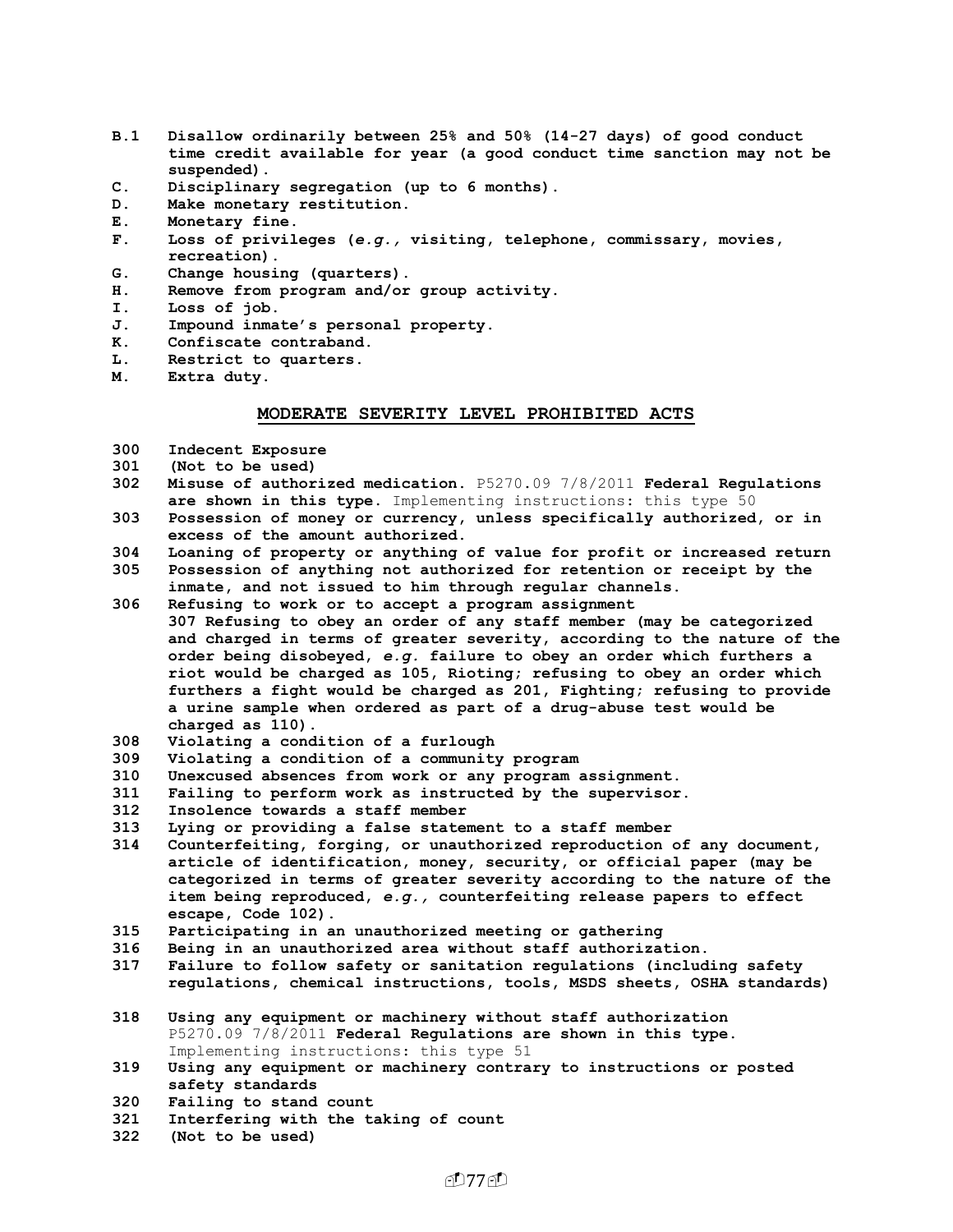- **B.1** Disallow ordinarily between 25% and 50% (14-27 days) of good conduct time credit available for year (a good conduct time sanction may not be suspended).
- **C.** Disciplinary segregation (up to 6 months).
- **D.** Make monetary restitution.
- **E.** Monetary fine.
- **F.** Loss of privileges (*e.g.,* visiting, telephone, commissary, movies, recreation).
- **G.** Change housing (quarters).
- **H.** Remove from program and/or group activity.
- **I.** Loss of job.
- **J.** Impound inmate's personal property.
- **K.** Confiscate contraband.
- **L.** Restrict to quarters.
- **M.** Extra duty.

## MODERATE SEVERITY LEVEL PROHIBITED ACTS

- **300** Indecent Exposure
- **301** (Not to be used)
- **302** Misuse of authorized medication.
- **303** Possession of money or currency, unless specifically authorized, or in excess of the amount authorized.
- **304** Loaning of property or anything of value for profit or increased return
- **305** Possession of anything not authorized for retention or receipt by the inmate, and not issued to him through regular channels.
- **306** Refusing to work or to accept a program assignment
- **307** Refusing to obey an order of any staff member (may be categorized and charged in terms of greater severity, according to the nature of the order being disobeyed, *e.g.* failure to obey an order which furthers a riot would be charged as 105, Rioting; refusing to obey an order which furthers a fight would be charged as 201, Fighting; refusing to provide a urine sample when ordered as part of a drug-abuse test would be charged as 110).
- **308** Violating a condition of a furlough
- **309** Violating a condition of a community program
- **310** Unexcused absences from work or any program assignment.
- **311** Failing to perform work as instructed by the supervisor.
- **312** Insolence towards a staff member
- **313** Lying or providing a false statement to a staff member
- **314** Counterfeiting, forging, or unauthorized reproduction of any document, article of identification, money, security, or official paper (may be categorized in terms of greater severity according to the nature of the item being reproduced, *e.g.,* counterfeiting release papers to effect escape, Code 102).
- **315** Participating in an unauthorized meeting or gathering
- **316** Being in an unauthorized area without staff authorization.
- **317** Failure to follow safety or sanitation regulations (including safety regulations, chemical instructions, tools, MSDS sheets, OSHA standards)
- **318** Using any equipment or machinery without staff authorization
- **319** Using any equipment or machinery contrary to instructions or posted safety standards
- **320** Failing to stand count
- **321** Interfering with the taking of count
- **322** (Not to be used)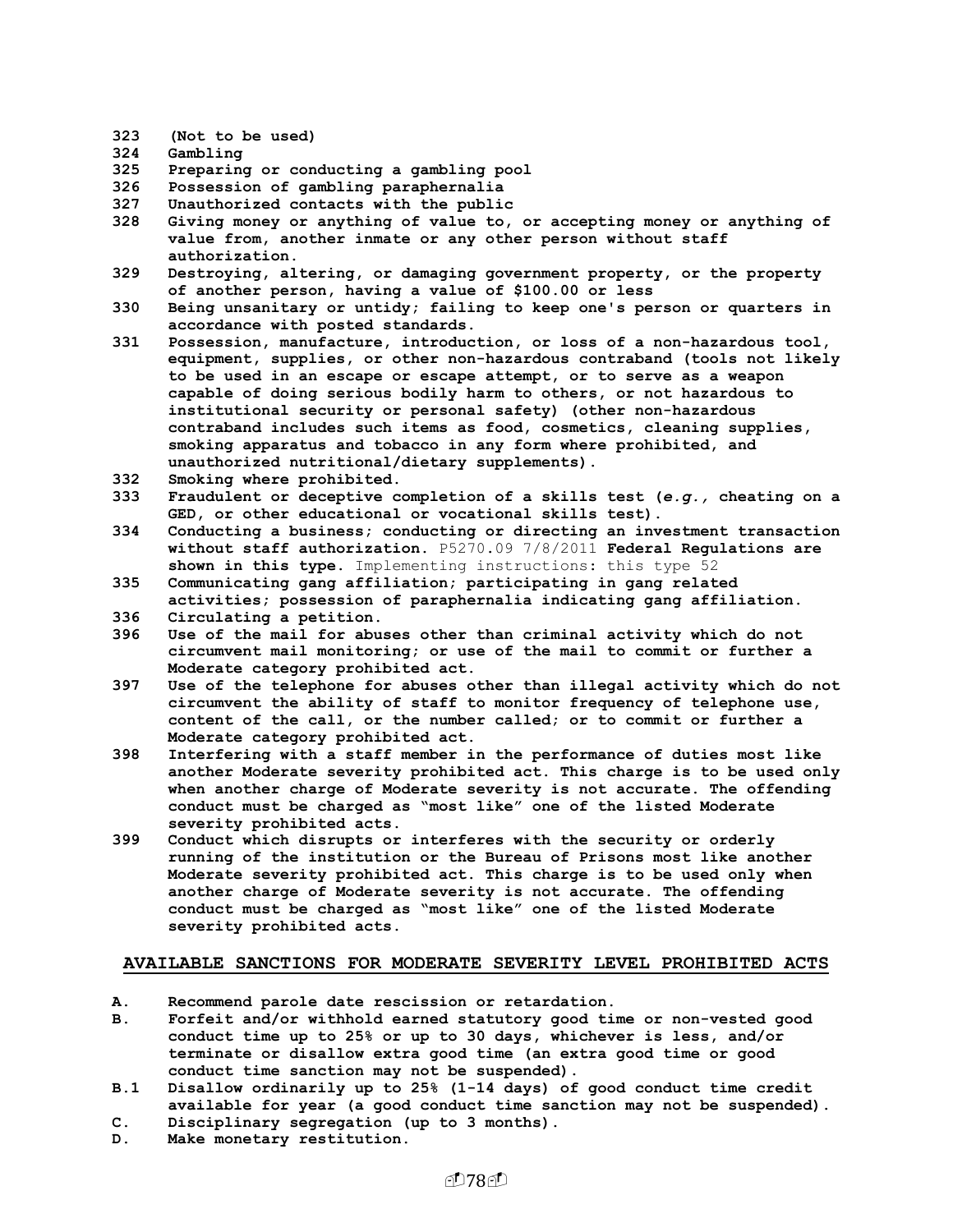**323 (Not to be used)**

**324 Gambling**

**325 Preparing or conducting a gambling pool**

**326 Possession of gambling paraphernalia**

**327 Unauthorized contacts with the public**

**328 Giving money or anything of value to, or accepting money or anything of value from, another inmate or any other person without staff authorization.**

**329 Destroying, altering, or damaging government property, or the property of another person, having a value of $100.00 or less**

**330 Being unsanitary or untidy; failing to keep one's person or quarters in accordance with posted standards.**

**331 Possession, manufacture, introduction, or loss of a non-hazardous tool, equipment, supplies, or other non-hazardous contraband (tools not likely to be used in an escape or escape attempt, or to serve as a weapon capable of doing serious bodily harm to others, or not hazardous to institutional security or personal safety) (other non-hazardous contraband includes such items as food, cosmetics, cleaning supplies, smoking apparatus and tobacco in any form where prohibited, and unauthorized nutritional/dietary supplements).**

**332 Smoking where prohibited.**

**333 Fraudulent or deceptive completion of a skills test (*e.g.,* cheating on a GED, or other educational or vocational skills test).**

**334 Conducting a business; conducting or directing an investment transaction without staff authorization.** P5270.09 7/8/2011 **Federal Regulations are shown in this type.** Implementing instructions: this type 52

**335 Communicating gang affiliation; participating in gang related activities; possession of paraphernalia indicating gang affiliation.**

**336 Circulating a petition.**

**396 Use of the mail for abuses other than criminal activity which do not circumvent mail monitoring; or use of the mail to commit or further a Moderate category prohibited act.**

**397 Use of the telephone for abuses other than illegal activity which do not circumvent the ability of staff to monitor frequency of telephone use, content of the call, or the number called; or to commit or further a Moderate category prohibited act.**

**398 Interfering with a staff member in the performance of duties most like another Moderate severity prohibited act. This charge is to be used only when another charge of Moderate severity is not accurate. The offending conduct must be charged as "most like" one of the listed Moderate severity prohibited acts.**

**399 Conduct which disrupts or interferes with the security or orderly running of the institution or the Bureau of Prisons most like another Moderate severity prohibited act. This charge is to be used only when another charge of Moderate severity is not accurate. The offending conduct must be charged as "most like" one of the listed Moderate severity prohibited acts.**

## AVAILABLE SANCTIONS FOR MODERATE SEVERITY LEVEL PROHIBITED ACTS

**A. Recommend parole date rescission or retardation.**

**B. Forfeit and/or withhold earned statutory good time or non-vested good conduct time up to 25% or up to 30 days, whichever is less, and/or terminate or disallow extra good time (an extra good time or good conduct time sanction may not be suspended).**

**B.1 Disallow ordinarily up to 25% (1-14 days) of good conduct time credit available for year (a good conduct time sanction may not be suspended).**

**C. Disciplinary segregation (up to 3 months).**

**D. Make monetary restitution.**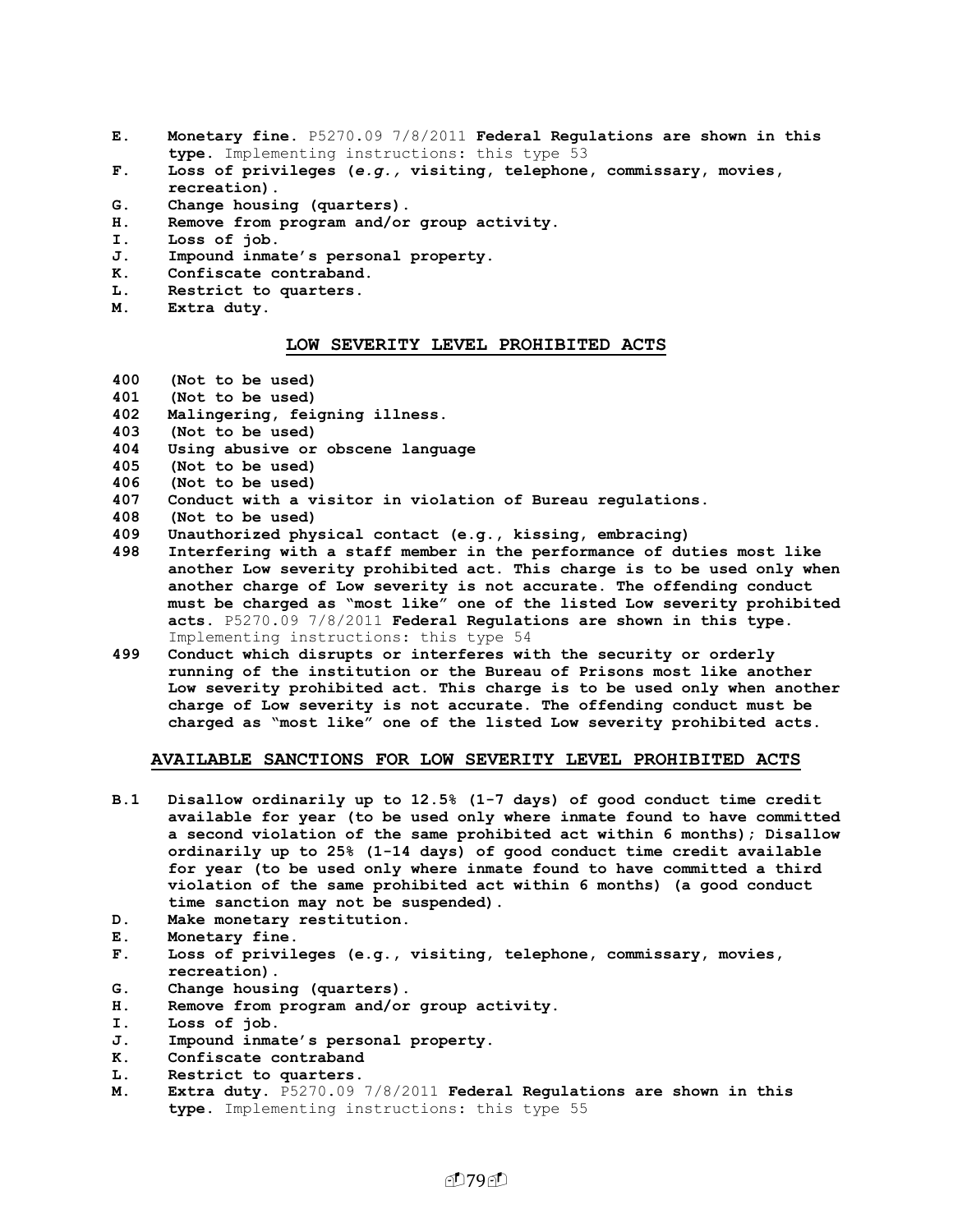- **E. Monetary fine.**
- **F. Loss of privileges (*e.g.,* visiting, telephone, commissary, movies, recreation).**
- **G. Change housing (quarters).**
- **H. Remove from program and/or group activity.**
- **I. Loss of job.**
- **J. Impound inmate's personal property.**
- **K. Confiscate contraband.**
- **L. Restrict to quarters.**
- **M. Extra duty.**

## LOW SEVERITY LEVEL PROHIBITED ACTS

- **400 (Not to be used)**
- **401 (Not to be used)**
- **402 Malingering, feigning illness.**
- **403 (Not to be used)**
- **404 Using abusive or obscene language**
- **405 (Not to be used)**
- **406 (Not to be used)**
- **407 Conduct with a visitor in violation of Bureau regulations.**
- **408 (Not to be used)**
- **409 Unauthorized physical contact (e.g., kissing, embracing)**
- **498 Interfering with a staff member in the performance of duties most like another Low severity prohibited act. This charge is to be used only when another charge of Low severity is not accurate. The offending conduct must be charged as "most like" one of the listed Low severity prohibited acts.**
- **499 Conduct which disrupts or interferes with the security or orderly running of the institution or the Bureau of Prisons most like another Low severity prohibited act. This charge is to be used only when another charge of Low severity is not accurate. The offending conduct must be charged as "most like" one of the listed Low severity prohibited acts.**

## AVAILABLE SANCTIONS FOR LOW SEVERITY LEVEL PROHIBITED ACTS

- **B.1 Disallow ordinarily up to 12.5% (1-7 days) of good conduct time credit available for year (to be used only where inmate found to have committed a second violation of the same prohibited act within 6 months); Disallow ordinarily up to 25% (1-14 days) of good conduct time credit available for year (to be used only where inmate found to have committed a third violation of the same prohibited act within 6 months) (a good conduct time sanction may not be suspended).**
- **D. Make monetary restitution.**
- **E. Monetary fine.**
- **F. Loss of privileges (e.g., visiting, telephone, commissary, movies, recreation).**
- **G. Change housing (quarters).**
- **H. Remove from program and/or group activity.**
- **I. Loss of job.**
- **J. Impound inmate's personal property.**
- **K. Confiscate contraband**
- **L. Restrict to quarters.**
- **M. Extra duty.**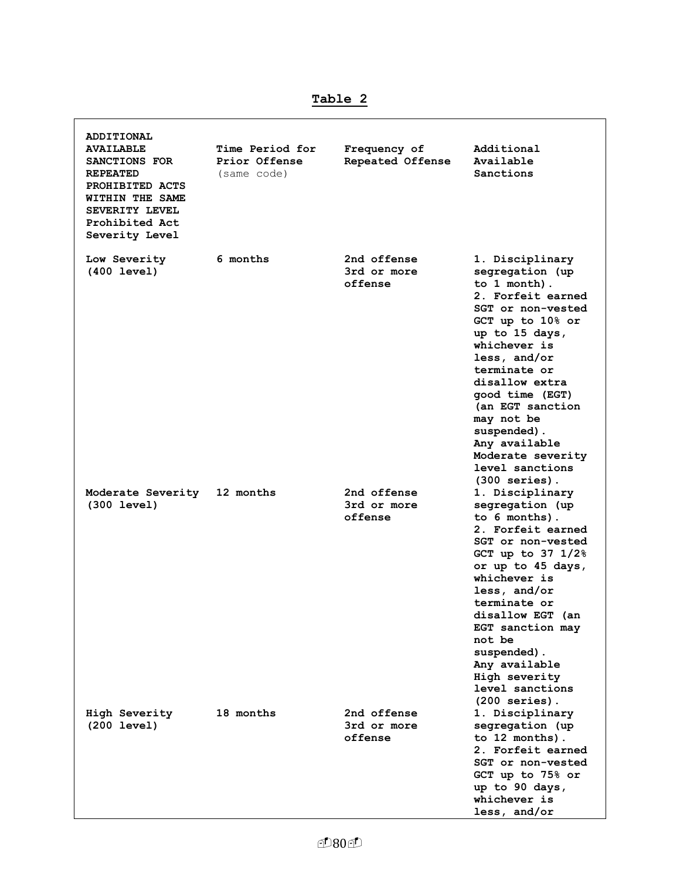**Table 2**

| ADDITIONAL AVAILABLE SANCTIONS FOR REPEATED PROHIBITED ACTS WITHIN THE SAME SEVERITY LEVEL Prohibited Act Severity Level | Time Period for Prior Offense (same code) | Frequency of Repeated Offense | Additional Available Sanctions |
|---|---|---|---|
| Low Severity (400 level) | 6 months | 2nd offense<br>3rd or more offense | 1. Disciplinary segregation (up to 1 month).<br>2. Forfeit earned SGT or non-vested GCT up to 10% or up to 15 days, whichever is less, and/or terminate or disallow extra good time (EGT) (an EGT sanction may not be suspended).<br>Any available Moderate severity level sanctions (300 series). |
| Moderate Severity (300 level) | 12 months | 2nd offense<br>3rd or more offense | 1. Disciplinary segregation (up to 6 months).<br>2. Forfeit earned SGT or non-vested GCT up to 37 1/2% or up to 45 days, whichever is less, and/or terminate or disallow EGT (an EGT sanction may not be suspended).<br>Any available High severity level sanctions (200 series). |
| High Severity (200 level) | 18 months | 2nd offense<br>3rd or more offense | 1. Disciplinary segregation (up to 12 months).<br>2. Forfeit earned SGT or non-vested GCT up to 75% or up to 90 days, whichever is less, and/or |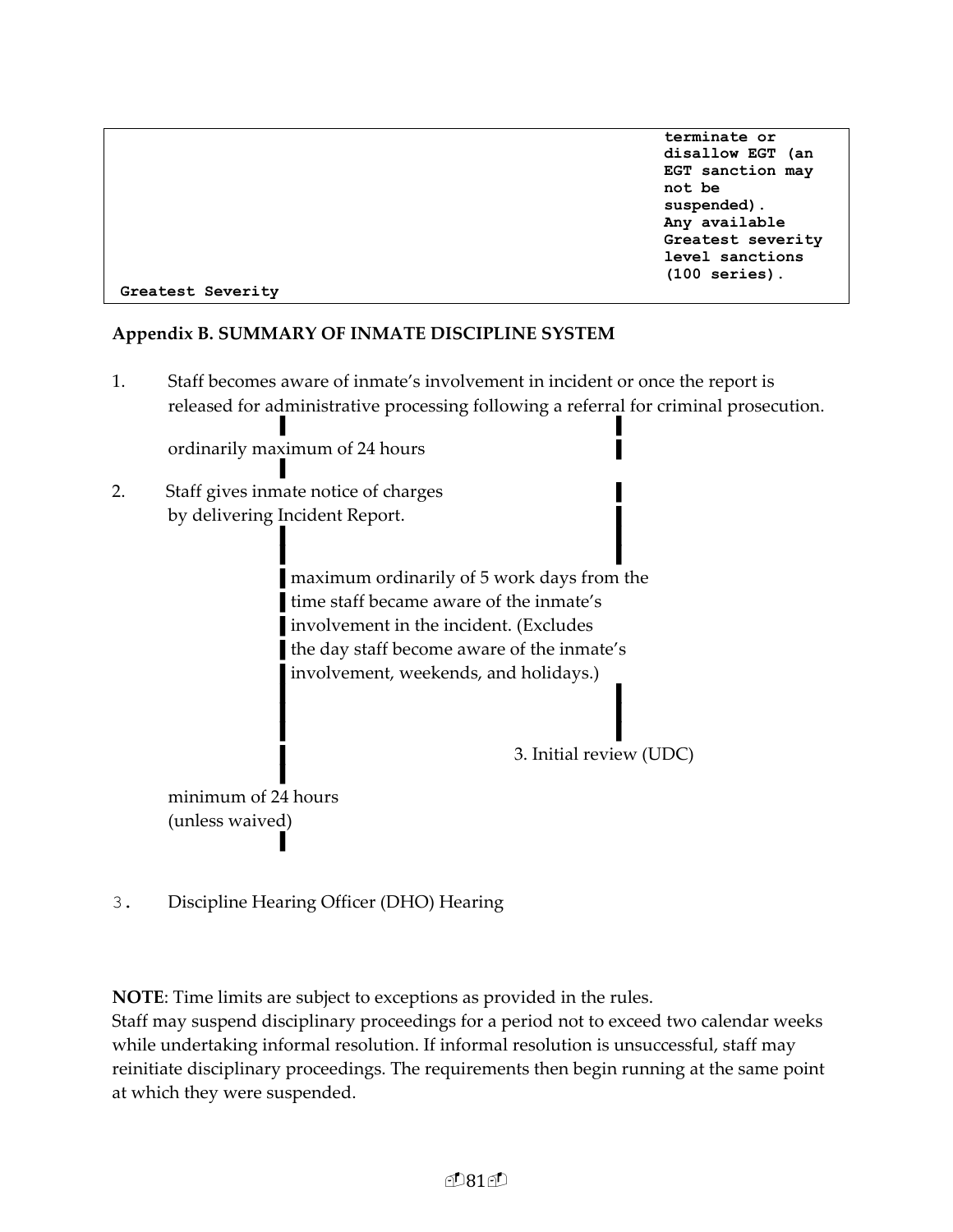| | |
|---|---|
| Greatest Severity | terminate or disallow EGT (an EGT sanction may not be suspended). Any available Greatest severity level sanctions (100 series). |

**Appendix B. SUMMARY OF INMATE DISCIPLINE SYSTEM**

1. Staff becomes aware of inmate's involvement in incident or once the report is released for administrative processing following a referral for criminal prosecution.

   ordinarily maximum of 24 hours

2. Staff gives inmate notice of charges by delivering Incident Report.

   maximum ordinarily of 5 work days from the time staff became aware of the inmate's involvement in the incident. (Excludes the day staff become aware of the inmate's involvement, weekends, and holidays.)

   3. Initial review (UDC)

   minimum of 24 hours (unless waived)

3. Discipline Hearing Officer (DHO) Hearing

**NOTE**: Time limits are subject to exceptions as provided in the rules.
Staff may suspend disciplinary proceedings for a period not to exceed two calendar weeks while undertaking informal resolution. If informal resolution is unsuccessful, staff may reinitiate disciplinary proceedings. The requirements then begin running at the same point at which they were suspended.